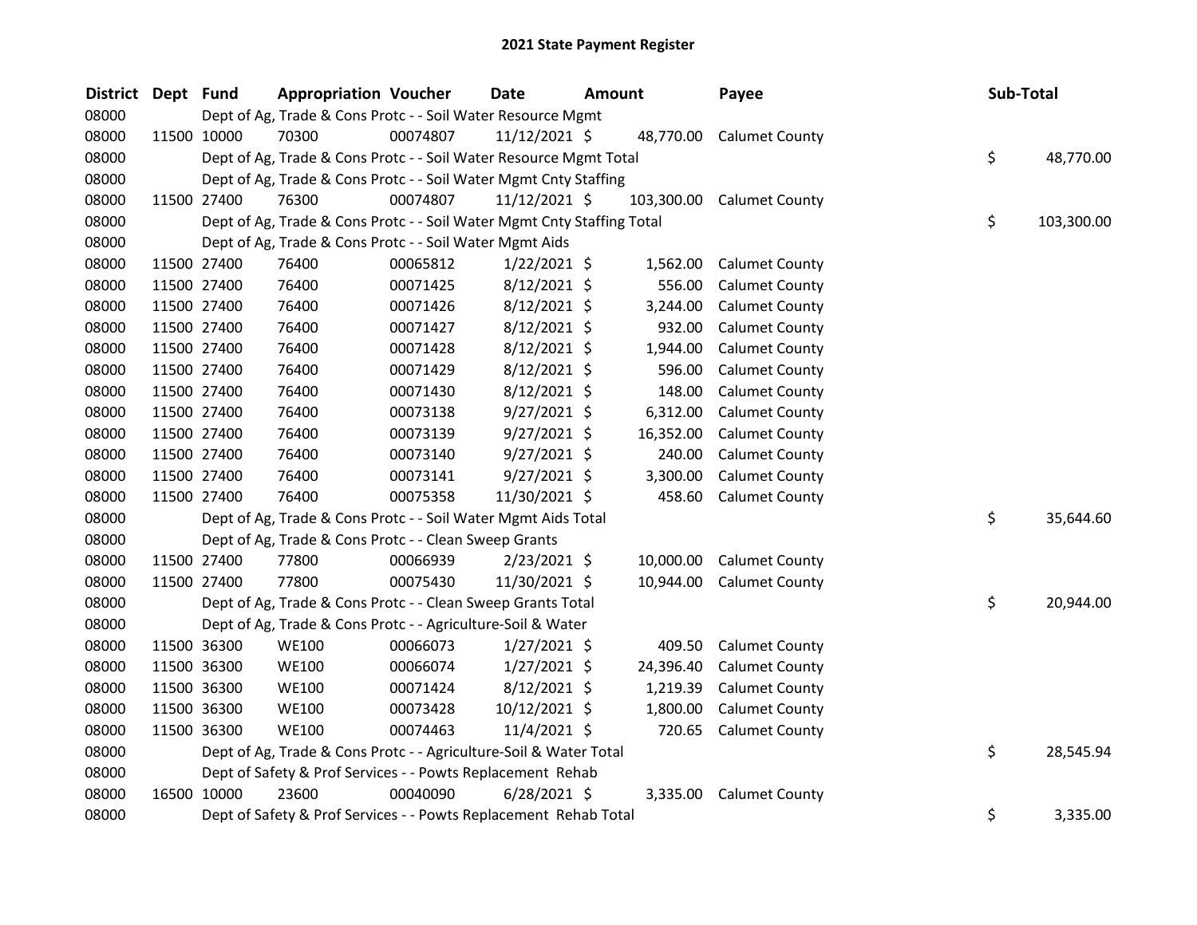# 2021 State Payment Register

| District | Dept | Fund | Appropriation | Voucher | Date | Amount | Payee | Sub-Total |
|---|---|---|---|---|---|---|---|---|
| 08000 | | Dept of Ag, Trade & Cons Protc - - Soil Water Resource Mgmt | | | | | | |
| 08000 | 11500 | 10000 | 70300 | 00074807 | 11/12/2021 | $ 48,770.00 | Calumet County | |
| 08000 | | Dept of Ag, Trade & Cons Protc - - Soil Water Resource Mgmt Total | | | | | | $ 48,770.00 |
| 08000 | | Dept of Ag, Trade & Cons Protc - - Soil Water Mgmt Cnty Staffing | | | | | | |
| 08000 | 11500 | 27400 | 76300 | 00074807 | 11/12/2021 | $ 103,300.00 | Calumet County | |
| 08000 | | Dept of Ag, Trade & Cons Protc - - Soil Water Mgmt Cnty Staffing Total | | | | | | $ 103,300.00 |
| 08000 | | Dept of Ag, Trade & Cons Protc - - Soil Water Mgmt Aids | | | | | | |
| 08000 | 11500 | 27400 | 76400 | 00065812 | 1/22/2021 | $ 1,562.00 | Calumet County | |
| 08000 | 11500 | 27400 | 76400 | 00071425 | 8/12/2021 | $ 556.00 | Calumet County | |
| 08000 | 11500 | 27400 | 76400 | 00071426 | 8/12/2021 | $ 3,244.00 | Calumet County | |
| 08000 | 11500 | 27400 | 76400 | 00071427 | 8/12/2021 | $ 932.00 | Calumet County | |
| 08000 | 11500 | 27400 | 76400 | 00071428 | 8/12/2021 | $ 1,944.00 | Calumet County | |
| 08000 | 11500 | 27400 | 76400 | 00071429 | 8/12/2021 | $ 596.00 | Calumet County | |
| 08000 | 11500 | 27400 | 76400 | 00071430 | 8/12/2021 | $ 148.00 | Calumet County | |
| 08000 | 11500 | 27400 | 76400 | 00073138 | 9/27/2021 | $ 6,312.00 | Calumet County | |
| 08000 | 11500 | 27400 | 76400 | 00073139 | 9/27/2021 | $ 16,352.00 | Calumet County | |
| 08000 | 11500 | 27400 | 76400 | 00073140 | 9/27/2021 | $ 240.00 | Calumet County | |
| 08000 | 11500 | 27400 | 76400 | 00073141 | 9/27/2021 | $ 3,300.00 | Calumet County | |
| 08000 | 11500 | 27400 | 76400 | 00075358 | 11/30/2021 | $ 458.60 | Calumet County | |
| 08000 | | Dept of Ag, Trade & Cons Protc - - Soil Water Mgmt Aids Total | | | | | | $ 35,644.60 |
| 08000 | | Dept of Ag, Trade & Cons Protc - - Clean Sweep Grants | | | | | | |
| 08000 | 11500 | 27400 | 77800 | 00066939 | 2/23/2021 | $ 10,000.00 | Calumet County | |
| 08000 | 11500 | 27400 | 77800 | 00075430 | 11/30/2021 | $ 10,944.00 | Calumet County | |
| 08000 | | Dept of Ag, Trade & Cons Protc - - Clean Sweep Grants Total | | | | | | $ 20,944.00 |
| 08000 | | Dept of Ag, Trade & Cons Protc - - Agriculture-Soil & Water | | | | | | |
| 08000 | 11500 | 36300 | WE100 | 00066073 | 1/27/2021 | $ 409.50 | Calumet County | |
| 08000 | 11500 | 36300 | WE100 | 00066074 | 1/27/2021 | $ 24,396.40 | Calumet County | |
| 08000 | 11500 | 36300 | WE100 | 00071424 | 8/12/2021 | $ 1,219.39 | Calumet County | |
| 08000 | 11500 | 36300 | WE100 | 00073428 | 10/12/2021 | $ 1,800.00 | Calumet County | |
| 08000 | 11500 | 36300 | WE100 | 00074463 | 11/4/2021 | $ 720.65 | Calumet County | |
| 08000 | | Dept of Ag, Trade & Cons Protc - - Agriculture-Soil & Water Total | | | | | | $ 28,545.94 |
| 08000 | | Dept of Safety & Prof Services - - Powts Replacement Rehab | | | | | | |
| 08000 | 16500 | 10000 | 23600 | 00040090 | 6/28/2021 | $ 3,335.00 | Calumet County | |
| 08000 | | Dept of Safety & Prof Services - - Powts Replacement Rehab Total | | | | | | $ 3,335.00 |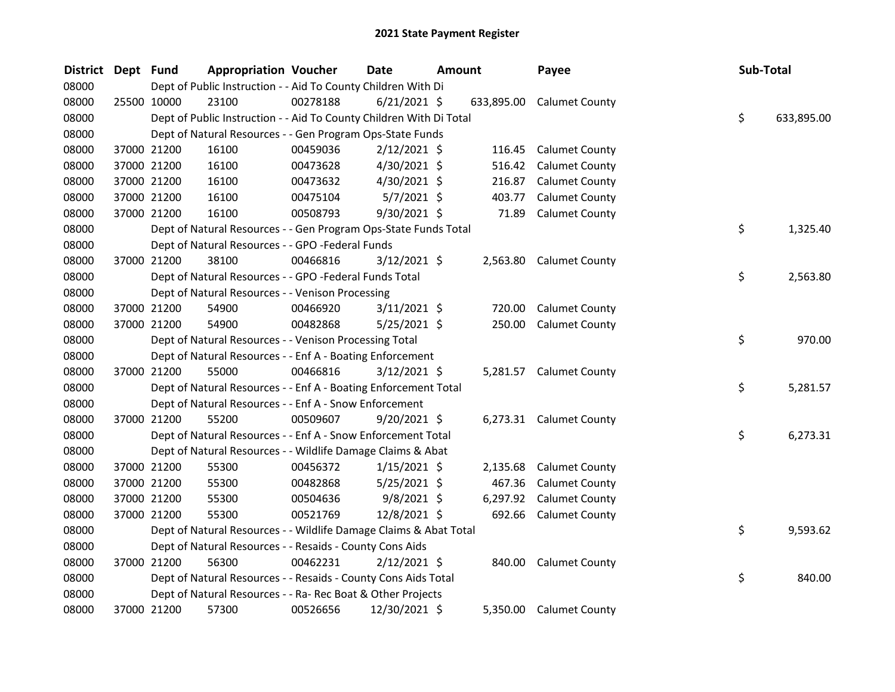# 2021 State Payment Register

| District | Dept | Fund | Appropriation | Voucher | Date | Amount | Payee | Sub-Total |
|---|---|---|---|---|---|---|---|---|
| 08000 | | Dept of Public Instruction - - Aid To County Children With Di | | | | | | |
| 08000 | 25500 | 10000 | 23100 | 00278188 | 6/21/2021 | $ 633,895.00 | Calumet County | |
| 08000 | | Dept of Public Instruction - - Aid To County Children With Di Total | | | | | | $ 633,895.00 |
| 08000 | | Dept of Natural Resources - - Gen Program Ops-State Funds | | | | | | |
| 08000 | 37000 | 21200 | 16100 | 00459036 | 2/12/2021 | $ 116.45 | Calumet County | |
| 08000 | 37000 | 21200 | 16100 | 00473628 | 4/30/2021 | $ 516.42 | Calumet County | |
| 08000 | 37000 | 21200 | 16100 | 00473632 | 4/30/2021 | $ 216.87 | Calumet County | |
| 08000 | 37000 | 21200 | 16100 | 00475104 | 5/7/2021 | $ 403.77 | Calumet County | |
| 08000 | 37000 | 21200 | 16100 | 00508793 | 9/30/2021 | $ 71.89 | Calumet County | |
| 08000 | | Dept of Natural Resources - - Gen Program Ops-State Funds Total | | | | | | $ 1,325.40 |
| 08000 | | Dept of Natural Resources - - GPO -Federal Funds | | | | | | |
| 08000 | 37000 | 21200 | 38100 | 00466816 | 3/12/2021 | $ 2,563.80 | Calumet County | |
| 08000 | | Dept of Natural Resources - - GPO -Federal Funds Total | | | | | | $ 2,563.80 |
| 08000 | | Dept of Natural Resources - - Venison Processing | | | | | | |
| 08000 | 37000 | 21200 | 54900 | 00466920 | 3/11/2021 | $ 720.00 | Calumet County | |
| 08000 | 37000 | 21200 | 54900 | 00482868 | 5/25/2021 | $ 250.00 | Calumet County | |
| 08000 | | Dept of Natural Resources - - Venison Processing Total | | | | | | $ 970.00 |
| 08000 | | Dept of Natural Resources - - Enf A - Boating Enforcement | | | | | | |
| 08000 | 37000 | 21200 | 55000 | 00466816 | 3/12/2021 | $ 5,281.57 | Calumet County | |
| 08000 | | Dept of Natural Resources - - Enf A - Boating Enforcement Total | | | | | | $ 5,281.57 |
| 08000 | | Dept of Natural Resources - - Enf A - Snow Enforcement | | | | | | |
| 08000 | 37000 | 21200 | 55200 | 00509607 | 9/20/2021 | $ 6,273.31 | Calumet County | |
| 08000 | | Dept of Natural Resources - - Enf A - Snow Enforcement Total | | | | | | $ 6,273.31 |
| 08000 | | Dept of Natural Resources - - Wildlife Damage Claims & Abat | | | | | | |
| 08000 | 37000 | 21200 | 55300 | 00456372 | 1/15/2021 | $ 2,135.68 | Calumet County | |
| 08000 | 37000 | 21200 | 55300 | 00482868 | 5/25/2021 | $ 467.36 | Calumet County | |
| 08000 | 37000 | 21200 | 55300 | 00504636 | 9/8/2021 | $ 6,297.92 | Calumet County | |
| 08000 | 37000 | 21200 | 55300 | 00521769 | 12/8/2021 | $ 692.66 | Calumet County | |
| 08000 | | Dept of Natural Resources - - Wildlife Damage Claims & Abat Total | | | | | | $ 9,593.62 |
| 08000 | | Dept of Natural Resources - - Resaids - County Cons Aids | | | | | | |
| 08000 | 37000 | 21200 | 56300 | 00462231 | 2/12/2021 | $ 840.00 | Calumet County | |
| 08000 | | Dept of Natural Resources - - Resaids - County Cons Aids Total | | | | | | $ 840.00 |
| 08000 | | Dept of Natural Resources - - Ra- Rec Boat & Other Projects | | | | | | |
| 08000 | 37000 | 21200 | 57300 | 00526656 | 12/30/2021 | $ 5,350.00 | Calumet County | |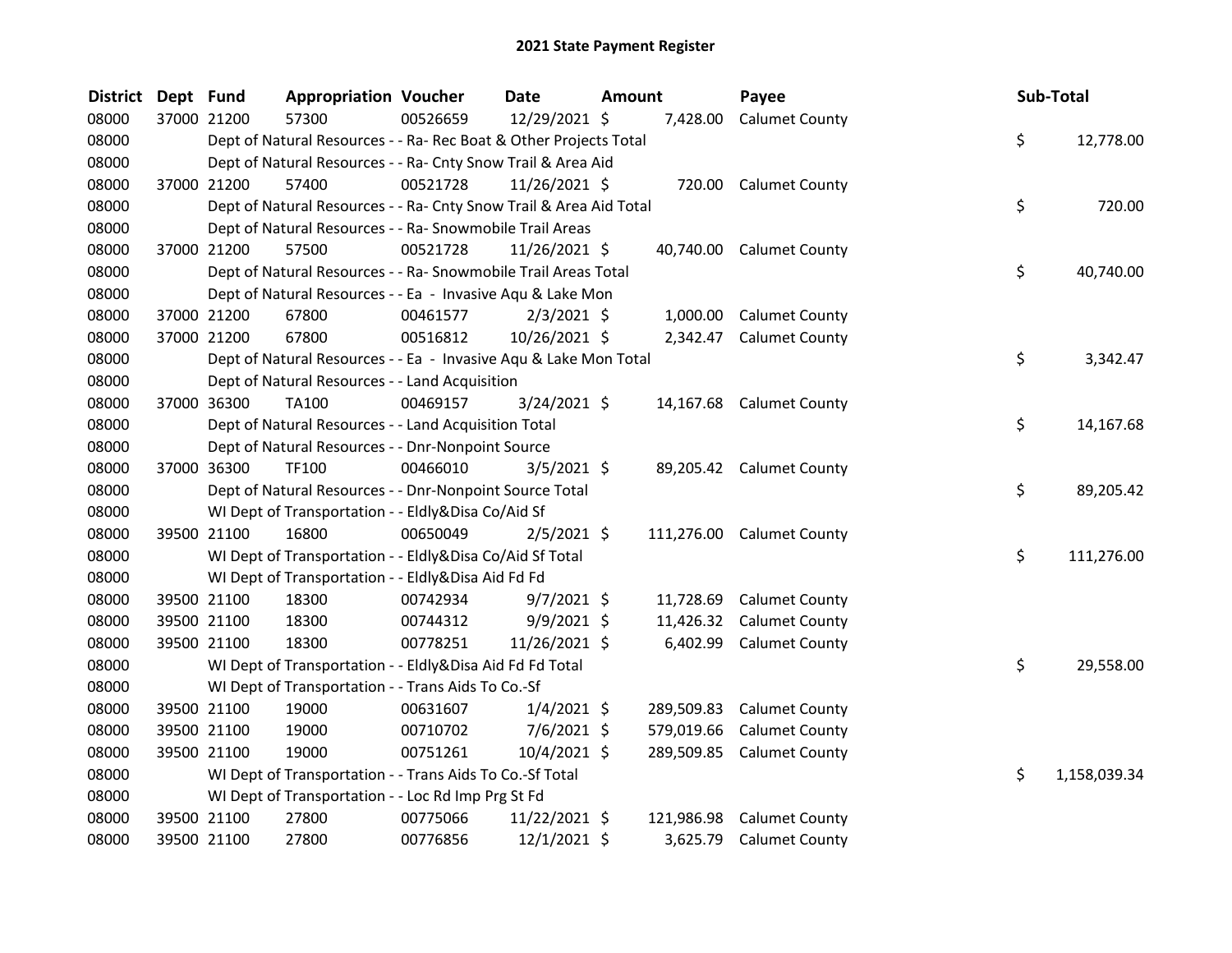# 2021 State Payment Register

| District | Dept | Fund | Appropriation | Voucher | Date | Amount | Payee | Sub-Total |
|---|---|---|---|---|---|---|---|---|
| 08000 | 37000 | 21200 | 57300 | 00526659 | 12/29/2021 | $ 7,428.00 | Calumet County | |
| 08000 | | | Dept of Natural Resources - - Ra- Rec Boat & Other Projects Total | | | | | $ 12,778.00 |
| 08000 | | | Dept of Natural Resources - - Ra- Cnty Snow Trail & Area Aid | | | | | |
| 08000 | 37000 | 21200 | 57400 | 00521728 | 11/26/2021 | $ 720.00 | Calumet County | |
| 08000 | | | Dept of Natural Resources - - Ra- Cnty Snow Trail & Area Aid Total | | | | | $ 720.00 |
| 08000 | | | Dept of Natural Resources - - Ra- Snowmobile Trail Areas | | | | | |
| 08000 | 37000 | 21200 | 57500 | 00521728 | 11/26/2021 | $ 40,740.00 | Calumet County | |
| 08000 | | | Dept of Natural Resources - - Ra- Snowmobile Trail Areas Total | | | | | $ 40,740.00 |
| 08000 | | | Dept of Natural Resources - - Ea - Invasive Aqu & Lake Mon | | | | | |
| 08000 | 37000 | 21200 | 67800 | 00461577 | 2/3/2021 | $ 1,000.00 | Calumet County | |
| 08000 | 37000 | 21200 | 67800 | 00516812 | 10/26/2021 | $ 2,342.47 | Calumet County | |
| 08000 | | | Dept of Natural Resources - - Ea - Invasive Aqu & Lake Mon Total | | | | | $ 3,342.47 |
| 08000 | | | Dept of Natural Resources - - Land Acquisition | | | | | |
| 08000 | 37000 | 36300 | TA100 | 00469157 | 3/24/2021 | $ 14,167.68 | Calumet County | |
| 08000 | | | Dept of Natural Resources - - Land Acquisition Total | | | | | $ 14,167.68 |
| 08000 | | | Dept of Natural Resources - - Dnr-Nonpoint Source | | | | | |
| 08000 | 37000 | 36300 | TF100 | 00466010 | 3/5/2021 | $ 89,205.42 | Calumet County | |
| 08000 | | | Dept of Natural Resources - - Dnr-Nonpoint Source Total | | | | | $ 89,205.42 |
| 08000 | | | WI Dept of Transportation - - Eldly&Disa Co/Aid Sf | | | | | |
| 08000 | 39500 | 21100 | 16800 | 00650049 | 2/5/2021 | $ 111,276.00 | Calumet County | |
| 08000 | | | WI Dept of Transportation - - Eldly&Disa Co/Aid Sf Total | | | | | $ 111,276.00 |
| 08000 | | | WI Dept of Transportation - - Eldly&Disa Aid Fd Fd | | | | | |
| 08000 | 39500 | 21100 | 18300 | 00742934 | 9/7/2021 | $ 11,728.69 | Calumet County | |
| 08000 | 39500 | 21100 | 18300 | 00744312 | 9/9/2021 | $ 11,426.32 | Calumet County | |
| 08000 | 39500 | 21100 | 18300 | 00778251 | 11/26/2021 | $ 6,402.99 | Calumet County | |
| 08000 | | | WI Dept of Transportation - - Eldly&Disa Aid Fd Fd Total | | | | | $ 29,558.00 |
| 08000 | | | WI Dept of Transportation - - Trans Aids To Co.-Sf | | | | | |
| 08000 | 39500 | 21100 | 19000 | 00631607 | 1/4/2021 | $ 289,509.83 | Calumet County | |
| 08000 | 39500 | 21100 | 19000 | 00710702 | 7/6/2021 | $ 579,019.66 | Calumet County | |
| 08000 | 39500 | 21100 | 19000 | 00751261 | 10/4/2021 | $ 289,509.85 | Calumet County | |
| 08000 | | | WI Dept of Transportation - - Trans Aids To Co.-Sf Total | | | | | $ 1,158,039.34 |
| 08000 | | | WI Dept of Transportation - - Loc Rd Imp Prg St Fd | | | | | |
| 08000 | 39500 | 21100 | 27800 | 00775066 | 11/22/2021 | $ 121,986.98 | Calumet County | |
| 08000 | 39500 | 21100 | 27800 | 00776856 | 12/1/2021 | $ 3,625.79 | Calumet County | |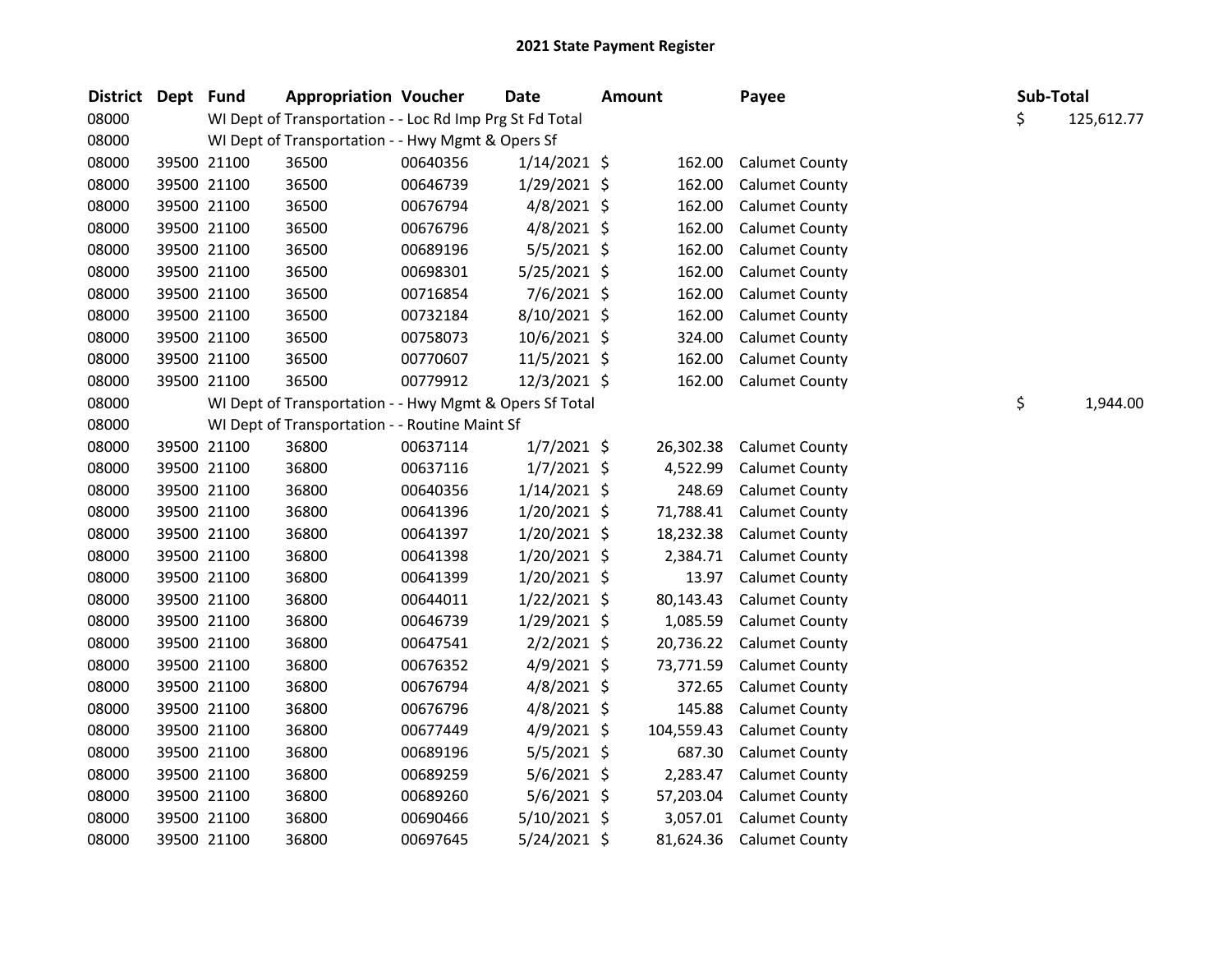# 2021 State Payment Register

| District | Dept | Fund | Appropriation | Voucher | Date | Amount | Payee | Sub-Total |
|---|---|---|---|---|---|---|---|---|
| 08000 | | WI Dept of Transportation - - Loc Rd Imp Prg St Fd Total | | | | | | $ 125,612.77 |
| 08000 | | WI Dept of Transportation - - Hwy Mgmt & Opers Sf | | | | | | |
| 08000 | 39500 | 21100 | 36500 | 00640356 | 1/14/2021 | $ 162.00 | Calumet County | |
| 08000 | 39500 | 21100 | 36500 | 00646739 | 1/29/2021 | $ 162.00 | Calumet County | |
| 08000 | 39500 | 21100 | 36500 | 00676794 | 4/8/2021 | $ 162.00 | Calumet County | |
| 08000 | 39500 | 21100 | 36500 | 00676796 | 4/8/2021 | $ 162.00 | Calumet County | |
| 08000 | 39500 | 21100 | 36500 | 00689196 | 5/5/2021 | $ 162.00 | Calumet County | |
| 08000 | 39500 | 21100 | 36500 | 00698301 | 5/25/2021 | $ 162.00 | Calumet County | |
| 08000 | 39500 | 21100 | 36500 | 00716854 | 7/6/2021 | $ 162.00 | Calumet County | |
| 08000 | 39500 | 21100 | 36500 | 00732184 | 8/10/2021 | $ 162.00 | Calumet County | |
| 08000 | 39500 | 21100 | 36500 | 00758073 | 10/6/2021 | $ 324.00 | Calumet County | |
| 08000 | 39500 | 21100 | 36500 | 00770607 | 11/5/2021 | $ 162.00 | Calumet County | |
| 08000 | 39500 | 21100 | 36500 | 00779912 | 12/3/2021 | $ 162.00 | Calumet County | |
| 08000 | | WI Dept of Transportation - - Hwy Mgmt & Opers Sf Total | | | | | | $ 1,944.00 |
| 08000 | | WI Dept of Transportation - - Routine Maint Sf | | | | | | |
| 08000 | 39500 | 21100 | 36800 | 00637114 | 1/7/2021 | $ 26,302.38 | Calumet County | |
| 08000 | 39500 | 21100 | 36800 | 00637116 | 1/7/2021 | $ 4,522.99 | Calumet County | |
| 08000 | 39500 | 21100 | 36800 | 00640356 | 1/14/2021 | $ 248.69 | Calumet County | |
| 08000 | 39500 | 21100 | 36800 | 00641396 | 1/20/2021 | $ 71,788.41 | Calumet County | |
| 08000 | 39500 | 21100 | 36800 | 00641397 | 1/20/2021 | $ 18,232.38 | Calumet County | |
| 08000 | 39500 | 21100 | 36800 | 00641398 | 1/20/2021 | $ 2,384.71 | Calumet County | |
| 08000 | 39500 | 21100 | 36800 | 00641399 | 1/20/2021 | $ 13.97 | Calumet County | |
| 08000 | 39500 | 21100 | 36800 | 00644011 | 1/22/2021 | $ 80,143.43 | Calumet County | |
| 08000 | 39500 | 21100 | 36800 | 00646739 | 1/29/2021 | $ 1,085.59 | Calumet County | |
| 08000 | 39500 | 21100 | 36800 | 00647541 | 2/2/2021 | $ 20,736.22 | Calumet County | |
| 08000 | 39500 | 21100 | 36800 | 00676352 | 4/9/2021 | $ 73,771.59 | Calumet County | |
| 08000 | 39500 | 21100 | 36800 | 00676794 | 4/8/2021 | $ 372.65 | Calumet County | |
| 08000 | 39500 | 21100 | 36800 | 00676796 | 4/8/2021 | $ 145.88 | Calumet County | |
| 08000 | 39500 | 21100 | 36800 | 00677449 | 4/9/2021 | $ 104,559.43 | Calumet County | |
| 08000 | 39500 | 21100 | 36800 | 00689196 | 5/5/2021 | $ 687.30 | Calumet County | |
| 08000 | 39500 | 21100 | 36800 | 00689259 | 5/6/2021 | $ 2,283.47 | Calumet County | |
| 08000 | 39500 | 21100 | 36800 | 00689260 | 5/6/2021 | $ 57,203.04 | Calumet County | |
| 08000 | 39500 | 21100 | 36800 | 00690466 | 5/10/2021 | $ 3,057.01 | Calumet County | |
| 08000 | 39500 | 21100 | 36800 | 00697645 | 5/24/2021 | $ 81,624.36 | Calumet County | |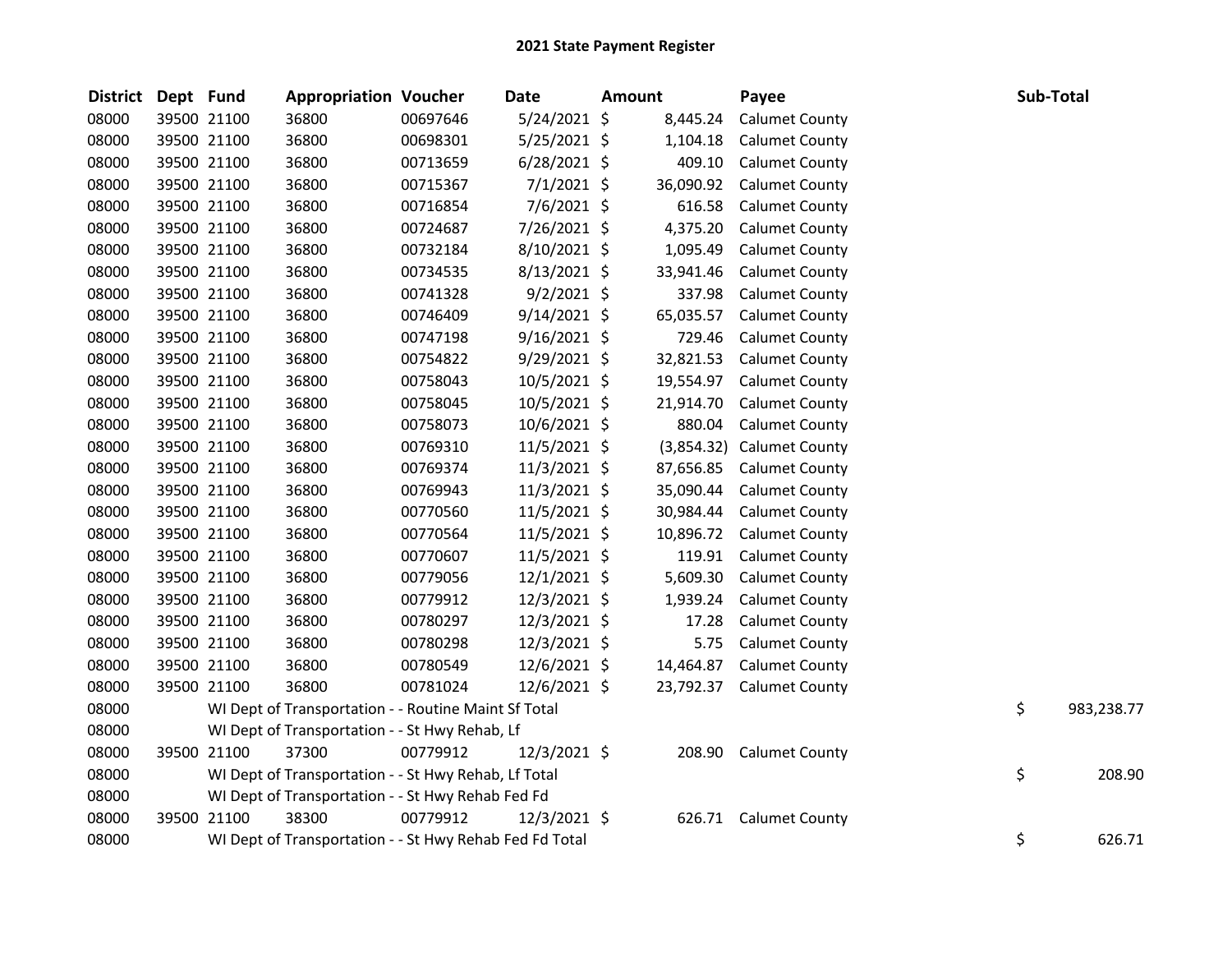# 2021 State Payment Register

| District | Dept | Fund | Appropriation | Voucher | Date | Amount | Payee | Sub-Total |
|---|---|---|---|---|---|---|---|---|
| 08000 | 39500 | 21100 | 36800 | 00697646 | 5/24/2021 | $ 8,445.24 | Calumet County | |
| 08000 | 39500 | 21100 | 36800 | 00698301 | 5/25/2021 | $ 1,104.18 | Calumet County | |
| 08000 | 39500 | 21100 | 36800 | 00713659 | 6/28/2021 | $ 409.10 | Calumet County | |
| 08000 | 39500 | 21100 | 36800 | 00715367 | 7/1/2021 | $ 36,090.92 | Calumet County | |
| 08000 | 39500 | 21100 | 36800 | 00716854 | 7/6/2021 | $ 616.58 | Calumet County | |
| 08000 | 39500 | 21100 | 36800 | 00724687 | 7/26/2021 | $ 4,375.20 | Calumet County | |
| 08000 | 39500 | 21100 | 36800 | 00732184 | 8/10/2021 | $ 1,095.49 | Calumet County | |
| 08000 | 39500 | 21100 | 36800 | 00734535 | 8/13/2021 | $ 33,941.46 | Calumet County | |
| 08000 | 39500 | 21100 | 36800 | 00741328 | 9/2/2021 | $ 337.98 | Calumet County | |
| 08000 | 39500 | 21100 | 36800 | 00746409 | 9/14/2021 | $ 65,035.57 | Calumet County | |
| 08000 | 39500 | 21100 | 36800 | 00747198 | 9/16/2021 | $ 729.46 | Calumet County | |
| 08000 | 39500 | 21100 | 36800 | 00754822 | 9/29/2021 | $ 32,821.53 | Calumet County | |
| 08000 | 39500 | 21100 | 36800 | 00758043 | 10/5/2021 | $ 19,554.97 | Calumet County | |
| 08000 | 39500 | 21100 | 36800 | 00758045 | 10/5/2021 | $ 21,914.70 | Calumet County | |
| 08000 | 39500 | 21100 | 36800 | 00758073 | 10/6/2021 | $ 880.04 | Calumet County | |
| 08000 | 39500 | 21100 | 36800 | 00769310 | 11/5/2021 | $ (3,854.32) | Calumet County | |
| 08000 | 39500 | 21100 | 36800 | 00769374 | 11/3/2021 | $ 87,656.85 | Calumet County | |
| 08000 | 39500 | 21100 | 36800 | 00769943 | 11/3/2021 | $ 35,090.44 | Calumet County | |
| 08000 | 39500 | 21100 | 36800 | 00770560 | 11/5/2021 | $ 30,984.44 | Calumet County | |
| 08000 | 39500 | 21100 | 36800 | 00770564 | 11/5/2021 | $ 10,896.72 | Calumet County | |
| 08000 | 39500 | 21100 | 36800 | 00770607 | 11/5/2021 | $ 119.91 | Calumet County | |
| 08000 | 39500 | 21100 | 36800 | 00779056 | 12/1/2021 | $ 5,609.30 | Calumet County | |
| 08000 | 39500 | 21100 | 36800 | 00779912 | 12/3/2021 | $ 1,939.24 | Calumet County | |
| 08000 | 39500 | 21100 | 36800 | 00780297 | 12/3/2021 | $ 17.28 | Calumet County | |
| 08000 | 39500 | 21100 | 36800 | 00780298 | 12/3/2021 | $ 5.75 | Calumet County | |
| 08000 | 39500 | 21100 | 36800 | 00780549 | 12/6/2021 | $ 14,464.87 | Calumet County | |
| 08000 | 39500 | 21100 | 36800 | 00781024 | 12/6/2021 | $ 23,792.37 | Calumet County | |
| 08000 | | | WI Dept of Transportation - - Routine Maint Sf Total | | | | | $ 983,238.77 |
| 08000 | | | WI Dept of Transportation - - St Hwy Rehab, Lf | | | | | |
| 08000 | 39500 | 21100 | 37300 | 00779912 | 12/3/2021 | $ 208.90 | Calumet County | |
| 08000 | | | WI Dept of Transportation - - St Hwy Rehab, Lf Total | | | | | $ 208.90 |
| 08000 | | | WI Dept of Transportation - - St Hwy Rehab Fed Fd | | | | | |
| 08000 | 39500 | 21100 | 38300 | 00779912 | 12/3/2021 | $ 626.71 | Calumet County | |
| 08000 | | | WI Dept of Transportation - - St Hwy Rehab Fed Fd Total | | | | | $ 626.71 |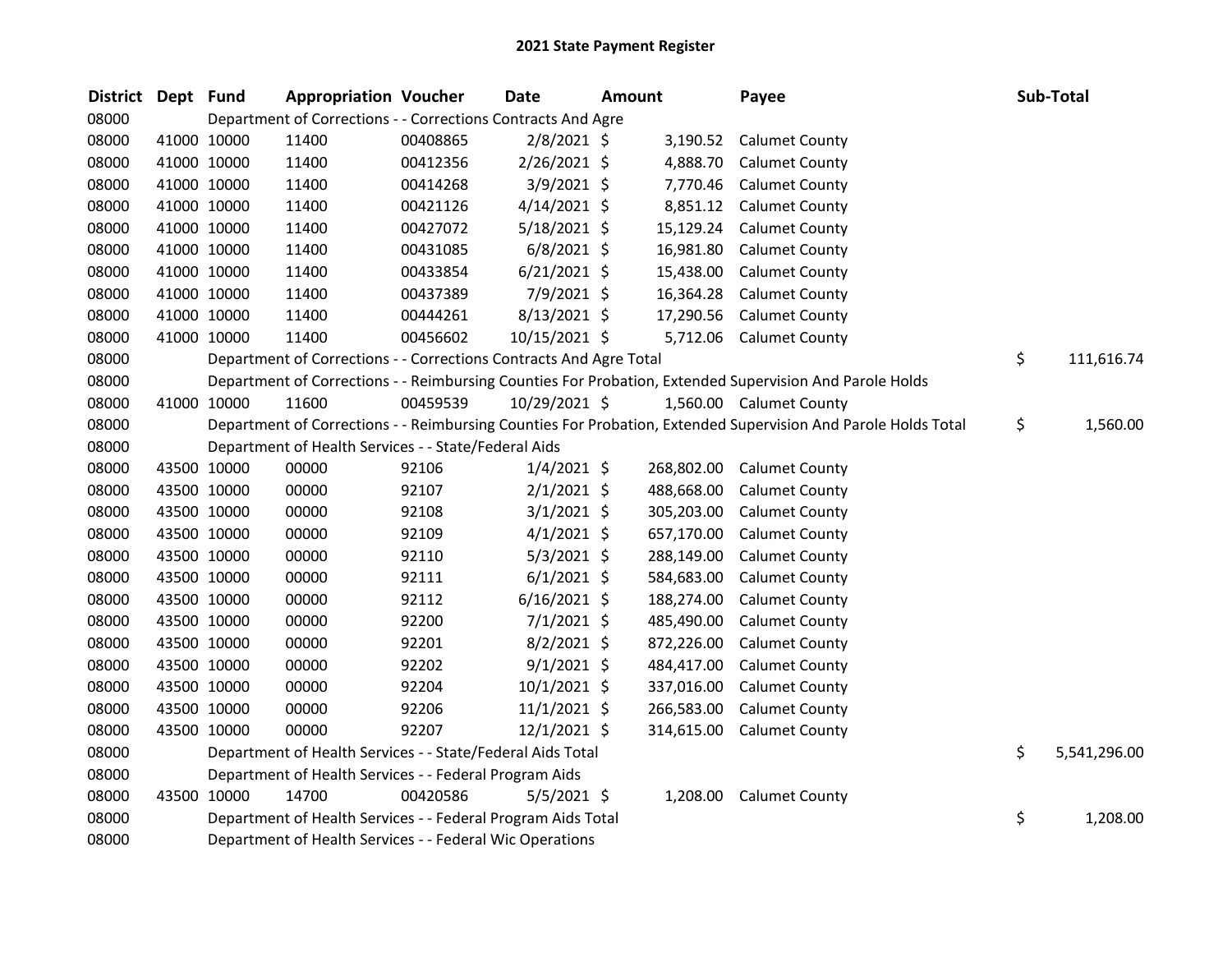# 2021 State Payment Register

| District | Dept | Fund | Appropriation | Voucher | Date | Amount | Payee | Sub-Total |
|---|---|---|---|---|---|---|---|---|
| 08000 | | Department of Corrections - - Corrections Contracts And Agre | | | | | | |
| 08000 | 41000 | 10000 | 11400 | 00408865 | 2/8/2021 | $ 3,190.52 | Calumet County | |
| 08000 | 41000 | 10000 | 11400 | 00412356 | 2/26/2021 | $ 4,888.70 | Calumet County | |
| 08000 | 41000 | 10000 | 11400 | 00414268 | 3/9/2021 | $ 7,770.46 | Calumet County | |
| 08000 | 41000 | 10000 | 11400 | 00421126 | 4/14/2021 | $ 8,851.12 | Calumet County | |
| 08000 | 41000 | 10000 | 11400 | 00427072 | 5/18/2021 | $ 15,129.24 | Calumet County | |
| 08000 | 41000 | 10000 | 11400 | 00431085 | 6/8/2021 | $ 16,981.80 | Calumet County | |
| 08000 | 41000 | 10000 | 11400 | 00433854 | 6/21/2021 | $ 15,438.00 | Calumet County | |
| 08000 | 41000 | 10000 | 11400 | 00437389 | 7/9/2021 | $ 16,364.28 | Calumet County | |
| 08000 | 41000 | 10000 | 11400 | 00444261 | 8/13/2021 | $ 17,290.56 | Calumet County | |
| 08000 | 41000 | 10000 | 11400 | 00456602 | 10/15/2021 | $ 5,712.06 | Calumet County | |
| 08000 | | Department of Corrections - - Corrections Contracts And Agre Total | | | | | | $ 111,616.74 |
| 08000 | | Department of Corrections - - Reimbursing Counties For Probation, Extended Supervision And Parole Holds | | | | | | |
| 08000 | 41000 | 10000 | 11600 | 00459539 | 10/29/2021 | $ 1,560.00 | Calumet County | |
| 08000 | | Department of Corrections - - Reimbursing Counties For Probation, Extended Supervision And Parole Holds Total | | | | | | $ 1,560.00 |
| 08000 | | Department of Health Services - - State/Federal Aids | | | | | | |
| 08000 | 43500 | 10000 | 00000 | 92106 | 1/4/2021 | $ 268,802.00 | Calumet County | |
| 08000 | 43500 | 10000 | 00000 | 92107 | 2/1/2021 | $ 488,668.00 | Calumet County | |
| 08000 | 43500 | 10000 | 00000 | 92108 | 3/1/2021 | $ 305,203.00 | Calumet County | |
| 08000 | 43500 | 10000 | 00000 | 92109 | 4/1/2021 | $ 657,170.00 | Calumet County | |
| 08000 | 43500 | 10000 | 00000 | 92110 | 5/3/2021 | $ 288,149.00 | Calumet County | |
| 08000 | 43500 | 10000 | 00000 | 92111 | 6/1/2021 | $ 584,683.00 | Calumet County | |
| 08000 | 43500 | 10000 | 00000 | 92112 | 6/16/2021 | $ 188,274.00 | Calumet County | |
| 08000 | 43500 | 10000 | 00000 | 92200 | 7/1/2021 | $ 485,490.00 | Calumet County | |
| 08000 | 43500 | 10000 | 00000 | 92201 | 8/2/2021 | $ 872,226.00 | Calumet County | |
| 08000 | 43500 | 10000 | 00000 | 92202 | 9/1/2021 | $ 484,417.00 | Calumet County | |
| 08000 | 43500 | 10000 | 00000 | 92204 | 10/1/2021 | $ 337,016.00 | Calumet County | |
| 08000 | 43500 | 10000 | 00000 | 92206 | 11/1/2021 | $ 266,583.00 | Calumet County | |
| 08000 | 43500 | 10000 | 00000 | 92207 | 12/1/2021 | $ 314,615.00 | Calumet County | |
| 08000 | | Department of Health Services - - State/Federal Aids Total | | | | | | $ 5,541,296.00 |
| 08000 | | Department of Health Services - - Federal Program Aids | | | | | | |
| 08000 | 43500 | 10000 | 14700 | 00420586 | 5/5/2021 | $ 1,208.00 | Calumet County | |
| 08000 | | Department of Health Services - - Federal Program Aids Total | | | | | | $ 1,208.00 |
| 08000 | | Department of Health Services - - Federal Wic Operations | | | | | | |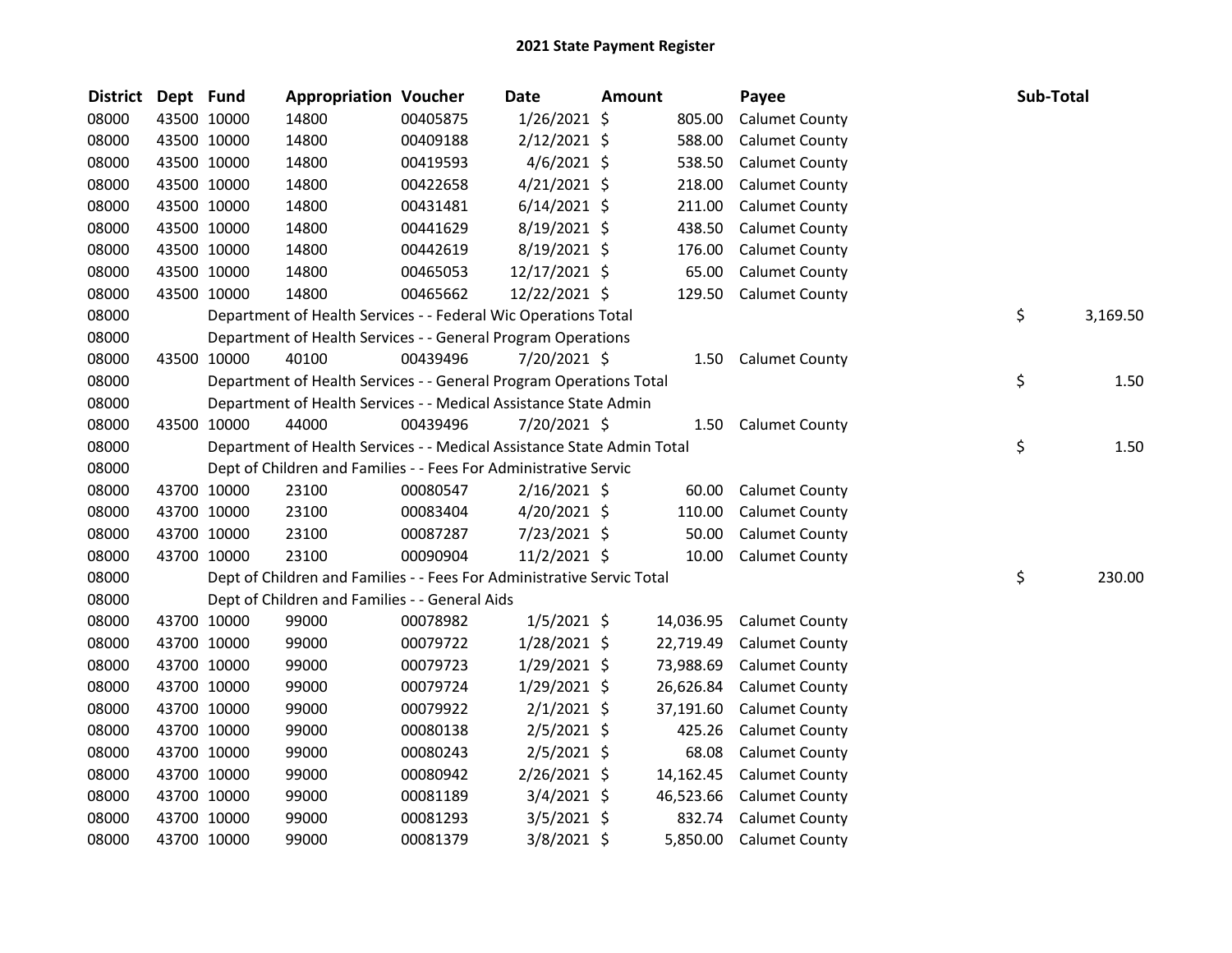# 2021 State Payment Register

| District | Dept | Fund | Appropriation | Voucher | Date | Amount | Payee | Sub-Total |
|---|---|---|---|---|---|---|---|---|
| 08000 | 43500 | 10000 | 14800 | 00405875 | 1/26/2021 | $ 805.00 | Calumet County | |
| 08000 | 43500 | 10000 | 14800 | 00409188 | 2/12/2021 | $ 588.00 | Calumet County | |
| 08000 | 43500 | 10000 | 14800 | 00419593 | 4/6/2021 | $ 538.50 | Calumet County | |
| 08000 | 43500 | 10000 | 14800 | 00422658 | 4/21/2021 | $ 218.00 | Calumet County | |
| 08000 | 43500 | 10000 | 14800 | 00431481 | 6/14/2021 | $ 211.00 | Calumet County | |
| 08000 | 43500 | 10000 | 14800 | 00441629 | 8/19/2021 | $ 438.50 | Calumet County | |
| 08000 | 43500 | 10000 | 14800 | 00442619 | 8/19/2021 | $ 176.00 | Calumet County | |
| 08000 | 43500 | 10000 | 14800 | 00465053 | 12/17/2021 | $ 65.00 | Calumet County | |
| 08000 | 43500 | 10000 | 14800 | 00465662 | 12/22/2021 | $ 129.50 | Calumet County | |
| 08000 | | | Department of Health Services - - Federal Wic Operations Total | | | | | $ 3,169.50 |
| 08000 | | | Department of Health Services - - General Program Operations | | | | | |
| 08000 | 43500 | 10000 | 40100 | 00439496 | 7/20/2021 | $ 1.50 | Calumet County | |
| 08000 | | | Department of Health Services - - General Program Operations Total | | | | | $ 1.50 |
| 08000 | | | Department of Health Services - - Medical Assistance State Admin | | | | | |
| 08000 | 43500 | 10000 | 44000 | 00439496 | 7/20/2021 | $ 1.50 | Calumet County | |
| 08000 | | | Department of Health Services - - Medical Assistance State Admin Total | | | | | $ 1.50 |
| 08000 | | | Dept of Children and Families - - Fees For Administrative Servic | | | | | |
| 08000 | 43700 | 10000 | 23100 | 00080547 | 2/16/2021 | $ 60.00 | Calumet County | |
| 08000 | 43700 | 10000 | 23100 | 00083404 | 4/20/2021 | $ 110.00 | Calumet County | |
| 08000 | 43700 | 10000 | 23100 | 00087287 | 7/23/2021 | $ 50.00 | Calumet County | |
| 08000 | 43700 | 10000 | 23100 | 00090904 | 11/2/2021 | $ 10.00 | Calumet County | |
| 08000 | | | Dept of Children and Families - - Fees For Administrative Servic Total | | | | | $ 230.00 |
| 08000 | | | Dept of Children and Families - - General Aids | | | | | |
| 08000 | 43700 | 10000 | 99000 | 00078982 | 1/5/2021 | $ 14,036.95 | Calumet County | |
| 08000 | 43700 | 10000 | 99000 | 00079722 | 1/28/2021 | $ 22,719.49 | Calumet County | |
| 08000 | 43700 | 10000 | 99000 | 00079723 | 1/29/2021 | $ 73,988.69 | Calumet County | |
| 08000 | 43700 | 10000 | 99000 | 00079724 | 1/29/2021 | $ 26,626.84 | Calumet County | |
| 08000 | 43700 | 10000 | 99000 | 00079922 | 2/1/2021 | $ 37,191.60 | Calumet County | |
| 08000 | 43700 | 10000 | 99000 | 00080138 | 2/5/2021 | $ 425.26 | Calumet County | |
| 08000 | 43700 | 10000 | 99000 | 00080243 | 2/5/2021 | $ 68.08 | Calumet County | |
| 08000 | 43700 | 10000 | 99000 | 00080942 | 2/26/2021 | $ 14,162.45 | Calumet County | |
| 08000 | 43700 | 10000 | 99000 | 00081189 | 3/4/2021 | $ 46,523.66 | Calumet County | |
| 08000 | 43700 | 10000 | 99000 | 00081293 | 3/5/2021 | $ 832.74 | Calumet County | |
| 08000 | 43700 | 10000 | 99000 | 00081379 | 3/8/2021 | $ 5,850.00 | Calumet County | |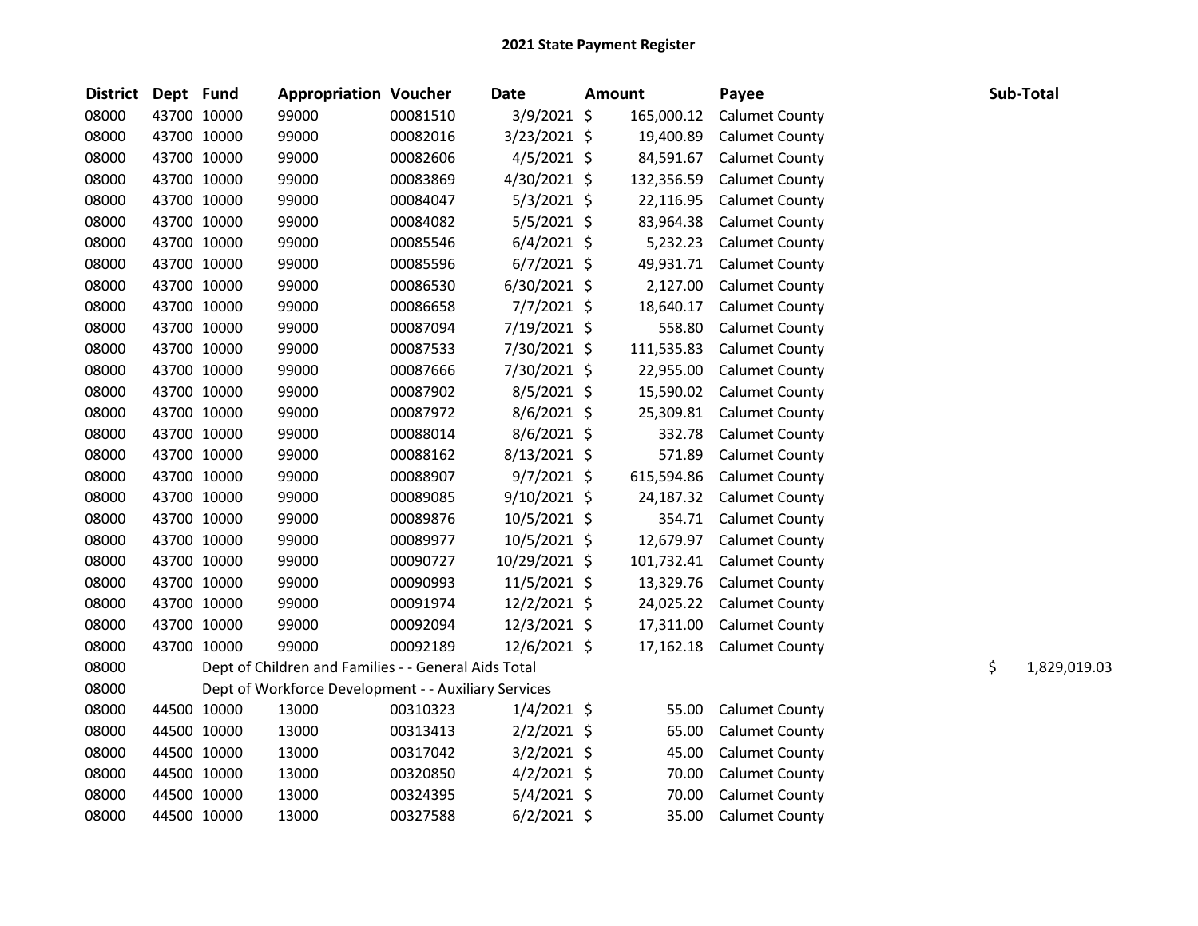# 2021 State Payment Register

| District | Dept | Fund | Appropriation | Voucher | Date | Amount | Payee | Sub-Total |
|---|---|---|---|---|---|---|---|---|
| 08000 | 43700 | 10000 | 99000 | 00081510 | 3/9/2021 | $ 165,000.12 | Calumet County | |
| 08000 | 43700 | 10000 | 99000 | 00082016 | 3/23/2021 | $ 19,400.89 | Calumet County | |
| 08000 | 43700 | 10000 | 99000 | 00082606 | 4/5/2021 | $ 84,591.67 | Calumet County | |
| 08000 | 43700 | 10000 | 99000 | 00083869 | 4/30/2021 | $ 132,356.59 | Calumet County | |
| 08000 | 43700 | 10000 | 99000 | 00084047 | 5/3/2021 | $ 22,116.95 | Calumet County | |
| 08000 | 43700 | 10000 | 99000 | 00084082 | 5/5/2021 | $ 83,964.38 | Calumet County | |
| 08000 | 43700 | 10000 | 99000 | 00085546 | 6/4/2021 | $ 5,232.23 | Calumet County | |
| 08000 | 43700 | 10000 | 99000 | 00085596 | 6/7/2021 | $ 49,931.71 | Calumet County | |
| 08000 | 43700 | 10000 | 99000 | 00086530 | 6/30/2021 | $ 2,127.00 | Calumet County | |
| 08000 | 43700 | 10000 | 99000 | 00086658 | 7/7/2021 | $ 18,640.17 | Calumet County | |
| 08000 | 43700 | 10000 | 99000 | 00087094 | 7/19/2021 | $ 558.80 | Calumet County | |
| 08000 | 43700 | 10000 | 99000 | 00087533 | 7/30/2021 | $ 111,535.83 | Calumet County | |
| 08000 | 43700 | 10000 | 99000 | 00087666 | 7/30/2021 | $ 22,955.00 | Calumet County | |
| 08000 | 43700 | 10000 | 99000 | 00087902 | 8/5/2021 | $ 15,590.02 | Calumet County | |
| 08000 | 43700 | 10000 | 99000 | 00087972 | 8/6/2021 | $ 25,309.81 | Calumet County | |
| 08000 | 43700 | 10000 | 99000 | 00088014 | 8/6/2021 | $ 332.78 | Calumet County | |
| 08000 | 43700 | 10000 | 99000 | 00088162 | 8/13/2021 | $ 571.89 | Calumet County | |
| 08000 | 43700 | 10000 | 99000 | 00088907 | 9/7/2021 | $ 615,594.86 | Calumet County | |
| 08000 | 43700 | 10000 | 99000 | 00089085 | 9/10/2021 | $ 24,187.32 | Calumet County | |
| 08000 | 43700 | 10000 | 99000 | 00089876 | 10/5/2021 | $ 354.71 | Calumet County | |
| 08000 | 43700 | 10000 | 99000 | 00089977 | 10/5/2021 | $ 12,679.97 | Calumet County | |
| 08000 | 43700 | 10000 | 99000 | 00090727 | 10/29/2021 | $ 101,732.41 | Calumet County | |
| 08000 | 43700 | 10000 | 99000 | 00090993 | 11/5/2021 | $ 13,329.76 | Calumet County | |
| 08000 | 43700 | 10000 | 99000 | 00091974 | 12/2/2021 | $ 24,025.22 | Calumet County | |
| 08000 | 43700 | 10000 | 99000 | 00092094 | 12/3/2021 | $ 17,311.00 | Calumet County | |
| 08000 | 43700 | 10000 | 99000 | 00092189 | 12/6/2021 | $ 17,162.18 | Calumet County | |
| 08000 | | Dept of Children and Families - - General Aids Total | | | | | | $ 1,829,019.03 |
| 08000 | | Dept of Workforce Development - - Auxiliary Services | | | | | | |
| 08000 | 44500 | 10000 | 13000 | 00310323 | 1/4/2021 | $ 55.00 | Calumet County | |
| 08000 | 44500 | 10000 | 13000 | 00313413 | 2/2/2021 | $ 65.00 | Calumet County | |
| 08000 | 44500 | 10000 | 13000 | 00317042 | 3/2/2021 | $ 45.00 | Calumet County | |
| 08000 | 44500 | 10000 | 13000 | 00320850 | 4/2/2021 | $ 70.00 | Calumet County | |
| 08000 | 44500 | 10000 | 13000 | 00324395 | 5/4/2021 | $ 70.00 | Calumet County | |
| 08000 | 44500 | 10000 | 13000 | 00327588 | 6/2/2021 | $ 35.00 | Calumet County | |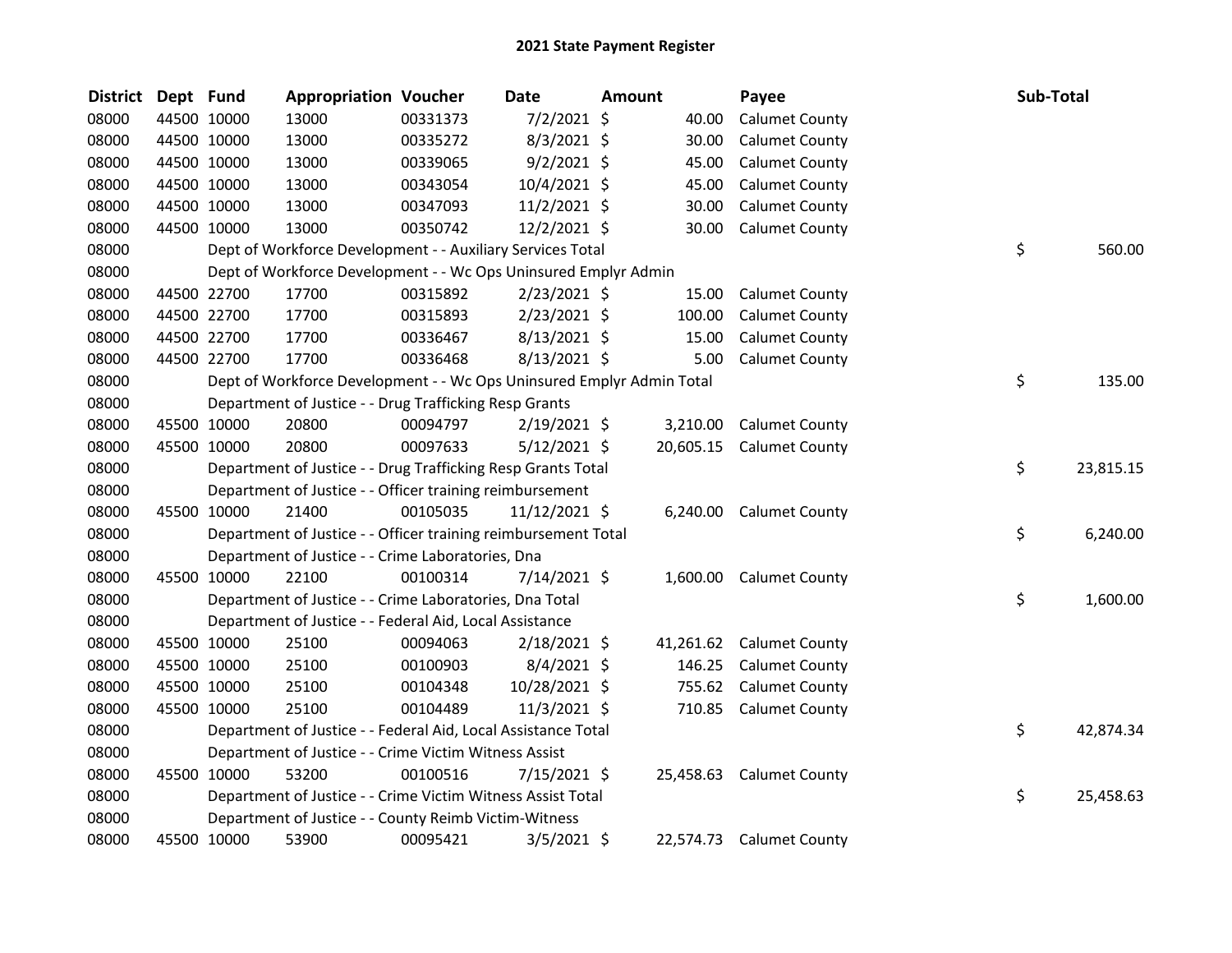# 2021 State Payment Register

| District | Dept | Fund | Appropriation | Voucher | Date | Amount | Payee | Sub-Total |
|---|---|---|---|---|---|---|---|---|
| 08000 | 44500 | 10000 | 13000 | 00331373 | 7/2/2021 | $ 40.00 | Calumet County | |
| 08000 | 44500 | 10000 | 13000 | 00335272 | 8/3/2021 | $ 30.00 | Calumet County | |
| 08000 | 44500 | 10000 | 13000 | 00339065 | 9/2/2021 | $ 45.00 | Calumet County | |
| 08000 | 44500 | 10000 | 13000 | 00343054 | 10/4/2021 | $ 45.00 | Calumet County | |
| 08000 | 44500 | 10000 | 13000 | 00347093 | 11/2/2021 | $ 30.00 | Calumet County | |
| 08000 | 44500 | 10000 | 13000 | 00350742 | 12/2/2021 | $ 30.00 | Calumet County | |
| 08000 | | Dept of Workforce Development - - Auxiliary Services Total | | | | | | $ 560.00 |
| 08000 | | Dept of Workforce Development - - Wc Ops Uninsured Emplyr Admin | | | | | | |
| 08000 | 44500 | 22700 | 17700 | 00315892 | 2/23/2021 | $ 15.00 | Calumet County | |
| 08000 | 44500 | 22700 | 17700 | 00315893 | 2/23/2021 | $ 100.00 | Calumet County | |
| 08000 | 44500 | 22700 | 17700 | 00336467 | 8/13/2021 | $ 15.00 | Calumet County | |
| 08000 | 44500 | 22700 | 17700 | 00336468 | 8/13/2021 | $ 5.00 | Calumet County | |
| 08000 | | Dept of Workforce Development - - Wc Ops Uninsured Emplyr Admin Total | | | | | | $ 135.00 |
| 08000 | | Department of Justice - - Drug Trafficking Resp Grants | | | | | | |
| 08000 | 45500 | 10000 | 20800 | 00094797 | 2/19/2021 | $ 3,210.00 | Calumet County | |
| 08000 | 45500 | 10000 | 20800 | 00097633 | 5/12/2021 | $ 20,605.15 | Calumet County | |
| 08000 | | Department of Justice - - Drug Trafficking Resp Grants Total | | | | | | $ 23,815.15 |
| 08000 | | Department of Justice - - Officer training reimbursement | | | | | | |
| 08000 | 45500 | 10000 | 21400 | 00105035 | 11/12/2021 | $ 6,240.00 | Calumet County | |
| 08000 | | Department of Justice - - Officer training reimbursement Total | | | | | | $ 6,240.00 |
| 08000 | | Department of Justice - - Crime Laboratories, Dna | | | | | | |
| 08000 | 45500 | 10000 | 22100 | 00100314 | 7/14/2021 | $ 1,600.00 | Calumet County | |
| 08000 | | Department of Justice - - Crime Laboratories, Dna Total | | | | | | $ 1,600.00 |
| 08000 | | Department of Justice - - Federal Aid, Local Assistance | | | | | | |
| 08000 | 45500 | 10000 | 25100 | 00094063 | 2/18/2021 | $ 41,261.62 | Calumet County | |
| 08000 | 45500 | 10000 | 25100 | 00100903 | 8/4/2021 | $ 146.25 | Calumet County | |
| 08000 | 45500 | 10000 | 25100 | 00104348 | 10/28/2021 | $ 755.62 | Calumet County | |
| 08000 | 45500 | 10000 | 25100 | 00104489 | 11/3/2021 | $ 710.85 | Calumet County | |
| 08000 | | Department of Justice - - Federal Aid, Local Assistance Total | | | | | | $ 42,874.34 |
| 08000 | | Department of Justice - - Crime Victim Witness Assist | | | | | | |
| 08000 | 45500 | 10000 | 53200 | 00100516 | 7/15/2021 | $ 25,458.63 | Calumet County | |
| 08000 | | Department of Justice - - Crime Victim Witness Assist Total | | | | | | $ 25,458.63 |
| 08000 | | Department of Justice - - County Reimb Victim-Witness | | | | | | |
| 08000 | 45500 | 10000 | 53900 | 00095421 | 3/5/2021 | $ 22,574.73 | Calumet County | |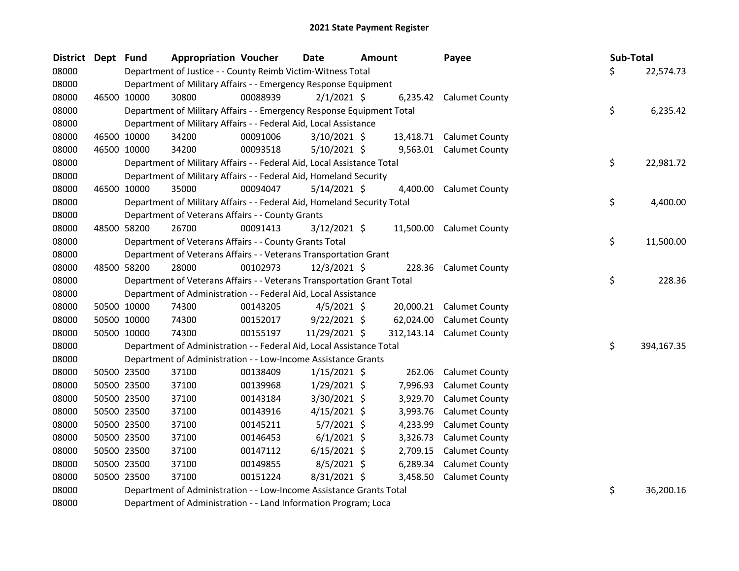# 2021 State Payment Register

| District | Dept | Fund | Appropriation | Voucher | Date | Amount | Payee | Sub-Total |
|---|---|---|---|---|---|---|---|---|
| 08000 | | | Department of Justice - - County Reimb Victim-Witness Total | | | | | $ 22,574.73 |
| 08000 | | | Department of Military Affairs - - Emergency Response Equipment | | | | | |
| 08000 | 46500 | 10000 | 30800 | 00088939 | 2/1/2021 | $ 6,235.42 | Calumet County | |
| 08000 | | | Department of Military Affairs - - Emergency Response Equipment Total | | | | | $ 6,235.42 |
| 08000 | | | Department of Military Affairs - - Federal Aid, Local Assistance | | | | | |
| 08000 | 46500 | 10000 | 34200 | 00091006 | 3/10/2021 | $ 13,418.71 | Calumet County | |
| 08000 | 46500 | 10000 | 34200 | 00093518 | 5/10/2021 | $ 9,563.01 | Calumet County | |
| 08000 | | | Department of Military Affairs - - Federal Aid, Local Assistance Total | | | | | $ 22,981.72 |
| 08000 | | | Department of Military Affairs - - Federal Aid, Homeland Security | | | | | |
| 08000 | 46500 | 10000 | 35000 | 00094047 | 5/14/2021 | $ 4,400.00 | Calumet County | |
| 08000 | | | Department of Military Affairs - - Federal Aid, Homeland Security Total | | | | | $ 4,400.00 |
| 08000 | | | Department of Veterans Affairs - - County Grants | | | | | |
| 08000 | 48500 | 58200 | 26700 | 00091413 | 3/12/2021 | $ 11,500.00 | Calumet County | |
| 08000 | | | Department of Veterans Affairs - - County Grants Total | | | | | $ 11,500.00 |
| 08000 | | | Department of Veterans Affairs - - Veterans Transportation Grant | | | | | |
| 08000 | 48500 | 58200 | 28000 | 00102973 | 12/3/2021 | $ 228.36 | Calumet County | |
| 08000 | | | Department of Veterans Affairs - - Veterans Transportation Grant Total | | | | | $ 228.36 |
| 08000 | | | Department of Administration - - Federal Aid, Local Assistance | | | | | |
| 08000 | 50500 | 10000 | 74300 | 00143205 | 4/5/2021 | $ 20,000.21 | Calumet County | |
| 08000 | 50500 | 10000 | 74300 | 00152017 | 9/22/2021 | $ 62,024.00 | Calumet County | |
| 08000 | 50500 | 10000 | 74300 | 00155197 | 11/29/2021 | $ 312,143.14 | Calumet County | |
| 08000 | | | Department of Administration - - Federal Aid, Local Assistance Total | | | | | $ 394,167.35 |
| 08000 | | | Department of Administration - - Low-Income Assistance Grants | | | | | |
| 08000 | 50500 | 23500 | 37100 | 00138409 | 1/15/2021 | $ 262.06 | Calumet County | |
| 08000 | 50500 | 23500 | 37100 | 00139968 | 1/29/2021 | $ 7,996.93 | Calumet County | |
| 08000 | 50500 | 23500 | 37100 | 00143184 | 3/30/2021 | $ 3,929.70 | Calumet County | |
| 08000 | 50500 | 23500 | 37100 | 00143916 | 4/15/2021 | $ 3,993.76 | Calumet County | |
| 08000 | 50500 | 23500 | 37100 | 00145211 | 5/7/2021 | $ 4,233.99 | Calumet County | |
| 08000 | 50500 | 23500 | 37100 | 00146453 | 6/1/2021 | $ 3,326.73 | Calumet County | |
| 08000 | 50500 | 23500 | 37100 | 00147112 | 6/15/2021 | $ 2,709.15 | Calumet County | |
| 08000 | 50500 | 23500 | 37100 | 00149855 | 8/5/2021 | $ 6,289.34 | Calumet County | |
| 08000 | 50500 | 23500 | 37100 | 00151224 | 8/31/2021 | $ 3,458.50 | Calumet County | |
| 08000 | | | Department of Administration - - Low-Income Assistance Grants Total | | | | | $ 36,200.16 |
| 08000 | | | Department of Administration - - Land Information Program; Loca | | | | | |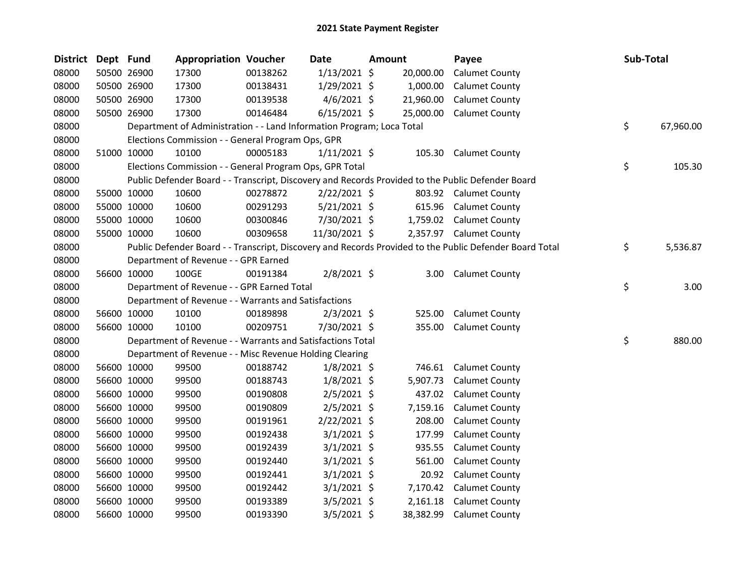# 2021 State Payment Register

| District | Dept | Fund | Appropriation | Voucher | Date | Amount | Payee | Sub-Total |
|---|---|---|---|---|---|---|---|---|
| 08000 | 50500 | 26900 | 17300 | 00138262 | 1/13/2021 | $ 20,000.00 | Calumet County | |
| 08000 | 50500 | 26900 | 17300 | 00138431 | 1/29/2021 | $ 1,000.00 | Calumet County | |
| 08000 | 50500 | 26900 | 17300 | 00139538 | 4/6/2021 | $ 21,960.00 | Calumet County | |
| 08000 | 50500 | 26900 | 17300 | 00146484 | 6/15/2021 | $ 25,000.00 | Calumet County | |
| 08000 | | Department of Administration - - Land Information Program; Loca Total | | | | | | $ 67,960.00 |
| 08000 | | Elections Commission - - General Program Ops, GPR | | | | | | |
| 08000 | 51000 | 10000 | 10100 | 00005183 | 1/11/2021 | $ 105.30 | Calumet County | |
| 08000 | | Elections Commission - - General Program Ops, GPR Total | | | | | | $ 105.30 |
| 08000 | | Public Defender Board - - Transcript, Discovery and Records Provided to the Public Defender Board | | | | | | |
| 08000 | 55000 | 10000 | 10600 | 00278872 | 2/22/2021 | $ 803.92 | Calumet County | |
| 08000 | 55000 | 10000 | 10600 | 00291293 | 5/21/2021 | $ 615.96 | Calumet County | |
| 08000 | 55000 | 10000 | 10600 | 00300846 | 7/30/2021 | $ 1,759.02 | Calumet County | |
| 08000 | 55000 | 10000 | 10600 | 00309658 | 11/30/2021 | $ 2,357.97 | Calumet County | |
| 08000 | | Public Defender Board - - Transcript, Discovery and Records Provided to the Public Defender Board Total | | | | | | $ 5,536.87 |
| 08000 | | Department of Revenue - - GPR Earned | | | | | | |
| 08000 | 56600 | 10000 | 100GE | 00191384 | 2/8/2021 | $ 3.00 | Calumet County | |
| 08000 | | Department of Revenue - - GPR Earned Total | | | | | | $ 3.00 |
| 08000 | | Department of Revenue - - Warrants and Satisfactions | | | | | | |
| 08000 | 56600 | 10000 | 10100 | 00189898 | 2/3/2021 | $ 525.00 | Calumet County | |
| 08000 | 56600 | 10000 | 10100 | 00209751 | 7/30/2021 | $ 355.00 | Calumet County | |
| 08000 | | Department of Revenue - - Warrants and Satisfactions Total | | | | | | $ 880.00 |
| 08000 | | Department of Revenue - - Misc Revenue Holding Clearing | | | | | | |
| 08000 | 56600 | 10000 | 99500 | 00188742 | 1/8/2021 | $ 746.61 | Calumet County | |
| 08000 | 56600 | 10000 | 99500 | 00188743 | 1/8/2021 | $ 5,907.73 | Calumet County | |
| 08000 | 56600 | 10000 | 99500 | 00190808 | 2/5/2021 | $ 437.02 | Calumet County | |
| 08000 | 56600 | 10000 | 99500 | 00190809 | 2/5/2021 | $ 7,159.16 | Calumet County | |
| 08000 | 56600 | 10000 | 99500 | 00191961 | 2/22/2021 | $ 208.00 | Calumet County | |
| 08000 | 56600 | 10000 | 99500 | 00192438 | 3/1/2021 | $ 177.99 | Calumet County | |
| 08000 | 56600 | 10000 | 99500 | 00192439 | 3/1/2021 | $ 935.55 | Calumet County | |
| 08000 | 56600 | 10000 | 99500 | 00192440 | 3/1/2021 | $ 561.00 | Calumet County | |
| 08000 | 56600 | 10000 | 99500 | 00192441 | 3/1/2021 | $ 20.92 | Calumet County | |
| 08000 | 56600 | 10000 | 99500 | 00192442 | 3/1/2021 | $ 7,170.42 | Calumet County | |
| 08000 | 56600 | 10000 | 99500 | 00193389 | 3/5/2021 | $ 2,161.18 | Calumet County | |
| 08000 | 56600 | 10000 | 99500 | 00193390 | 3/5/2021 | $ 38,382.99 | Calumet County | |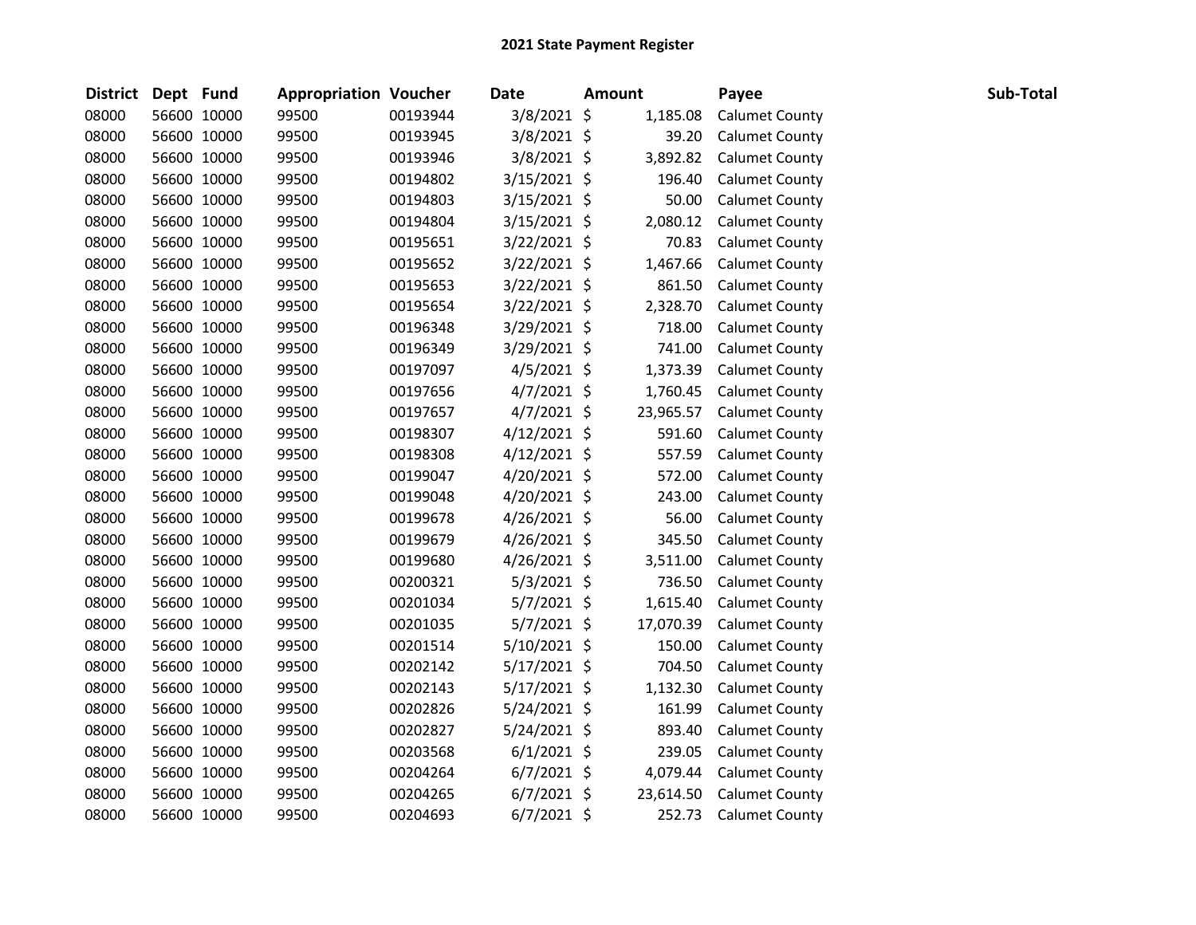**2021 State Payment Register**

| District | Dept | Fund | Appropriation | Voucher | Date | Amount | Payee | Sub-Total |
|---|---|---|---|---|---|---|---|---|
| 08000 | 56600 | 10000 | 99500 | 00193944 | 3/8/2021 | $ 1,185.08 | Calumet County | |
| 08000 | 56600 | 10000 | 99500 | 00193945 | 3/8/2021 | $ 39.20 | Calumet County | |
| 08000 | 56600 | 10000 | 99500 | 00193946 | 3/8/2021 | $ 3,892.82 | Calumet County | |
| 08000 | 56600 | 10000 | 99500 | 00194802 | 3/15/2021 | $ 196.40 | Calumet County | |
| 08000 | 56600 | 10000 | 99500 | 00194803 | 3/15/2021 | $ 50.00 | Calumet County | |
| 08000 | 56600 | 10000 | 99500 | 00194804 | 3/15/2021 | $ 2,080.12 | Calumet County | |
| 08000 | 56600 | 10000 | 99500 | 00195651 | 3/22/2021 | $ 70.83 | Calumet County | |
| 08000 | 56600 | 10000 | 99500 | 00195652 | 3/22/2021 | $ 1,467.66 | Calumet County | |
| 08000 | 56600 | 10000 | 99500 | 00195653 | 3/22/2021 | $ 861.50 | Calumet County | |
| 08000 | 56600 | 10000 | 99500 | 00195654 | 3/22/2021 | $ 2,328.70 | Calumet County | |
| 08000 | 56600 | 10000 | 99500 | 00196348 | 3/29/2021 | $ 718.00 | Calumet County | |
| 08000 | 56600 | 10000 | 99500 | 00196349 | 3/29/2021 | $ 741.00 | Calumet County | |
| 08000 | 56600 | 10000 | 99500 | 00197097 | 4/5/2021 | $ 1,373.39 | Calumet County | |
| 08000 | 56600 | 10000 | 99500 | 00197656 | 4/7/2021 | $ 1,760.45 | Calumet County | |
| 08000 | 56600 | 10000 | 99500 | 00197657 | 4/7/2021 | $ 23,965.57 | Calumet County | |
| 08000 | 56600 | 10000 | 99500 | 00198307 | 4/12/2021 | $ 591.60 | Calumet County | |
| 08000 | 56600 | 10000 | 99500 | 00198308 | 4/12/2021 | $ 557.59 | Calumet County | |
| 08000 | 56600 | 10000 | 99500 | 00199047 | 4/20/2021 | $ 572.00 | Calumet County | |
| 08000 | 56600 | 10000 | 99500 | 00199048 | 4/20/2021 | $ 243.00 | Calumet County | |
| 08000 | 56600 | 10000 | 99500 | 00199678 | 4/26/2021 | $ 56.00 | Calumet County | |
| 08000 | 56600 | 10000 | 99500 | 00199679 | 4/26/2021 | $ 345.50 | Calumet County | |
| 08000 | 56600 | 10000 | 99500 | 00199680 | 4/26/2021 | $ 3,511.00 | Calumet County | |
| 08000 | 56600 | 10000 | 99500 | 00200321 | 5/3/2021 | $ 736.50 | Calumet County | |
| 08000 | 56600 | 10000 | 99500 | 00201034 | 5/7/2021 | $ 1,615.40 | Calumet County | |
| 08000 | 56600 | 10000 | 99500 | 00201035 | 5/7/2021 | $ 17,070.39 | Calumet County | |
| 08000 | 56600 | 10000 | 99500 | 00201514 | 5/10/2021 | $ 150.00 | Calumet County | |
| 08000 | 56600 | 10000 | 99500 | 00202142 | 5/17/2021 | $ 704.50 | Calumet County | |
| 08000 | 56600 | 10000 | 99500 | 00202143 | 5/17/2021 | $ 1,132.30 | Calumet County | |
| 08000 | 56600 | 10000 | 99500 | 00202826 | 5/24/2021 | $ 161.99 | Calumet County | |
| 08000 | 56600 | 10000 | 99500 | 00202827 | 5/24/2021 | $ 893.40 | Calumet County | |
| 08000 | 56600 | 10000 | 99500 | 00203568 | 6/1/2021 | $ 239.05 | Calumet County | |
| 08000 | 56600 | 10000 | 99500 | 00204264 | 6/7/2021 | $ 4,079.44 | Calumet County | |
| 08000 | 56600 | 10000 | 99500 | 00204265 | 6/7/2021 | $ 23,614.50 | Calumet County | |
| 08000 | 56600 | 10000 | 99500 | 00204693 | 6/7/2021 | $ 252.73 | Calumet County | |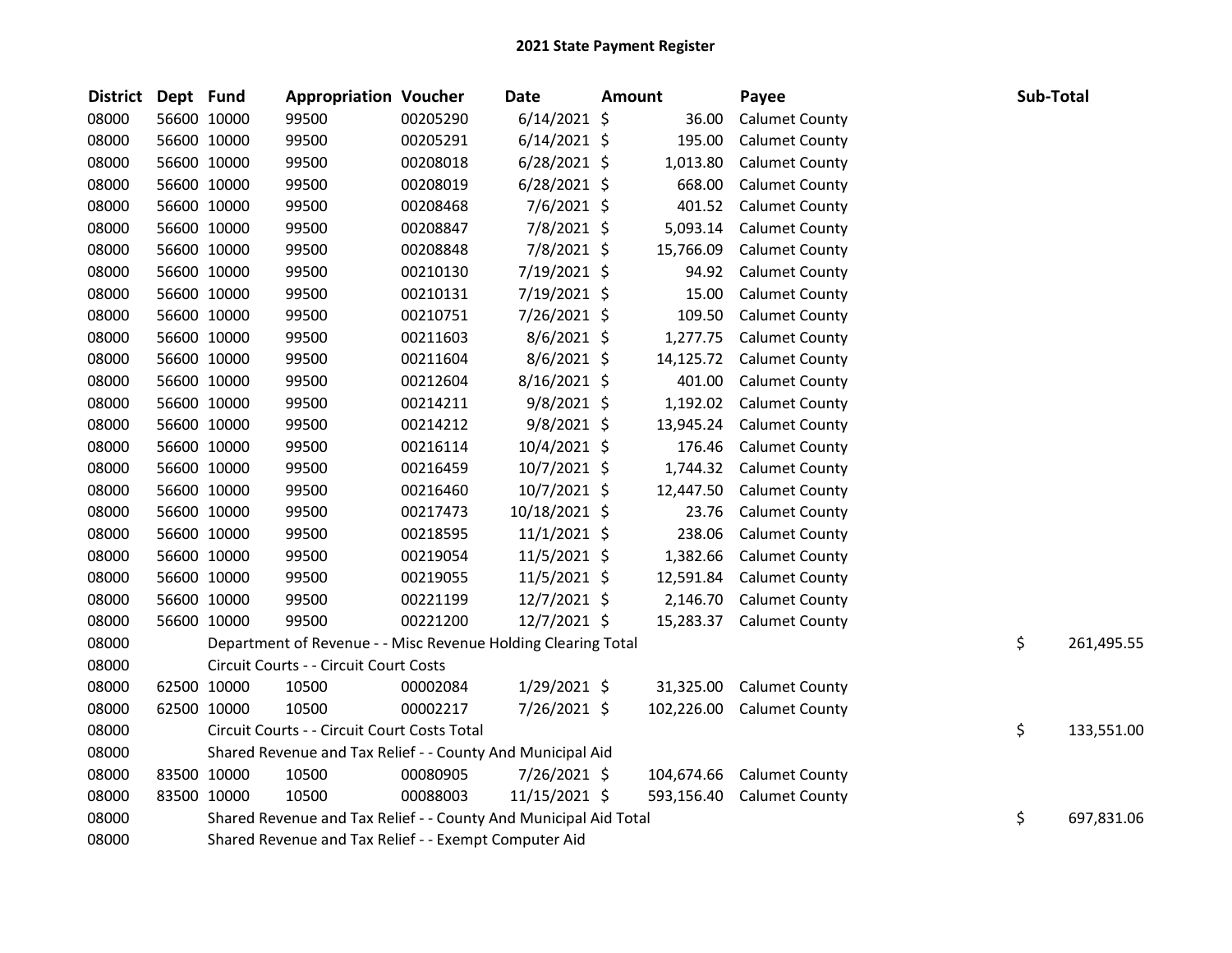## 2021 State Payment Register

| District | Dept | Fund | Appropriation | Voucher | Date | Amount | Payee | Sub-Total |
|---|---|---|---|---|---|---|---|---|
| 08000 | 56600 | 10000 | 99500 | 00205290 | 6/14/2021 | $ 36.00 | Calumet County | |
| 08000 | 56600 | 10000 | 99500 | 00205291 | 6/14/2021 | $ 195.00 | Calumet County | |
| 08000 | 56600 | 10000 | 99500 | 00208018 | 6/28/2021 | $ 1,013.80 | Calumet County | |
| 08000 | 56600 | 10000 | 99500 | 00208019 | 6/28/2021 | $ 668.00 | Calumet County | |
| 08000 | 56600 | 10000 | 99500 | 00208468 | 7/6/2021 | $ 401.52 | Calumet County | |
| 08000 | 56600 | 10000 | 99500 | 00208847 | 7/8/2021 | $ 5,093.14 | Calumet County | |
| 08000 | 56600 | 10000 | 99500 | 00208848 | 7/8/2021 | $ 15,766.09 | Calumet County | |
| 08000 | 56600 | 10000 | 99500 | 00210130 | 7/19/2021 | $ 94.92 | Calumet County | |
| 08000 | 56600 | 10000 | 99500 | 00210131 | 7/19/2021 | $ 15.00 | Calumet County | |
| 08000 | 56600 | 10000 | 99500 | 00210751 | 7/26/2021 | $ 109.50 | Calumet County | |
| 08000 | 56600 | 10000 | 99500 | 00211603 | 8/6/2021 | $ 1,277.75 | Calumet County | |
| 08000 | 56600 | 10000 | 99500 | 00211604 | 8/6/2021 | $ 14,125.72 | Calumet County | |
| 08000 | 56600 | 10000 | 99500 | 00212604 | 8/16/2021 | $ 401.00 | Calumet County | |
| 08000 | 56600 | 10000 | 99500 | 00214211 | 9/8/2021 | $ 1,192.02 | Calumet County | |
| 08000 | 56600 | 10000 | 99500 | 00214212 | 9/8/2021 | $ 13,945.24 | Calumet County | |
| 08000 | 56600 | 10000 | 99500 | 00216114 | 10/4/2021 | $ 176.46 | Calumet County | |
| 08000 | 56600 | 10000 | 99500 | 00216459 | 10/7/2021 | $ 1,744.32 | Calumet County | |
| 08000 | 56600 | 10000 | 99500 | 00216460 | 10/7/2021 | $ 12,447.50 | Calumet County | |
| 08000 | 56600 | 10000 | 99500 | 00217473 | 10/18/2021 | $ 23.76 | Calumet County | |
| 08000 | 56600 | 10000 | 99500 | 00218595 | 11/1/2021 | $ 238.06 | Calumet County | |
| 08000 | 56600 | 10000 | 99500 | 00219054 | 11/5/2021 | $ 1,382.66 | Calumet County | |
| 08000 | 56600 | 10000 | 99500 | 00219055 | 11/5/2021 | $ 12,591.84 | Calumet County | |
| 08000 | 56600 | 10000 | 99500 | 00221199 | 12/7/2021 | $ 2,146.70 | Calumet County | |
| 08000 | 56600 | 10000 | 99500 | 00221200 | 12/7/2021 | $ 15,283.37 | Calumet County | |
| 08000 | | Department of Revenue - - Misc Revenue Holding Clearing Total | | | | | | $ 261,495.55 |
| 08000 | | Circuit Courts - - Circuit Court Costs | | | | | | |
| 08000 | 62500 | 10000 | 10500 | 00002084 | 1/29/2021 | $ 31,325.00 | Calumet County | |
| 08000 | 62500 | 10000 | 10500 | 00002217 | 7/26/2021 | $ 102,226.00 | Calumet County | |
| 08000 | | Circuit Courts - - Circuit Court Costs Total | | | | | | $ 133,551.00 |
| 08000 | | Shared Revenue and Tax Relief - - County And Municipal Aid | | | | | | |
| 08000 | 83500 | 10000 | 10500 | 00080905 | 7/26/2021 | $ 104,674.66 | Calumet County | |
| 08000 | 83500 | 10000 | 10500 | 00088003 | 11/15/2021 | $ 593,156.40 | Calumet County | |
| 08000 | | Shared Revenue and Tax Relief - - County And Municipal Aid Total | | | | | | $ 697,831.06 |
| 08000 | | Shared Revenue and Tax Relief - - Exempt Computer Aid | | | | | | |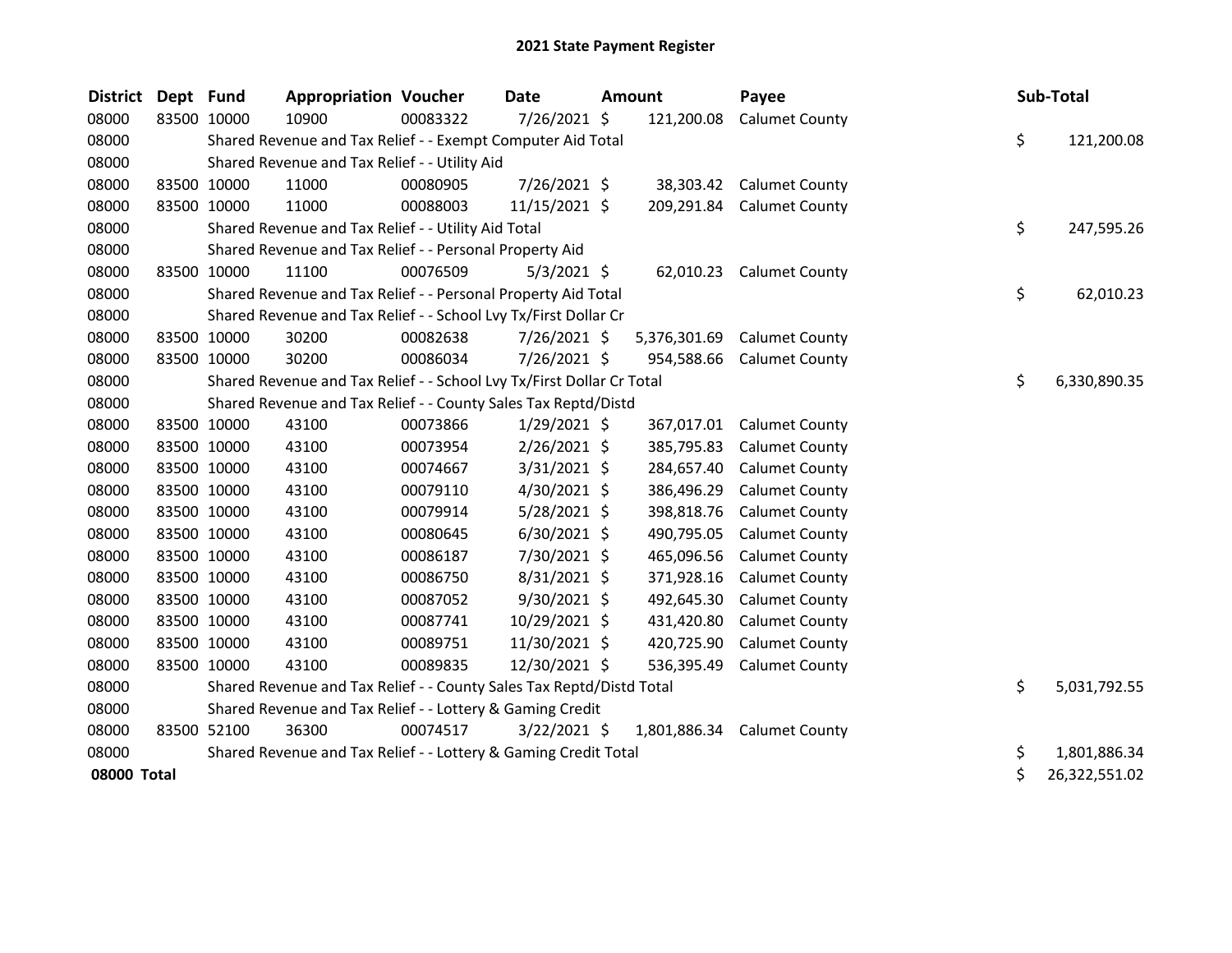# 2021 State Payment Register

| District | Dept | Fund | Appropriation | Voucher | Date | Amount | Payee | Sub-Total |
|---|---|---|---|---|---|---|---|---|
| 08000 | 83500 | 10000 | 10900 | 00083322 | 7/26/2021 | $ 121,200.08 | Calumet County | |
| 08000 | | Shared Revenue and Tax Relief - - Exempt Computer Aid Total | | | | | | $ 121,200.08 |
| 08000 | | Shared Revenue and Tax Relief - - Utility Aid | | | | | | |
| 08000 | 83500 | 10000 | 11000 | 00080905 | 7/26/2021 | $ 38,303.42 | Calumet County | |
| 08000 | 83500 | 10000 | 11000 | 00088003 | 11/15/2021 | $ 209,291.84 | Calumet County | |
| 08000 | | Shared Revenue and Tax Relief - - Utility Aid Total | | | | | | $ 247,595.26 |
| 08000 | | Shared Revenue and Tax Relief - - Personal Property Aid | | | | | | |
| 08000 | 83500 | 10000 | 11100 | 00076509 | 5/3/2021 | $ 62,010.23 | Calumet County | |
| 08000 | | Shared Revenue and Tax Relief - - Personal Property Aid Total | | | | | | $ 62,010.23 |
| 08000 | | Shared Revenue and Tax Relief - - School Lvy Tx/First Dollar Cr | | | | | | |
| 08000 | 83500 | 10000 | 30200 | 00082638 | 7/26/2021 | $ 5,376,301.69 | Calumet County | |
| 08000 | 83500 | 10000 | 30200 | 00086034 | 7/26/2021 | $ 954,588.66 | Calumet County | |
| 08000 | | Shared Revenue and Tax Relief - - School Lvy Tx/First Dollar Cr Total | | | | | | $ 6,330,890.35 |
| 08000 | | Shared Revenue and Tax Relief - - County Sales Tax Reptd/Distd | | | | | | |
| 08000 | 83500 | 10000 | 43100 | 00073866 | 1/29/2021 | $ 367,017.01 | Calumet County | |
| 08000 | 83500 | 10000 | 43100 | 00073954 | 2/26/2021 | $ 385,795.83 | Calumet County | |
| 08000 | 83500 | 10000 | 43100 | 00074667 | 3/31/2021 | $ 284,657.40 | Calumet County | |
| 08000 | 83500 | 10000 | 43100 | 00079110 | 4/30/2021 | $ 386,496.29 | Calumet County | |
| 08000 | 83500 | 10000 | 43100 | 00079914 | 5/28/2021 | $ 398,818.76 | Calumet County | |
| 08000 | 83500 | 10000 | 43100 | 00080645 | 6/30/2021 | $ 490,795.05 | Calumet County | |
| 08000 | 83500 | 10000 | 43100 | 00086187 | 7/30/2021 | $ 465,096.56 | Calumet County | |
| 08000 | 83500 | 10000 | 43100 | 00086750 | 8/31/2021 | $ 371,928.16 | Calumet County | |
| 08000 | 83500 | 10000 | 43100 | 00087052 | 9/30/2021 | $ 492,645.30 | Calumet County | |
| 08000 | 83500 | 10000 | 43100 | 00087741 | 10/29/2021 | $ 431,420.80 | Calumet County | |
| 08000 | 83500 | 10000 | 43100 | 00089751 | 11/30/2021 | $ 420,725.90 | Calumet County | |
| 08000 | 83500 | 10000 | 43100 | 00089835 | 12/30/2021 | $ 536,395.49 | Calumet County | |
| 08000 | | Shared Revenue and Tax Relief - - County Sales Tax Reptd/Distd Total | | | | | | $ 5,031,792.55 |
| 08000 | | Shared Revenue and Tax Relief - - Lottery & Gaming Credit | | | | | | |
| 08000 | 83500 | 52100 | 36300 | 00074517 | 3/22/2021 | $ 1,801,886.34 | Calumet County | |
| 08000 | | Shared Revenue and Tax Relief - - Lottery & Gaming Credit Total | | | | | | $ 1,801,886.34 |
| **08000 Total** | | | | | | | | $ 26,322,551.02 |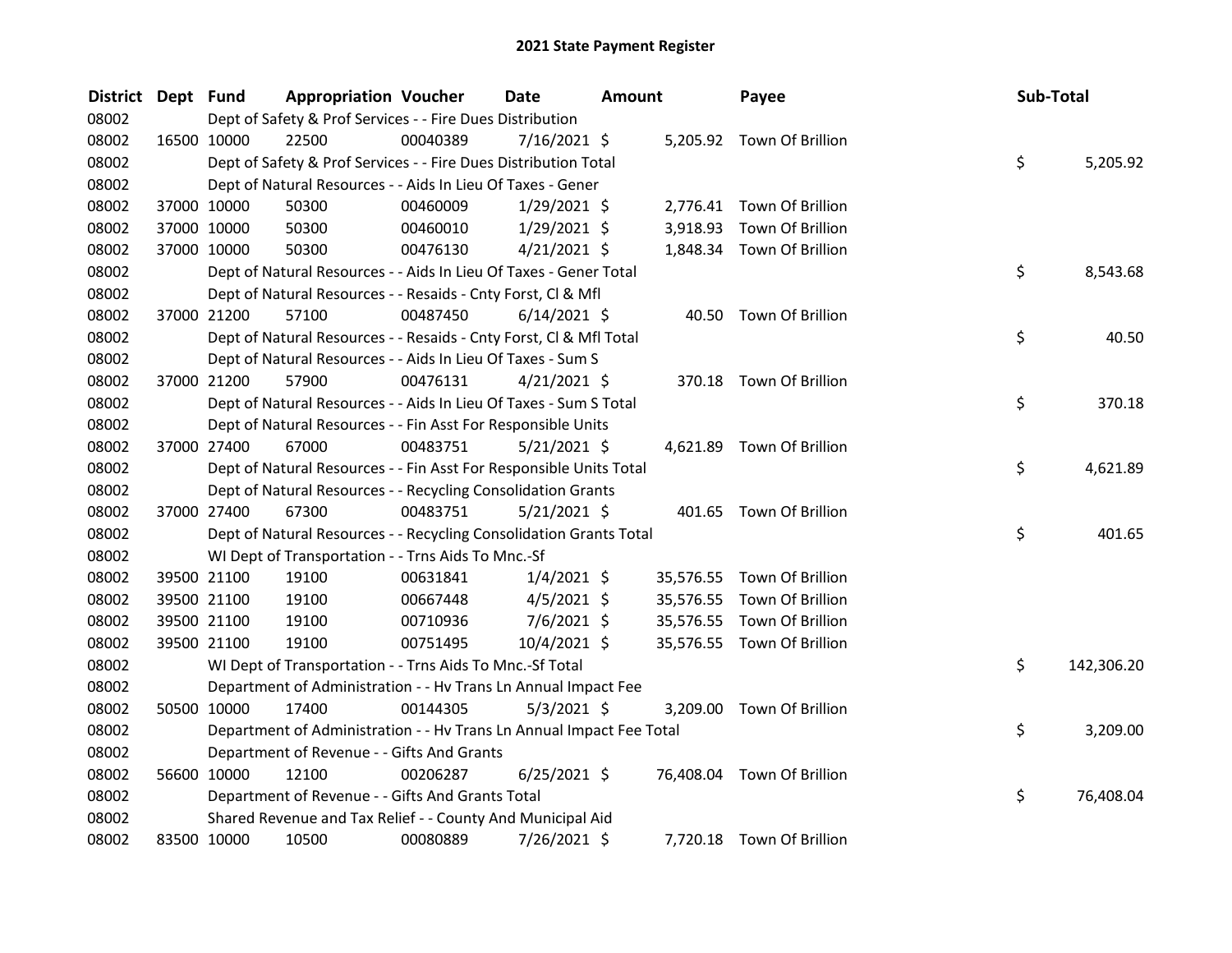# 2021 State Payment Register

| District | Dept | Fund | Appropriation | Voucher | Date | Amount | Payee | Sub-Total |
|---|---|---|---|---|---|---|---|---|
| 08002 | | Dept of Safety & Prof Services - - Fire Dues Distribution | | | | | | |
| 08002 | 16500 | 10000 | 22500 | 00040389 | 7/16/2021 | $ 5,205.92 | Town Of Brillion | |
| 08002 | | Dept of Safety & Prof Services - - Fire Dues Distribution Total | | | | | | $ 5,205.92 |
| 08002 | | Dept of Natural Resources - - Aids In Lieu Of Taxes - Gener | | | | | | |
| 08002 | 37000 | 10000 | 50300 | 00460009 | 1/29/2021 | $ 2,776.41 | Town Of Brillion | |
| 08002 | 37000 | 10000 | 50300 | 00460010 | 1/29/2021 | $ 3,918.93 | Town Of Brillion | |
| 08002 | 37000 | 10000 | 50300 | 00476130 | 4/21/2021 | $ 1,848.34 | Town Of Brillion | |
| 08002 | | Dept of Natural Resources - - Aids In Lieu Of Taxes - Gener Total | | | | | | $ 8,543.68 |
| 08002 | | Dept of Natural Resources - - Resaids - Cnty Forst, Cl & Mfl | | | | | | |
| 08002 | 37000 | 21200 | 57100 | 00487450 | 6/14/2021 | $ 40.50 | Town Of Brillion | |
| 08002 | | Dept of Natural Resources - - Resaids - Cnty Forst, Cl & Mfl Total | | | | | | $ 40.50 |
| 08002 | | Dept of Natural Resources - - Aids In Lieu Of Taxes - Sum S | | | | | | |
| 08002 | 37000 | 21200 | 57900 | 00476131 | 4/21/2021 | $ 370.18 | Town Of Brillion | |
| 08002 | | Dept of Natural Resources - - Aids In Lieu Of Taxes - Sum S Total | | | | | | $ 370.18 |
| 08002 | | Dept of Natural Resources - - Fin Asst For Responsible Units | | | | | | |
| 08002 | 37000 | 27400 | 67000 | 00483751 | 5/21/2021 | $ 4,621.89 | Town Of Brillion | |
| 08002 | | Dept of Natural Resources - - Fin Asst For Responsible Units Total | | | | | | $ 4,621.89 |
| 08002 | | Dept of Natural Resources - - Recycling Consolidation Grants | | | | | | |
| 08002 | 37000 | 27400 | 67300 | 00483751 | 5/21/2021 | $ 401.65 | Town Of Brillion | |
| 08002 | | Dept of Natural Resources - - Recycling Consolidation Grants Total | | | | | | $ 401.65 |
| 08002 | | WI Dept of Transportation - - Trns Aids To Mnc.-Sf | | | | | | |
| 08002 | 39500 | 21100 | 19100 | 00631841 | 1/4/2021 | $ 35,576.55 | Town Of Brillion | |
| 08002 | 39500 | 21100 | 19100 | 00667448 | 4/5/2021 | $ 35,576.55 | Town Of Brillion | |
| 08002 | 39500 | 21100 | 19100 | 00710936 | 7/6/2021 | $ 35,576.55 | Town Of Brillion | |
| 08002 | 39500 | 21100 | 19100 | 00751495 | 10/4/2021 | $ 35,576.55 | Town Of Brillion | |
| 08002 | | WI Dept of Transportation - - Trns Aids To Mnc.-Sf Total | | | | | | $ 142,306.20 |
| 08002 | | Department of Administration - - Hv Trans Ln Annual Impact Fee | | | | | | |
| 08002 | 50500 | 10000 | 17400 | 00144305 | 5/3/2021 | $ 3,209.00 | Town Of Brillion | |
| 08002 | | Department of Administration - - Hv Trans Ln Annual Impact Fee Total | | | | | | $ 3,209.00 |
| 08002 | | Department of Revenue - - Gifts And Grants | | | | | | |
| 08002 | 56600 | 10000 | 12100 | 00206287 | 6/25/2021 | $ 76,408.04 | Town Of Brillion | |
| 08002 | | Department of Revenue - - Gifts And Grants Total | | | | | | $ 76,408.04 |
| 08002 | | Shared Revenue and Tax Relief - - County And Municipal Aid | | | | | | |
| 08002 | 83500 | 10000 | 10500 | 00080889 | 7/26/2021 | $ 7,720.18 | Town Of Brillion | |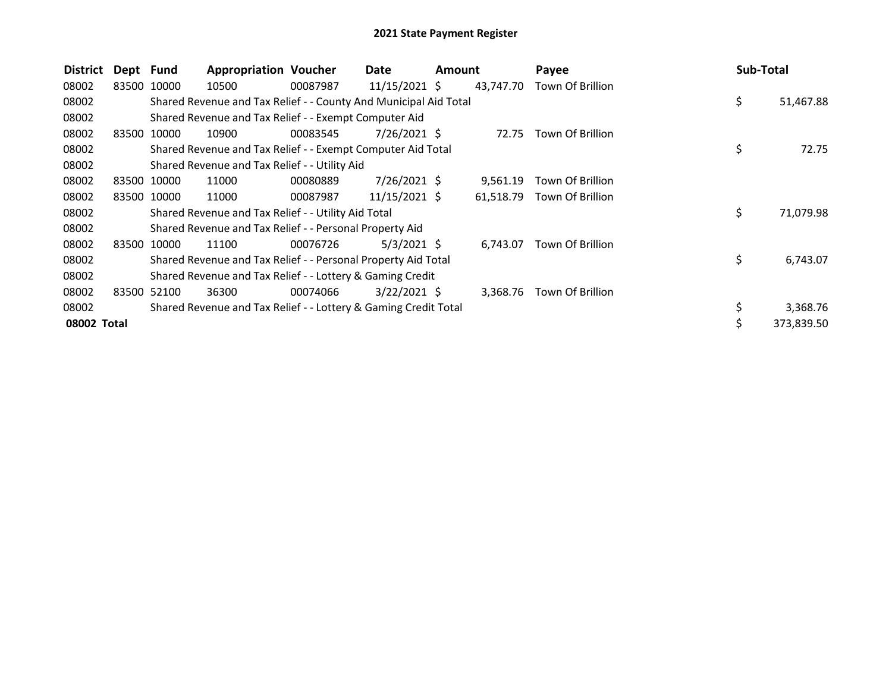# 2021 State Payment Register

| District | Dept | Fund | Appropriation | Voucher | Date | Amount | Payee | Sub-Total |
|---|---|---|---|---|---|---|---|---|
| 08002 | 83500 | 10000 | 10500 | 00087987 | 11/15/2021 | $ 43,747.70 | Town Of Brillion | |
| 08002 | | Shared Revenue and Tax Relief - - County And Municipal Aid Total | | | | | | $ 51,467.88 |
| 08002 | | Shared Revenue and Tax Relief - - Exempt Computer Aid | | | | | | |
| 08002 | 83500 | 10000 | 10900 | 00083545 | 7/26/2021 | $ 72.75 | Town Of Brillion | |
| 08002 | | Shared Revenue and Tax Relief - - Exempt Computer Aid Total | | | | | | $ 72.75 |
| 08002 | | Shared Revenue and Tax Relief - - Utility Aid | | | | | | |
| 08002 | 83500 | 10000 | 11000 | 00080889 | 7/26/2021 | $ 9,561.19 | Town Of Brillion | |
| 08002 | 83500 | 10000 | 11000 | 00087987 | 11/15/2021 | $ 61,518.79 | Town Of Brillion | |
| 08002 | | Shared Revenue and Tax Relief - - Utility Aid Total | | | | | | $ 71,079.98 |
| 08002 | | Shared Revenue and Tax Relief - - Personal Property Aid | | | | | | |
| 08002 | 83500 | 10000 | 11100 | 00076726 | 5/3/2021 | $ 6,743.07 | Town Of Brillion | |
| 08002 | | Shared Revenue and Tax Relief - - Personal Property Aid Total | | | | | | $ 6,743.07 |
| 08002 | | Shared Revenue and Tax Relief - - Lottery & Gaming Credit | | | | | | |
| 08002 | 83500 | 52100 | 36300 | 00074066 | 3/22/2021 | $ 3,368.76 | Town Of Brillion | |
| 08002 | | Shared Revenue and Tax Relief - - Lottery & Gaming Credit Total | | | | | | $ 3,368.76 |
| **08002 Total** | | | | | | | | $ 373,839.50 |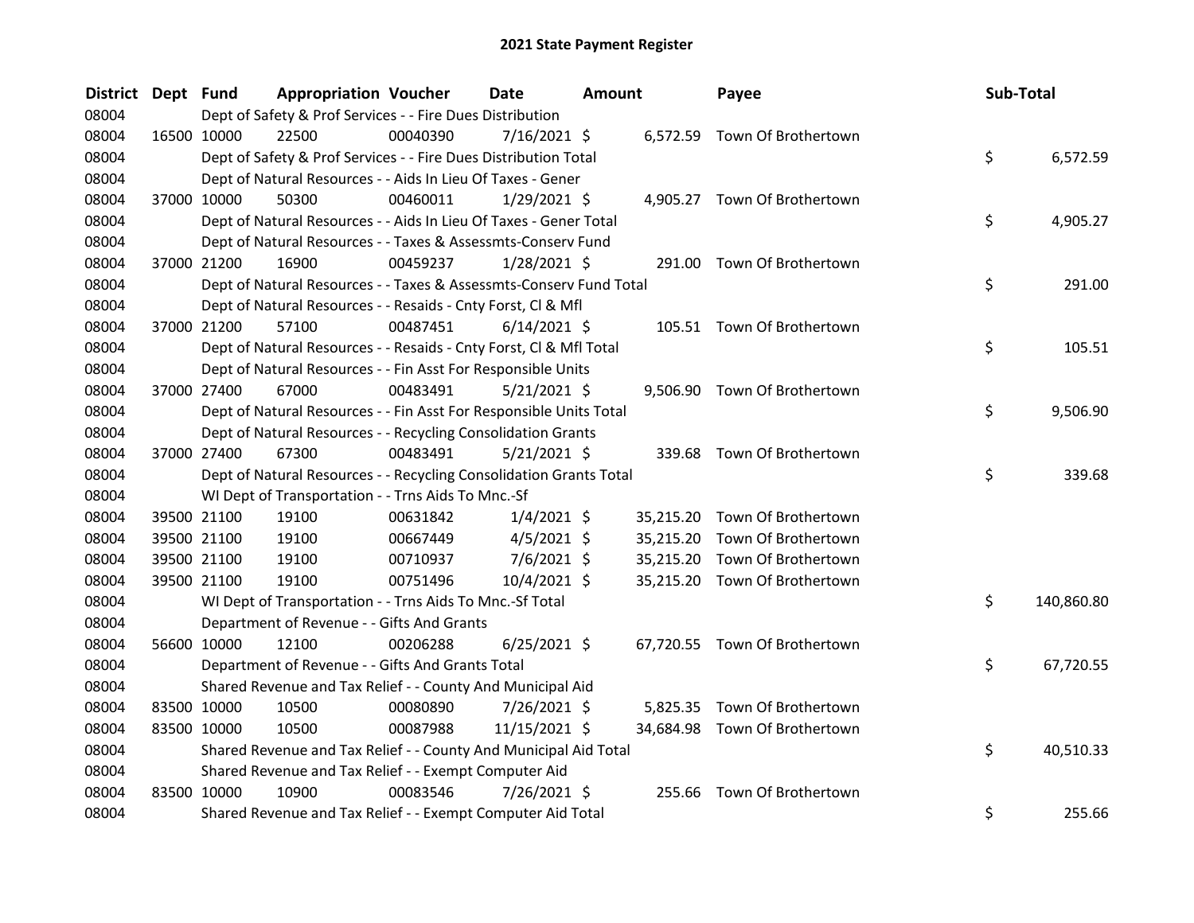# 2021 State Payment Register

| District | Dept | Fund | Appropriation | Voucher | Date | Amount | Payee | Sub-Total |
|---|---|---|---|---|---|---|---|---|
| 08004 | | Dept of Safety & Prof Services - - Fire Dues Distribution | | | | | | |
| 08004 | 16500 | 10000 | 22500 | 00040390 | 7/16/2021 | $ 6,572.59 | Town Of Brothertown | |
| 08004 | | Dept of Safety & Prof Services - - Fire Dues Distribution Total | | | | | | $ 6,572.59 |
| 08004 | | Dept of Natural Resources - - Aids In Lieu Of Taxes - Gener | | | | | | |
| 08004 | 37000 | 10000 | 50300 | 00460011 | 1/29/2021 | $ 4,905.27 | Town Of Brothertown | |
| 08004 | | Dept of Natural Resources - - Aids In Lieu Of Taxes - Gener Total | | | | | | $ 4,905.27 |
| 08004 | | Dept of Natural Resources - - Taxes & Assessmts-Conserv Fund | | | | | | |
| 08004 | 37000 | 21200 | 16900 | 00459237 | 1/28/2021 | $ 291.00 | Town Of Brothertown | |
| 08004 | | Dept of Natural Resources - - Taxes & Assessmts-Conserv Fund Total | | | | | | $ 291.00 |
| 08004 | | Dept of Natural Resources - - Resaids - Cnty Forst, Cl & Mfl | | | | | | |
| 08004 | 37000 | 21200 | 57100 | 00487451 | 6/14/2021 | $ 105.51 | Town Of Brothertown | |
| 08004 | | Dept of Natural Resources - - Resaids - Cnty Forst, Cl & Mfl Total | | | | | | $ 105.51 |
| 08004 | | Dept of Natural Resources - - Fin Asst For Responsible Units | | | | | | |
| 08004 | 37000 | 27400 | 67000 | 00483491 | 5/21/2021 | $ 9,506.90 | Town Of Brothertown | |
| 08004 | | Dept of Natural Resources - - Fin Asst For Responsible Units Total | | | | | | $ 9,506.90 |
| 08004 | | Dept of Natural Resources - - Recycling Consolidation Grants | | | | | | |
| 08004 | 37000 | 27400 | 67300 | 00483491 | 5/21/2021 | $ 339.68 | Town Of Brothertown | |
| 08004 | | Dept of Natural Resources - - Recycling Consolidation Grants Total | | | | | | $ 339.68 |
| 08004 | | WI Dept of Transportation - - Trns Aids To Mnc.-Sf | | | | | | |
| 08004 | 39500 | 21100 | 19100 | 00631842 | 1/4/2021 | $ 35,215.20 | Town Of Brothertown | |
| 08004 | 39500 | 21100 | 19100 | 00667449 | 4/5/2021 | $ 35,215.20 | Town Of Brothertown | |
| 08004 | 39500 | 21100 | 19100 | 00710937 | 7/6/2021 | $ 35,215.20 | Town Of Brothertown | |
| 08004 | 39500 | 21100 | 19100 | 00751496 | 10/4/2021 | $ 35,215.20 | Town Of Brothertown | |
| 08004 | | WI Dept of Transportation - - Trns Aids To Mnc.-Sf Total | | | | | | $ 140,860.80 |
| 08004 | | Department of Revenue - - Gifts And Grants | | | | | | |
| 08004 | 56600 | 10000 | 12100 | 00206288 | 6/25/2021 | $ 67,720.55 | Town Of Brothertown | |
| 08004 | | Department of Revenue - - Gifts And Grants Total | | | | | | $ 67,720.55 |
| 08004 | | Shared Revenue and Tax Relief - - County And Municipal Aid | | | | | | |
| 08004 | 83500 | 10000 | 10500 | 00080890 | 7/26/2021 | $ 5,825.35 | Town Of Brothertown | |
| 08004 | 83500 | 10000 | 10500 | 00087988 | 11/15/2021 | $ 34,684.98 | Town Of Brothertown | |
| 08004 | | Shared Revenue and Tax Relief - - County And Municipal Aid Total | | | | | | $ 40,510.33 |
| 08004 | | Shared Revenue and Tax Relief - - Exempt Computer Aid | | | | | | |
| 08004 | 83500 | 10000 | 10900 | 00083546 | 7/26/2021 | $ 255.66 | Town Of Brothertown | |
| 08004 | | Shared Revenue and Tax Relief - - Exempt Computer Aid Total | | | | | | $ 255.66 |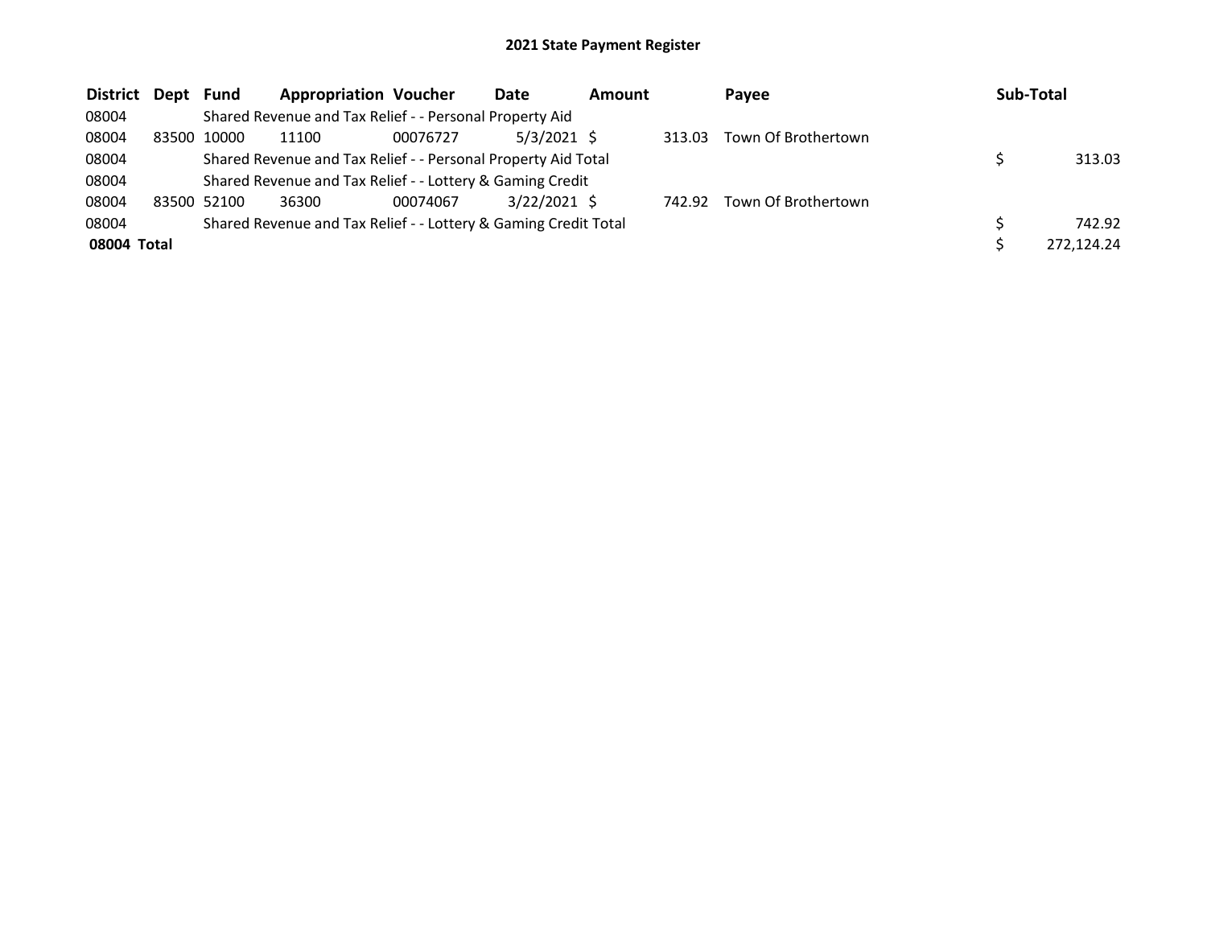## 2021 State Payment Register

| District | Dept | Fund | Appropriation | Voucher | Date | Amount | Payee | Sub-Total |
|---|---|---|---|---|---|---|---|---|
| 08004 | | Shared Revenue and Tax Relief - - Personal Property Aid | | | | | | |
| 08004 | 83500 | 10000 | 11100 | 00076727 | 5/3/2021 | $ 313.03 | Town Of Brothertown | |
| 08004 | | Shared Revenue and Tax Relief - - Personal Property Aid Total | | | | | | $ 313.03 |
| 08004 | | Shared Revenue and Tax Relief - - Lottery & Gaming Credit | | | | | | |
| 08004 | 83500 | 52100 | 36300 | 00074067 | 3/22/2021 | $ 742.92 | Town Of Brothertown | |
| 08004 | | Shared Revenue and Tax Relief - - Lottery & Gaming Credit Total | | | | | | $ 742.92 |
| **08004 Total** | | | | | | | | $ 272,124.24 |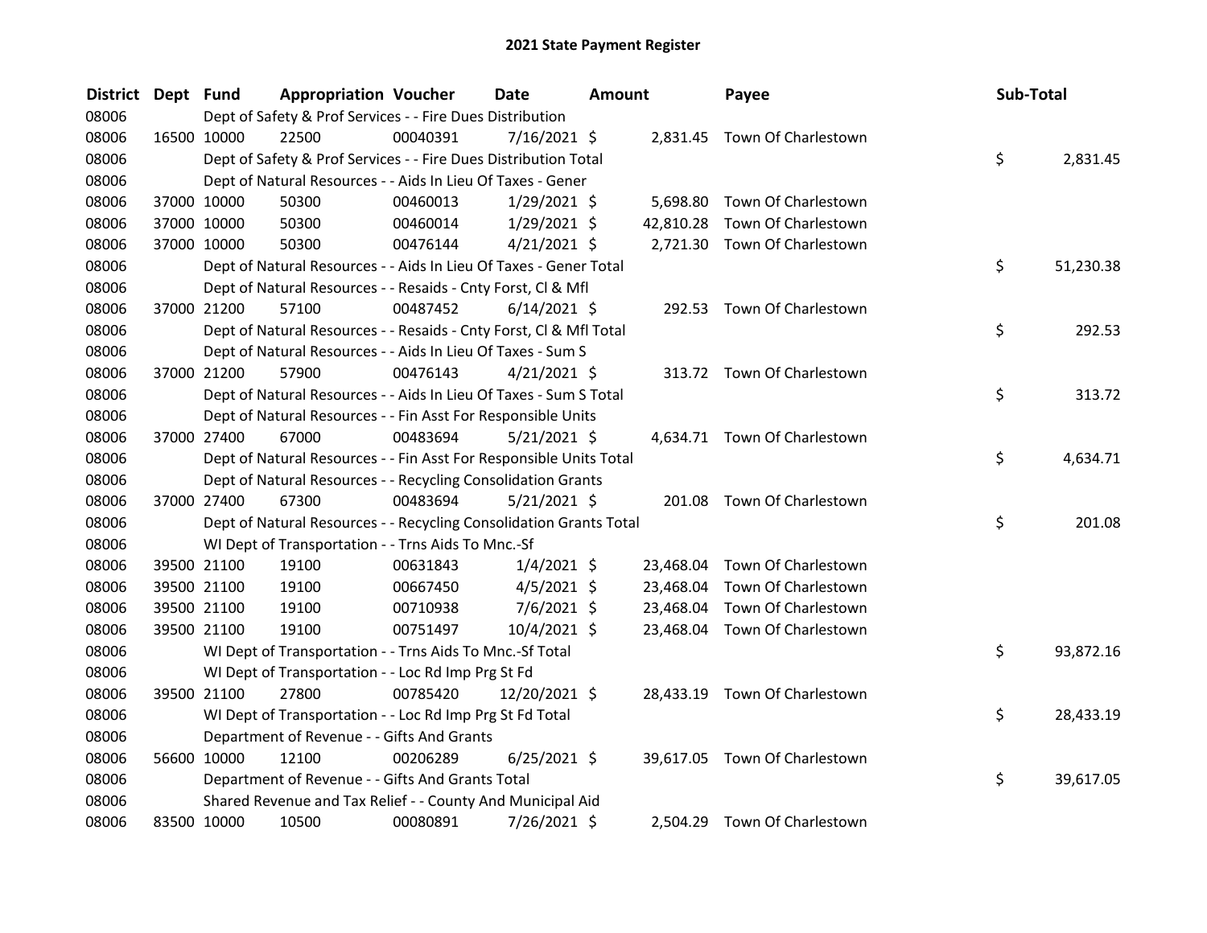# 2021 State Payment Register

| District | Dept | Fund | Appropriation | Voucher | Date | Amount | Payee | Sub-Total |
|---|---|---|---|---|---|---|---|---|
| 08006 | | Dept of Safety & Prof Services - - Fire Dues Distribution | | | | | | |
| 08006 | 16500 | 10000 | 22500 | 00040391 | 7/16/2021 | $ 2,831.45 | Town Of Charlestown | |
| 08006 | | Dept of Safety & Prof Services - - Fire Dues Distribution Total | | | | | | $ 2,831.45 |
| 08006 | | Dept of Natural Resources - - Aids In Lieu Of Taxes - Gener | | | | | | |
| 08006 | 37000 | 10000 | 50300 | 00460013 | 1/29/2021 | $ 5,698.80 | Town Of Charlestown | |
| 08006 | 37000 | 10000 | 50300 | 00460014 | 1/29/2021 | $ 42,810.28 | Town Of Charlestown | |
| 08006 | 37000 | 10000 | 50300 | 00476144 | 4/21/2021 | $ 2,721.30 | Town Of Charlestown | |
| 08006 | | Dept of Natural Resources - - Aids In Lieu Of Taxes - Gener Total | | | | | | $ 51,230.38 |
| 08006 | | Dept of Natural Resources - - Resaids - Cnty Forst, Cl & Mfl | | | | | | |
| 08006 | 37000 | 21200 | 57100 | 00487452 | 6/14/2021 | $ 292.53 | Town Of Charlestown | |
| 08006 | | Dept of Natural Resources - - Resaids - Cnty Forst, Cl & Mfl Total | | | | | | $ 292.53 |
| 08006 | | Dept of Natural Resources - - Aids In Lieu Of Taxes - Sum S | | | | | | |
| 08006 | 37000 | 21200 | 57900 | 00476143 | 4/21/2021 | $ 313.72 | Town Of Charlestown | |
| 08006 | | Dept of Natural Resources - - Aids In Lieu Of Taxes - Sum S Total | | | | | | $ 313.72 |
| 08006 | | Dept of Natural Resources - - Fin Asst For Responsible Units | | | | | | |
| 08006 | 37000 | 27400 | 67000 | 00483694 | 5/21/2021 | $ 4,634.71 | Town Of Charlestown | |
| 08006 | | Dept of Natural Resources - - Fin Asst For Responsible Units Total | | | | | | $ 4,634.71 |
| 08006 | | Dept of Natural Resources - - Recycling Consolidation Grants | | | | | | |
| 08006 | 37000 | 27400 | 67300 | 00483694 | 5/21/2021 | $ 201.08 | Town Of Charlestown | |
| 08006 | | Dept of Natural Resources - - Recycling Consolidation Grants Total | | | | | | $ 201.08 |
| 08006 | | WI Dept of Transportation - - Trns Aids To Mnc.-Sf | | | | | | |
| 08006 | 39500 | 21100 | 19100 | 00631843 | 1/4/2021 | $ 23,468.04 | Town Of Charlestown | |
| 08006 | 39500 | 21100 | 19100 | 00667450 | 4/5/2021 | $ 23,468.04 | Town Of Charlestown | |
| 08006 | 39500 | 21100 | 19100 | 00710938 | 7/6/2021 | $ 23,468.04 | Town Of Charlestown | |
| 08006 | 39500 | 21100 | 19100 | 00751497 | 10/4/2021 | $ 23,468.04 | Town Of Charlestown | |
| 08006 | | WI Dept of Transportation - - Trns Aids To Mnc.-Sf Total | | | | | | $ 93,872.16 |
| 08006 | | WI Dept of Transportation - - Loc Rd Imp Prg St Fd | | | | | | |
| 08006 | 39500 | 21100 | 27800 | 00785420 | 12/20/2021 | $ 28,433.19 | Town Of Charlestown | |
| 08006 | | WI Dept of Transportation - - Loc Rd Imp Prg St Fd Total | | | | | | $ 28,433.19 |
| 08006 | | Department of Revenue - - Gifts And Grants | | | | | | |
| 08006 | 56600 | 10000 | 12100 | 00206289 | 6/25/2021 | $ 39,617.05 | Town Of Charlestown | |
| 08006 | | Department of Revenue - - Gifts And Grants Total | | | | | | $ 39,617.05 |
| 08006 | | Shared Revenue and Tax Relief - - County And Municipal Aid | | | | | | |
| 08006 | 83500 | 10000 | 10500 | 00080891 | 7/26/2021 | $ 2,504.29 | Town Of Charlestown | |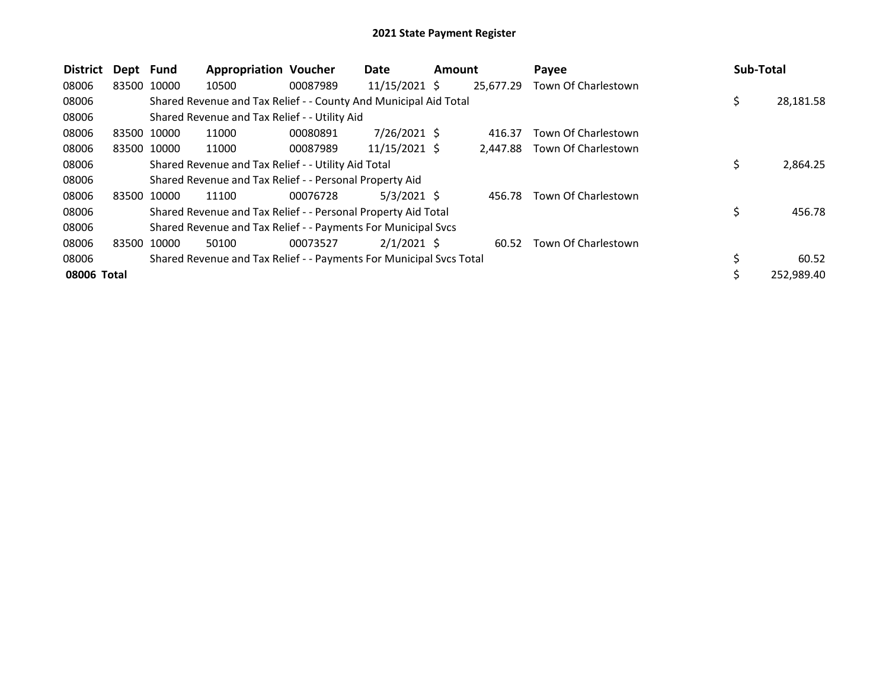# 2021 State Payment Register

| District | Dept | Fund | Appropriation | Voucher | Date | Amount | Payee | Sub-Total |
|---|---|---|---|---|---|---|---|---|
| 08006 | 83500 | 10000 | 10500 | 00087989 | 11/15/2021 | $ 25,677.29 | Town Of Charlestown | |
| 08006 | | Shared Revenue and Tax Relief - - County And Municipal Aid Total | | | | | | $ 28,181.58 |
| 08006 | | Shared Revenue and Tax Relief - - Utility Aid | | | | | | |
| 08006 | 83500 | 10000 | 11000 | 00080891 | 7/26/2021 | $ 416.37 | Town Of Charlestown | |
| 08006 | 83500 | 10000 | 11000 | 00087989 | 11/15/2021 | $ 2,447.88 | Town Of Charlestown | |
| 08006 | | Shared Revenue and Tax Relief - - Utility Aid Total | | | | | | $ 2,864.25 |
| 08006 | | Shared Revenue and Tax Relief - - Personal Property Aid | | | | | | |
| 08006 | 83500 | 10000 | 11100 | 00076728 | 5/3/2021 | $ 456.78 | Town Of Charlestown | |
| 08006 | | Shared Revenue and Tax Relief - - Personal Property Aid Total | | | | | | $ 456.78 |
| 08006 | | Shared Revenue and Tax Relief - - Payments For Municipal Svcs | | | | | | |
| 08006 | 83500 | 10000 | 50100 | 00073527 | 2/1/2021 | $ 60.52 | Town Of Charlestown | |
| 08006 | | Shared Revenue and Tax Relief - - Payments For Municipal Svcs Total | | | | | | $ 60.52 |
| **08006 Total** | | | | | | | | $ 252,989.40 |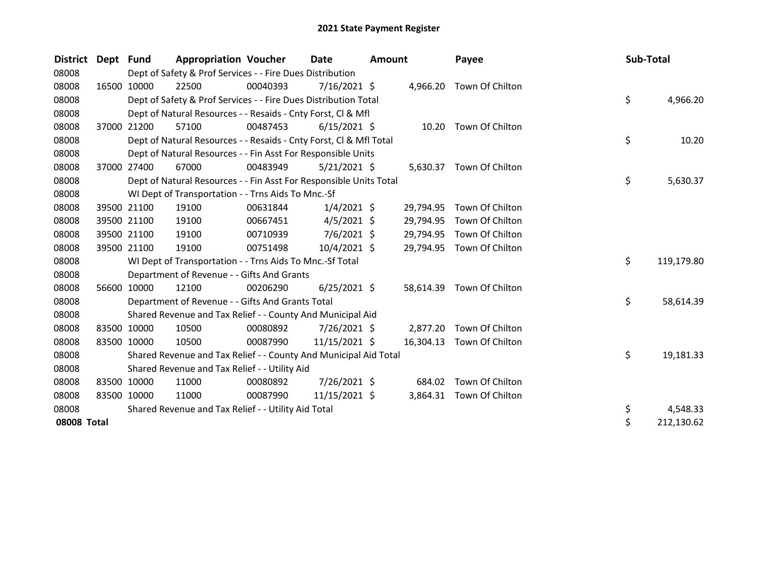# 2021 State Payment Register

| District | Dept | Fund | Appropriation | Voucher | Date | Amount | Payee | Sub-Total |
|---|---|---|---|---|---|---|---|---|
| 08008 | | Dept of Safety & Prof Services - - Fire Dues Distribution | | | | | | |
| 08008 | 16500 | 10000 | 22500 | 00040393 | 7/16/2021 | $ 4,966.20 | Town Of Chilton | |
| 08008 | | Dept of Safety & Prof Services - - Fire Dues Distribution Total | | | | | | $ 4,966.20 |
| 08008 | | Dept of Natural Resources - - Resaids - Cnty Forst, Cl & Mfl | | | | | | |
| 08008 | 37000 | 21200 | 57100 | 00487453 | 6/15/2021 | $ 10.20 | Town Of Chilton | |
| 08008 | | Dept of Natural Resources - - Resaids - Cnty Forst, Cl & Mfl Total | | | | | | $ 10.20 |
| 08008 | | Dept of Natural Resources - - Fin Asst For Responsible Units | | | | | | |
| 08008 | 37000 | 27400 | 67000 | 00483949 | 5/21/2021 | $ 5,630.37 | Town Of Chilton | |
| 08008 | | Dept of Natural Resources - - Fin Asst For Responsible Units Total | | | | | | $ 5,630.37 |
| 08008 | | WI Dept of Transportation - - Trns Aids To Mnc.-Sf | | | | | | |
| 08008 | 39500 | 21100 | 19100 | 00631844 | 1/4/2021 | $ 29,794.95 | Town Of Chilton | |
| 08008 | 39500 | 21100 | 19100 | 00667451 | 4/5/2021 | $ 29,794.95 | Town Of Chilton | |
| 08008 | 39500 | 21100 | 19100 | 00710939 | 7/6/2021 | $ 29,794.95 | Town Of Chilton | |
| 08008 | 39500 | 21100 | 19100 | 00751498 | 10/4/2021 | $ 29,794.95 | Town Of Chilton | |
| 08008 | | WI Dept of Transportation - - Trns Aids To Mnc.-Sf Total | | | | | | $ 119,179.80 |
| 08008 | | Department of Revenue - - Gifts And Grants | | | | | | |
| 08008 | 56600 | 10000 | 12100 | 00206290 | 6/25/2021 | $ 58,614.39 | Town Of Chilton | |
| 08008 | | Department of Revenue - - Gifts And Grants Total | | | | | | $ 58,614.39 |
| 08008 | | Shared Revenue and Tax Relief - - County And Municipal Aid | | | | | | |
| 08008 | 83500 | 10000 | 10500 | 00080892 | 7/26/2021 | $ 2,877.20 | Town Of Chilton | |
| 08008 | 83500 | 10000 | 10500 | 00087990 | 11/15/2021 | $ 16,304.13 | Town Of Chilton | |
| 08008 | | Shared Revenue and Tax Relief - - County And Municipal Aid Total | | | | | | $ 19,181.33 |
| 08008 | | Shared Revenue and Tax Relief - - Utility Aid | | | | | | |
| 08008 | 83500 | 10000 | 11000 | 00080892 | 7/26/2021 | $ 684.02 | Town Of Chilton | |
| 08008 | 83500 | 10000 | 11000 | 00087990 | 11/15/2021 | $ 3,864.31 | Town Of Chilton | |
| 08008 | | Shared Revenue and Tax Relief - - Utility Aid Total | | | | | | $ 4,548.33 |
| **08008 Total** | | | | | | | | $ 212,130.62 |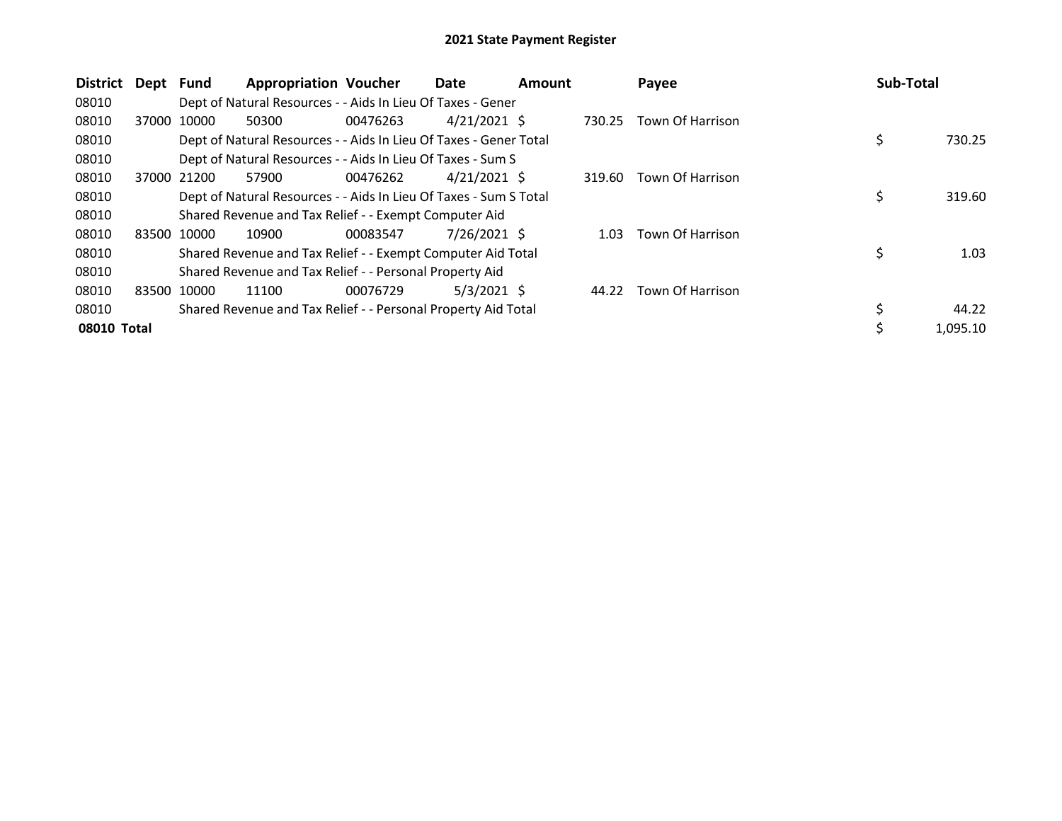# 2021 State Payment Register

| District | Dept | Fund | Appropriation | Voucher | Date | Amount | Payee | Sub-Total |
|---|---|---|---|---|---|---|---|---|
| 08010 | | Dept of Natural Resources - - Aids In Lieu Of Taxes - Gener | | | | | | |
| 08010 | 37000 | 10000 | 50300 | 00476263 | 4/21/2021 | $ 730.25 | Town Of Harrison | |
| 08010 | | Dept of Natural Resources - - Aids In Lieu Of Taxes - Gener Total | | | | | | $ 730.25 |
| 08010 | | Dept of Natural Resources - - Aids In Lieu Of Taxes - Sum S | | | | | | |
| 08010 | 37000 | 21200 | 57900 | 00476262 | 4/21/2021 | $ 319.60 | Town Of Harrison | |
| 08010 | | Dept of Natural Resources - - Aids In Lieu Of Taxes - Sum S Total | | | | | | $ 319.60 |
| 08010 | | Shared Revenue and Tax Relief - - Exempt Computer Aid | | | | | | |
| 08010 | 83500 | 10000 | 10900 | 00083547 | 7/26/2021 | $ 1.03 | Town Of Harrison | |
| 08010 | | Shared Revenue and Tax Relief - - Exempt Computer Aid Total | | | | | | $ 1.03 |
| 08010 | | Shared Revenue and Tax Relief - - Personal Property Aid | | | | | | |
| 08010 | 83500 | 10000 | 11100 | 00076729 | 5/3/2021 | $ 44.22 | Town Of Harrison | |
| 08010 | | Shared Revenue and Tax Relief - - Personal Property Aid Total | | | | | | $ 44.22 |
| **08010 Total** | | | | | | | | $ 1,095.10 |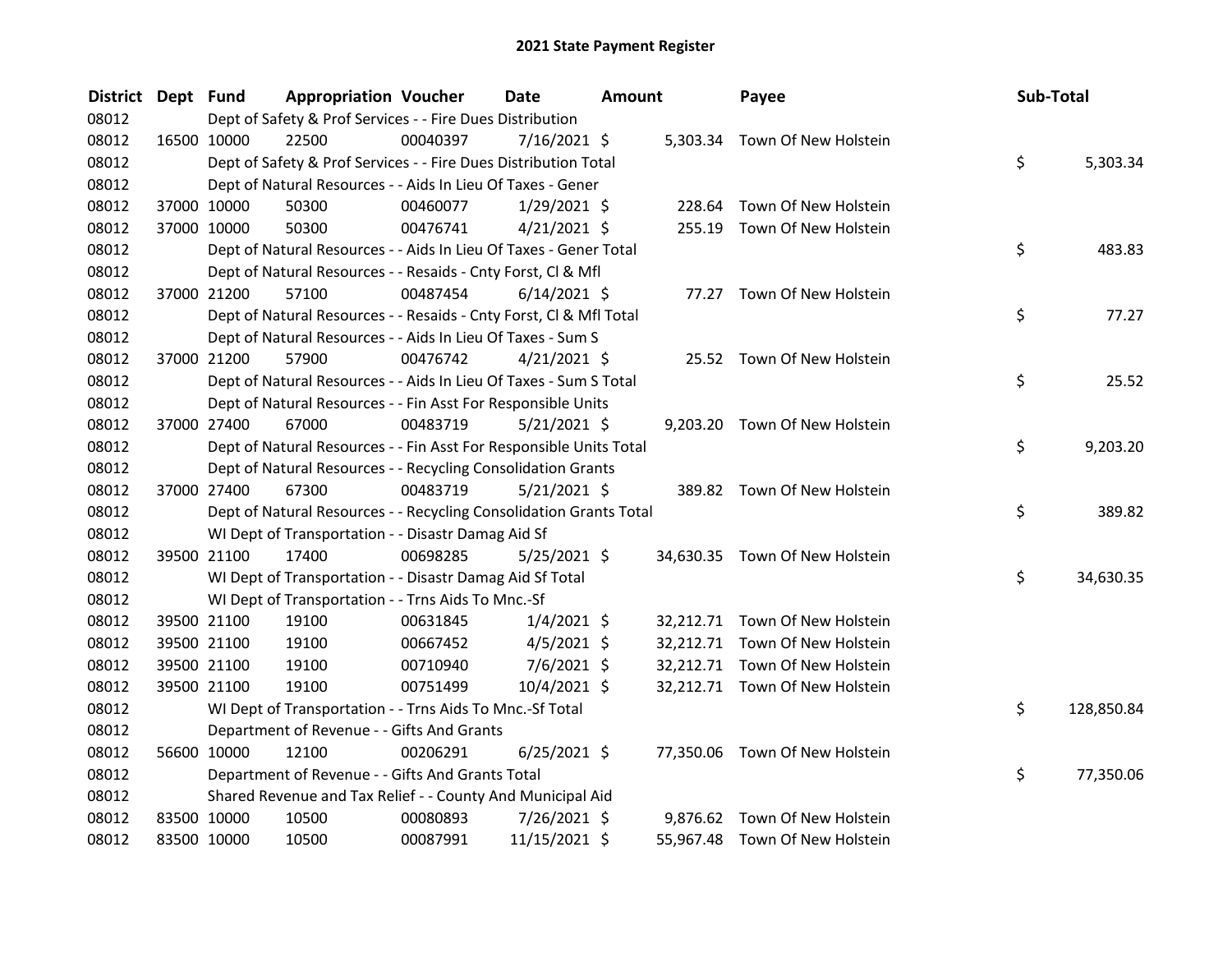# 2021 State Payment Register

| District | Dept | Fund | Appropriation | Voucher | Date | Amount | Payee | Sub-Total |
|---|---|---|---|---|---|---|---|---|
| 08012 | | Dept of Safety & Prof Services - - Fire Dues Distribution | | | | | | |
| 08012 | 16500 | 10000 | 22500 | 00040397 | 7/16/2021 | $ 5,303.34 | Town Of New Holstein | |
| 08012 | | Dept of Safety & Prof Services - - Fire Dues Distribution Total | | | | | | $ 5,303.34 |
| 08012 | | Dept of Natural Resources - - Aids In Lieu Of Taxes - Gener | | | | | | |
| 08012 | 37000 | 10000 | 50300 | 00460077 | 1/29/2021 | $ 228.64 | Town Of New Holstein | |
| 08012 | 37000 | 10000 | 50300 | 00476741 | 4/21/2021 | $ 255.19 | Town Of New Holstein | |
| 08012 | | Dept of Natural Resources - - Aids In Lieu Of Taxes - Gener Total | | | | | | $ 483.83 |
| 08012 | | Dept of Natural Resources - - Resaids - Cnty Forst, Cl & Mfl | | | | | | |
| 08012 | 37000 | 21200 | 57100 | 00487454 | 6/14/2021 | $ 77.27 | Town Of New Holstein | |
| 08012 | | Dept of Natural Resources - - Resaids - Cnty Forst, Cl & Mfl Total | | | | | | $ 77.27 |
| 08012 | | Dept of Natural Resources - - Aids In Lieu Of Taxes - Sum S | | | | | | |
| 08012 | 37000 | 21200 | 57900 | 00476742 | 4/21/2021 | $ 25.52 | Town Of New Holstein | |
| 08012 | | Dept of Natural Resources - - Aids In Lieu Of Taxes - Sum S Total | | | | | | $ 25.52 |
| 08012 | | Dept of Natural Resources - - Fin Asst For Responsible Units | | | | | | |
| 08012 | 37000 | 27400 | 67000 | 00483719 | 5/21/2021 | $ 9,203.20 | Town Of New Holstein | |
| 08012 | | Dept of Natural Resources - - Fin Asst For Responsible Units Total | | | | | | $ 9,203.20 |
| 08012 | | Dept of Natural Resources - - Recycling Consolidation Grants | | | | | | |
| 08012 | 37000 | 27400 | 67300 | 00483719 | 5/21/2021 | $ 389.82 | Town Of New Holstein | |
| 08012 | | Dept of Natural Resources - - Recycling Consolidation Grants Total | | | | | | $ 389.82 |
| 08012 | | WI Dept of Transportation - - Disastr Damag Aid Sf | | | | | | |
| 08012 | 39500 | 21100 | 17400 | 00698285 | 5/25/2021 | $ 34,630.35 | Town Of New Holstein | |
| 08012 | | WI Dept of Transportation - - Disastr Damag Aid Sf Total | | | | | | $ 34,630.35 |
| 08012 | | WI Dept of Transportation - - Trns Aids To Mnc.-Sf | | | | | | |
| 08012 | 39500 | 21100 | 19100 | 00631845 | 1/4/2021 | $ 32,212.71 | Town Of New Holstein | |
| 08012 | 39500 | 21100 | 19100 | 00667452 | 4/5/2021 | $ 32,212.71 | Town Of New Holstein | |
| 08012 | 39500 | 21100 | 19100 | 00710940 | 7/6/2021 | $ 32,212.71 | Town Of New Holstein | |
| 08012 | 39500 | 21100 | 19100 | 00751499 | 10/4/2021 | $ 32,212.71 | Town Of New Holstein | |
| 08012 | | WI Dept of Transportation - - Trns Aids To Mnc.-Sf Total | | | | | | $ 128,850.84 |
| 08012 | | Department of Revenue - - Gifts And Grants | | | | | | |
| 08012 | 56600 | 10000 | 12100 | 00206291 | 6/25/2021 | $ 77,350.06 | Town Of New Holstein | |
| 08012 | | Department of Revenue - - Gifts And Grants Total | | | | | | $ 77,350.06 |
| 08012 | | Shared Revenue and Tax Relief - - County And Municipal Aid | | | | | | |
| 08012 | 83500 | 10000 | 10500 | 00080893 | 7/26/2021 | $ 9,876.62 | Town Of New Holstein | |
| 08012 | 83500 | 10000 | 10500 | 00087991 | 11/15/2021 | $ 55,967.48 | Town Of New Holstein | |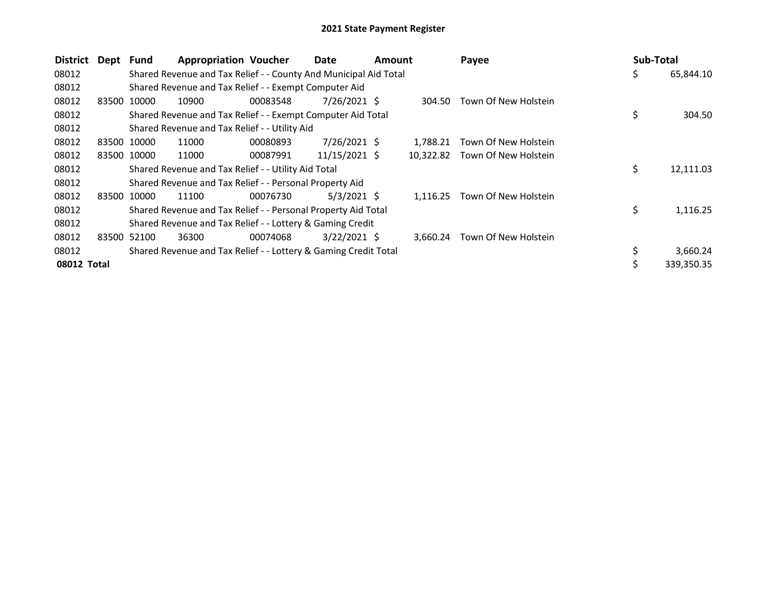# 2021 State Payment Register

| District | Dept | Fund | Appropriation | Voucher | Date | Amount | Payee | Sub-Total |
|---|---|---|---|---|---|---|---|---|
| 08012 | | Shared Revenue and Tax Relief - - County And Municipal Aid Total | | | | | | $ 65,844.10 |
| 08012 | | Shared Revenue and Tax Relief - - Exempt Computer Aid | | | | | | |
| 08012 | 83500 | 10000 | 10900 | 00083548 | 7/26/2021 | $ 304.50 | Town Of New Holstein | |
| 08012 | | Shared Revenue and Tax Relief - - Exempt Computer Aid Total | | | | | | $ 304.50 |
| 08012 | | Shared Revenue and Tax Relief - - Utility Aid | | | | | | |
| 08012 | 83500 | 10000 | 11000 | 00080893 | 7/26/2021 | $ 1,788.21 | Town Of New Holstein | |
| 08012 | 83500 | 10000 | 11000 | 00087991 | 11/15/2021 | $ 10,322.82 | Town Of New Holstein | |
| 08012 | | Shared Revenue and Tax Relief - - Utility Aid Total | | | | | | $ 12,111.03 |
| 08012 | | Shared Revenue and Tax Relief - - Personal Property Aid | | | | | | |
| 08012 | 83500 | 10000 | 11100 | 00076730 | 5/3/2021 | $ 1,116.25 | Town Of New Holstein | |
| 08012 | | Shared Revenue and Tax Relief - - Personal Property Aid Total | | | | | | $ 1,116.25 |
| 08012 | | Shared Revenue and Tax Relief - - Lottery & Gaming Credit | | | | | | |
| 08012 | 83500 | 52100 | 36300 | 00074068 | 3/22/2021 | $ 3,660.24 | Town Of New Holstein | |
| 08012 | | Shared Revenue and Tax Relief - - Lottery & Gaming Credit Total | | | | | | $ 3,660.24 |
| **08012 Total** | | | | | | | | $ 339,350.35 |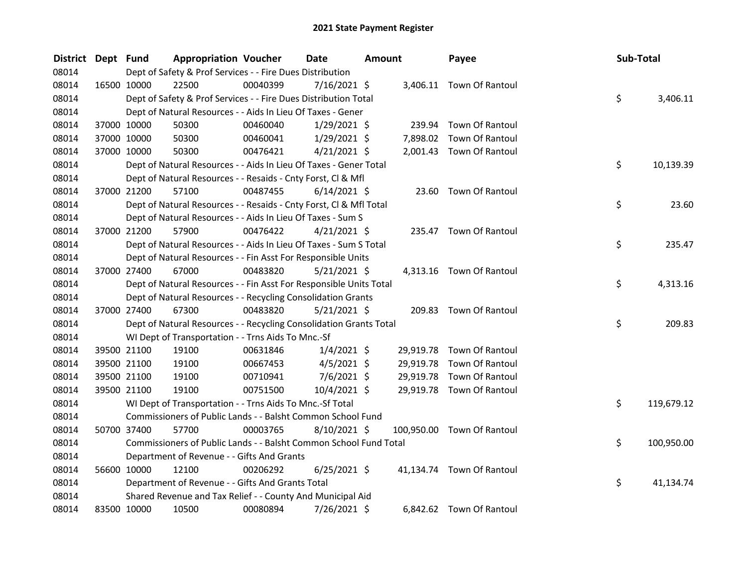# 2021 State Payment Register

| District | Dept | Fund | Appropriation | Voucher | Date | Amount | Payee | Sub-Total |
|---|---|---|---|---|---|---|---|---|
| 08014 | | Dept of Safety & Prof Services - - Fire Dues Distribution | | | | | | |
| 08014 | 16500 | 10000 | 22500 | 00040399 | 7/16/2021 | $ 3,406.11 | Town Of Rantoul | |
| 08014 | | Dept of Safety & Prof Services - - Fire Dues Distribution Total | | | | | | $ 3,406.11 |
| 08014 | | Dept of Natural Resources - - Aids In Lieu Of Taxes - Gener | | | | | | |
| 08014 | 37000 | 10000 | 50300 | 00460040 | 1/29/2021 | $ 239.94 | Town Of Rantoul | |
| 08014 | 37000 | 10000 | 50300 | 00460041 | 1/29/2021 | $ 7,898.02 | Town Of Rantoul | |
| 08014 | 37000 | 10000 | 50300 | 00476421 | 4/21/2021 | $ 2,001.43 | Town Of Rantoul | |
| 08014 | | Dept of Natural Resources - - Aids In Lieu Of Taxes - Gener Total | | | | | | $ 10,139.39 |
| 08014 | | Dept of Natural Resources - - Resaids - Cnty Forst, Cl & Mfl | | | | | | |
| 08014 | 37000 | 21200 | 57100 | 00487455 | 6/14/2021 | $ 23.60 | Town Of Rantoul | |
| 08014 | | Dept of Natural Resources - - Resaids - Cnty Forst, Cl & Mfl Total | | | | | | $ 23.60 |
| 08014 | | Dept of Natural Resources - - Aids In Lieu Of Taxes - Sum S | | | | | | |
| 08014 | 37000 | 21200 | 57900 | 00476422 | 4/21/2021 | $ 235.47 | Town Of Rantoul | |
| 08014 | | Dept of Natural Resources - - Aids In Lieu Of Taxes - Sum S Total | | | | | | $ 235.47 |
| 08014 | | Dept of Natural Resources - - Fin Asst For Responsible Units | | | | | | |
| 08014 | 37000 | 27400 | 67000 | 00483820 | 5/21/2021 | $ 4,313.16 | Town Of Rantoul | |
| 08014 | | Dept of Natural Resources - - Fin Asst For Responsible Units Total | | | | | | $ 4,313.16 |
| 08014 | | Dept of Natural Resources - - Recycling Consolidation Grants | | | | | | |
| 08014 | 37000 | 27400 | 67300 | 00483820 | 5/21/2021 | $ 209.83 | Town Of Rantoul | |
| 08014 | | Dept of Natural Resources - - Recycling Consolidation Grants Total | | | | | | $ 209.83 |
| 08014 | | WI Dept of Transportation - - Trns Aids To Mnc.-Sf | | | | | | |
| 08014 | 39500 | 21100 | 19100 | 00631846 | 1/4/2021 | $ 29,919.78 | Town Of Rantoul | |
| 08014 | 39500 | 21100 | 19100 | 00667453 | 4/5/2021 | $ 29,919.78 | Town Of Rantoul | |
| 08014 | 39500 | 21100 | 19100 | 00710941 | 7/6/2021 | $ 29,919.78 | Town Of Rantoul | |
| 08014 | 39500 | 21100 | 19100 | 00751500 | 10/4/2021 | $ 29,919.78 | Town Of Rantoul | |
| 08014 | | WI Dept of Transportation - - Trns Aids To Mnc.-Sf Total | | | | | | $ 119,679.12 |
| 08014 | | Commissioners of Public Lands - - Balsht Common School Fund | | | | | | |
| 08014 | 50700 | 37400 | 57700 | 00003765 | 8/10/2021 | $ 100,950.00 | Town Of Rantoul | |
| 08014 | | Commissioners of Public Lands - - Balsht Common School Fund Total | | | | | | $ 100,950.00 |
| 08014 | | Department of Revenue - - Gifts And Grants | | | | | | |
| 08014 | 56600 | 10000 | 12100 | 00206292 | 6/25/2021 | $ 41,134.74 | Town Of Rantoul | |
| 08014 | | Department of Revenue - - Gifts And Grants Total | | | | | | $ 41,134.74 |
| 08014 | | Shared Revenue and Tax Relief - - County And Municipal Aid | | | | | | |
| 08014 | 83500 | 10000 | 10500 | 00080894 | 7/26/2021 | $ 6,842.62 | Town Of Rantoul | |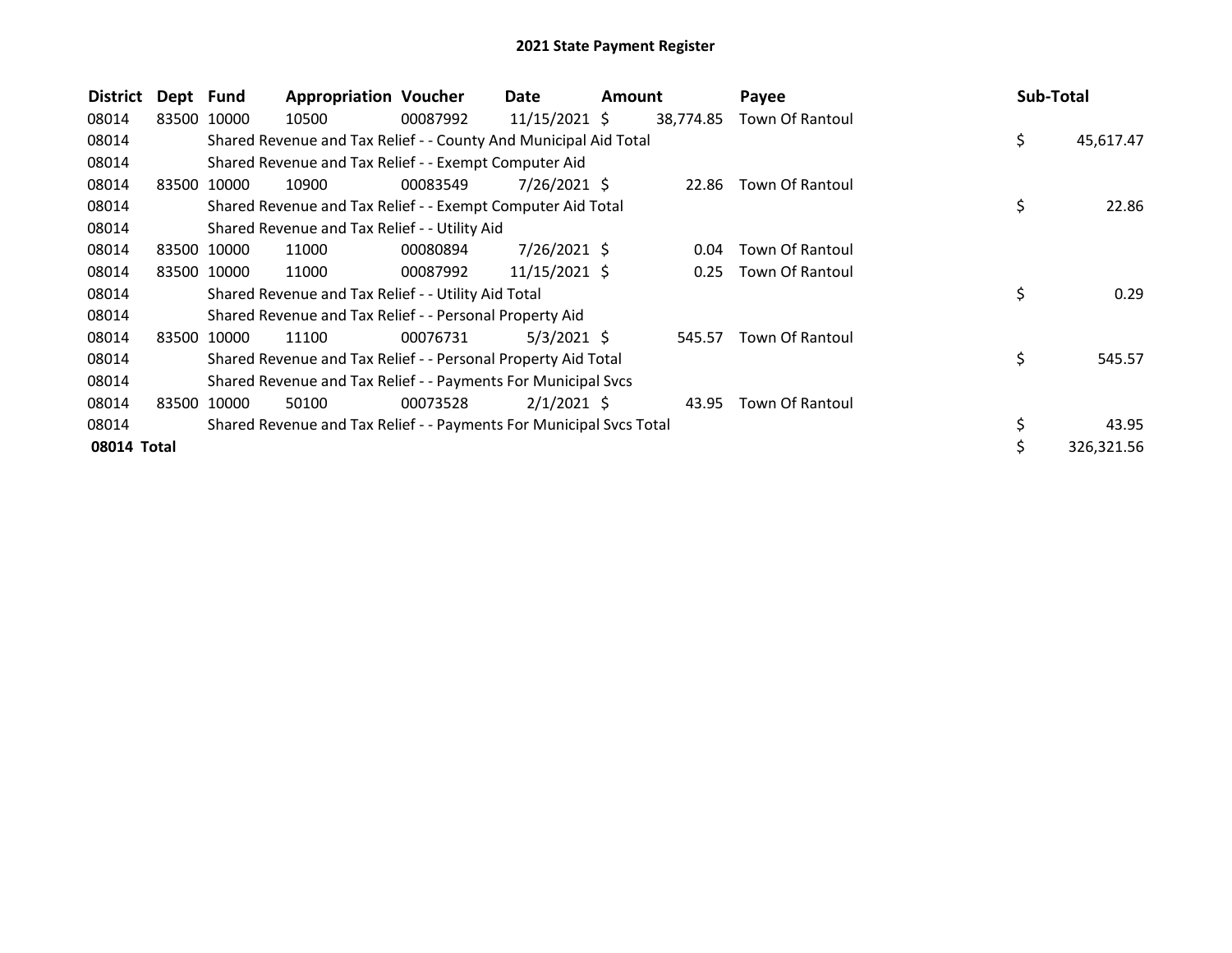# 2021 State Payment Register

| District | Dept | Fund | Appropriation | Voucher | Date | Amount | Payee | Sub-Total |
|---|---|---|---|---|---|---|---|---|
| 08014 | 83500 | 10000 | 10500 | 00087992 | 11/15/2021 | $ 38,774.85 | Town Of Rantoul | |
| 08014 | | Shared Revenue and Tax Relief - - County And Municipal Aid Total | | | | | | $ 45,617.47 |
| 08014 | | Shared Revenue and Tax Relief - - Exempt Computer Aid | | | | | | |
| 08014 | 83500 | 10000 | 10900 | 00083549 | 7/26/2021 | $ 22.86 | Town Of Rantoul | |
| 08014 | | Shared Revenue and Tax Relief - - Exempt Computer Aid Total | | | | | | $ 22.86 |
| 08014 | | Shared Revenue and Tax Relief - - Utility Aid | | | | | | |
| 08014 | 83500 | 10000 | 11000 | 00080894 | 7/26/2021 | $ 0.04 | Town Of Rantoul | |
| 08014 | 83500 | 10000 | 11000 | 00087992 | 11/15/2021 | $ 0.25 | Town Of Rantoul | |
| 08014 | | Shared Revenue and Tax Relief - - Utility Aid Total | | | | | | $ 0.29 |
| 08014 | | Shared Revenue and Tax Relief - - Personal Property Aid | | | | | | |
| 08014 | 83500 | 10000 | 11100 | 00076731 | 5/3/2021 | $ 545.57 | Town Of Rantoul | |
| 08014 | | Shared Revenue and Tax Relief - - Personal Property Aid Total | | | | | | $ 545.57 |
| 08014 | | Shared Revenue and Tax Relief - - Payments For Municipal Svcs | | | | | | |
| 08014 | 83500 | 10000 | 50100 | 00073528 | 2/1/2021 | $ 43.95 | Town Of Rantoul | |
| 08014 | | Shared Revenue and Tax Relief - - Payments For Municipal Svcs Total | | | | | | $ 43.95 |
| **08014 Total** | | | | | | | | $ 326,321.56 |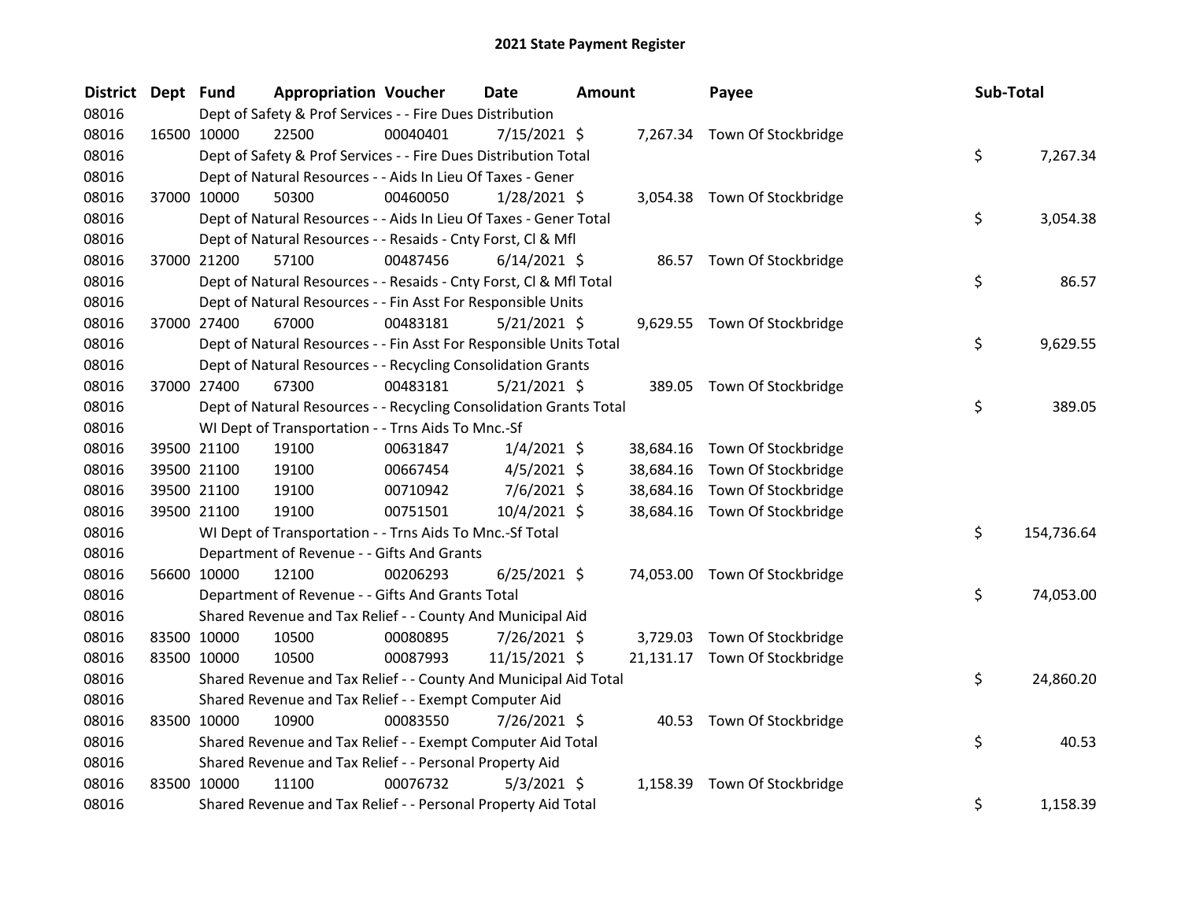# 2021 State Payment Register

| District | Dept | Fund | Appropriation | Voucher | Date | Amount | Payee | Sub-Total |
|---|---|---|---|---|---|---|---|---|
| 08016 | | Dept of Safety & Prof Services - - Fire Dues Distribution | | | | | | |
| 08016 | 16500 | 10000 | 22500 | 00040401 | 7/15/2021 | $ 7,267.34 | Town Of Stockbridge | |
| 08016 | | Dept of Safety & Prof Services - - Fire Dues Distribution Total | | | | | | $ 7,267.34 |
| 08016 | | Dept of Natural Resources - - Aids In Lieu Of Taxes - Gener | | | | | | |
| 08016 | 37000 | 10000 | 50300 | 00460050 | 1/28/2021 | $ 3,054.38 | Town Of Stockbridge | |
| 08016 | | Dept of Natural Resources - - Aids In Lieu Of Taxes - Gener Total | | | | | | $ 3,054.38 |
| 08016 | | Dept of Natural Resources - - Resaids - Cnty Forst, Cl & Mfl | | | | | | |
| 08016 | 37000 | 21200 | 57100 | 00487456 | 6/14/2021 | $ 86.57 | Town Of Stockbridge | |
| 08016 | | Dept of Natural Resources - - Resaids - Cnty Forst, Cl & Mfl Total | | | | | | $ 86.57 |
| 08016 | | Dept of Natural Resources - - Fin Asst For Responsible Units | | | | | | |
| 08016 | 37000 | 27400 | 67000 | 00483181 | 5/21/2021 | $ 9,629.55 | Town Of Stockbridge | |
| 08016 | | Dept of Natural Resources - - Fin Asst For Responsible Units Total | | | | | | $ 9,629.55 |
| 08016 | | Dept of Natural Resources - - Recycling Consolidation Grants | | | | | | |
| 08016 | 37000 | 27400 | 67300 | 00483181 | 5/21/2021 | $ 389.05 | Town Of Stockbridge | |
| 08016 | | Dept of Natural Resources - - Recycling Consolidation Grants Total | | | | | | $ 389.05 |
| 08016 | | WI Dept of Transportation - - Trns Aids To Mnc.-Sf | | | | | | |
| 08016 | 39500 | 21100 | 19100 | 00631847 | 1/4/2021 | $ 38,684.16 | Town Of Stockbridge | |
| 08016 | 39500 | 21100 | 19100 | 00667454 | 4/5/2021 | $ 38,684.16 | Town Of Stockbridge | |
| 08016 | 39500 | 21100 | 19100 | 00710942 | 7/6/2021 | $ 38,684.16 | Town Of Stockbridge | |
| 08016 | 39500 | 21100 | 19100 | 00751501 | 10/4/2021 | $ 38,684.16 | Town Of Stockbridge | |
| 08016 | | WI Dept of Transportation - - Trns Aids To Mnc.-Sf Total | | | | | | $ 154,736.64 |
| 08016 | | Department of Revenue - - Gifts And Grants | | | | | | |
| 08016 | 56600 | 10000 | 12100 | 00206293 | 6/25/2021 | $ 74,053.00 | Town Of Stockbridge | |
| 08016 | | Department of Revenue - - Gifts And Grants Total | | | | | | $ 74,053.00 |
| 08016 | | Shared Revenue and Tax Relief - - County And Municipal Aid | | | | | | |
| 08016 | 83500 | 10000 | 10500 | 00080895 | 7/26/2021 | $ 3,729.03 | Town Of Stockbridge | |
| 08016 | 83500 | 10000 | 10500 | 00087993 | 11/15/2021 | $ 21,131.17 | Town Of Stockbridge | |
| 08016 | | Shared Revenue and Tax Relief - - County And Municipal Aid Total | | | | | | $ 24,860.20 |
| 08016 | | Shared Revenue and Tax Relief - - Exempt Computer Aid | | | | | | |
| 08016 | 83500 | 10000 | 10900 | 00083550 | 7/26/2021 | $ 40.53 | Town Of Stockbridge | |
| 08016 | | Shared Revenue and Tax Relief - - Exempt Computer Aid Total | | | | | | $ 40.53 |
| 08016 | | Shared Revenue and Tax Relief - - Personal Property Aid | | | | | | |
| 08016 | 83500 | 10000 | 11100 | 00076732 | 5/3/2021 | $ 1,158.39 | Town Of Stockbridge | |
| 08016 | | Shared Revenue and Tax Relief - - Personal Property Aid Total | | | | | | $ 1,158.39 |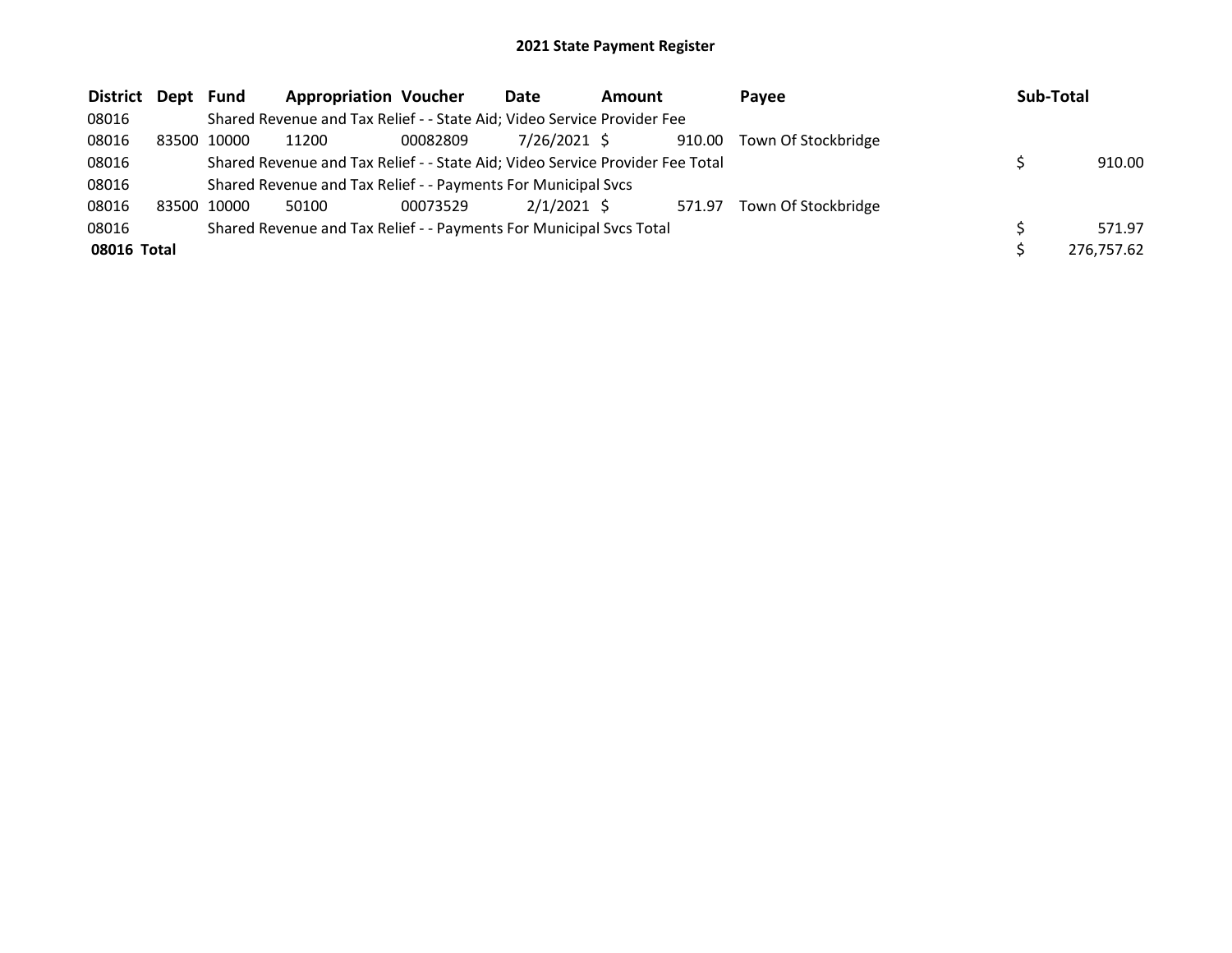# 2021 State Payment Register

| District | Dept | Fund | Appropriation | Voucher | Date | Amount | Payee | Sub-Total |
|---|---|---|---|---|---|---|---|---|
| 08016 | | Shared Revenue and Tax Relief - - State Aid; Video Service Provider Fee | | | | | | |
| 08016 | 83500 | 10000 | 11200 | 00082809 | 7/26/2021 | $ 910.00 | Town Of Stockbridge | |
| 08016 | | Shared Revenue and Tax Relief - - State Aid; Video Service Provider Fee Total | | | | | | $ 910.00 |
| 08016 | | Shared Revenue and Tax Relief - - Payments For Municipal Svcs | | | | | | |
| 08016 | 83500 | 10000 | 50100 | 00073529 | 2/1/2021 | $ 571.97 | Town Of Stockbridge | |
| 08016 | | Shared Revenue and Tax Relief - - Payments For Municipal Svcs Total | | | | | | $ 571.97 |
| **08016 Total** | | | | | | | | $ 276,757.62 |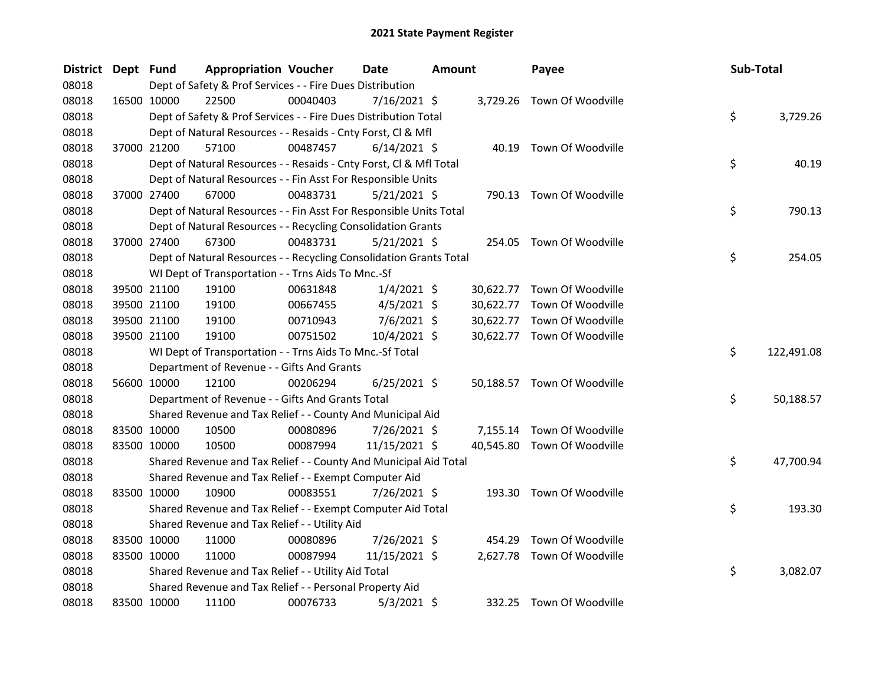# 2021 State Payment Register

| District | Dept | Fund | Appropriation | Voucher | Date | Amount | Payee | Sub-Total |
|---|---|---|---|---|---|---|---|---|
| 08018 | Dept of Safety & Prof Services - - Fire Dues Distribution | | | | | | | |
| 08018 | 16500 | 10000 | 22500 | 00040403 | 7/16/2021 | $ 3,729.26 | Town Of Woodville | |
| 08018 | Dept of Safety & Prof Services - - Fire Dues Distribution Total | | | | | | | $ 3,729.26 |
| 08018 | Dept of Natural Resources - - Resaids - Cnty Forst, Cl & Mfl | | | | | | | |
| 08018 | 37000 | 21200 | 57100 | 00487457 | 6/14/2021 | $ 40.19 | Town Of Woodville | |
| 08018 | Dept of Natural Resources - - Resaids - Cnty Forst, Cl & Mfl Total | | | | | | | $ 40.19 |
| 08018 | Dept of Natural Resources - - Fin Asst For Responsible Units | | | | | | | |
| 08018 | 37000 | 27400 | 67000 | 00483731 | 5/21/2021 | $ 790.13 | Town Of Woodville | |
| 08018 | Dept of Natural Resources - - Fin Asst For Responsible Units Total | | | | | | | $ 790.13 |
| 08018 | Dept of Natural Resources - - Recycling Consolidation Grants | | | | | | | |
| 08018 | 37000 | 27400 | 67300 | 00483731 | 5/21/2021 | $ 254.05 | Town Of Woodville | |
| 08018 | Dept of Natural Resources - - Recycling Consolidation Grants Total | | | | | | | $ 254.05 |
| 08018 | WI Dept of Transportation - - Trns Aids To Mnc.-Sf | | | | | | | |
| 08018 | 39500 | 21100 | 19100 | 00631848 | 1/4/2021 | $ 30,622.77 | Town Of Woodville | |
| 08018 | 39500 | 21100 | 19100 | 00667455 | 4/5/2021 | $ 30,622.77 | Town Of Woodville | |
| 08018 | 39500 | 21100 | 19100 | 00710943 | 7/6/2021 | $ 30,622.77 | Town Of Woodville | |
| 08018 | 39500 | 21100 | 19100 | 00751502 | 10/4/2021 | $ 30,622.77 | Town Of Woodville | |
| 08018 | WI Dept of Transportation - - Trns Aids To Mnc.-Sf Total | | | | | | | $ 122,491.08 |
| 08018 | Department of Revenue - - Gifts And Grants | | | | | | | |
| 08018 | 56600 | 10000 | 12100 | 00206294 | 6/25/2021 | $ 50,188.57 | Town Of Woodville | |
| 08018 | Department of Revenue - - Gifts And Grants Total | | | | | | | $ 50,188.57 |
| 08018 | Shared Revenue and Tax Relief - - County And Municipal Aid | | | | | | | |
| 08018 | 83500 | 10000 | 10500 | 00080896 | 7/26/2021 | $ 7,155.14 | Town Of Woodville | |
| 08018 | 83500 | 10000 | 10500 | 00087994 | 11/15/2021 | $ 40,545.80 | Town Of Woodville | |
| 08018 | Shared Revenue and Tax Relief - - County And Municipal Aid Total | | | | | | | $ 47,700.94 |
| 08018 | Shared Revenue and Tax Relief - - Exempt Computer Aid | | | | | | | |
| 08018 | 83500 | 10000 | 10900 | 00083551 | 7/26/2021 | $ 193.30 | Town Of Woodville | |
| 08018 | Shared Revenue and Tax Relief - - Exempt Computer Aid Total | | | | | | | $ 193.30 |
| 08018 | Shared Revenue and Tax Relief - - Utility Aid | | | | | | | |
| 08018 | 83500 | 10000 | 11000 | 00080896 | 7/26/2021 | $ 454.29 | Town Of Woodville | |
| 08018 | 83500 | 10000 | 11000 | 00087994 | 11/15/2021 | $ 2,627.78 | Town Of Woodville | |
| 08018 | Shared Revenue and Tax Relief - - Utility Aid Total | | | | | | | $ 3,082.07 |
| 08018 | Shared Revenue and Tax Relief - - Personal Property Aid | | | | | | | |
| 08018 | 83500 | 10000 | 11100 | 00076733 | 5/3/2021 | $ 332.25 | Town Of Woodville | |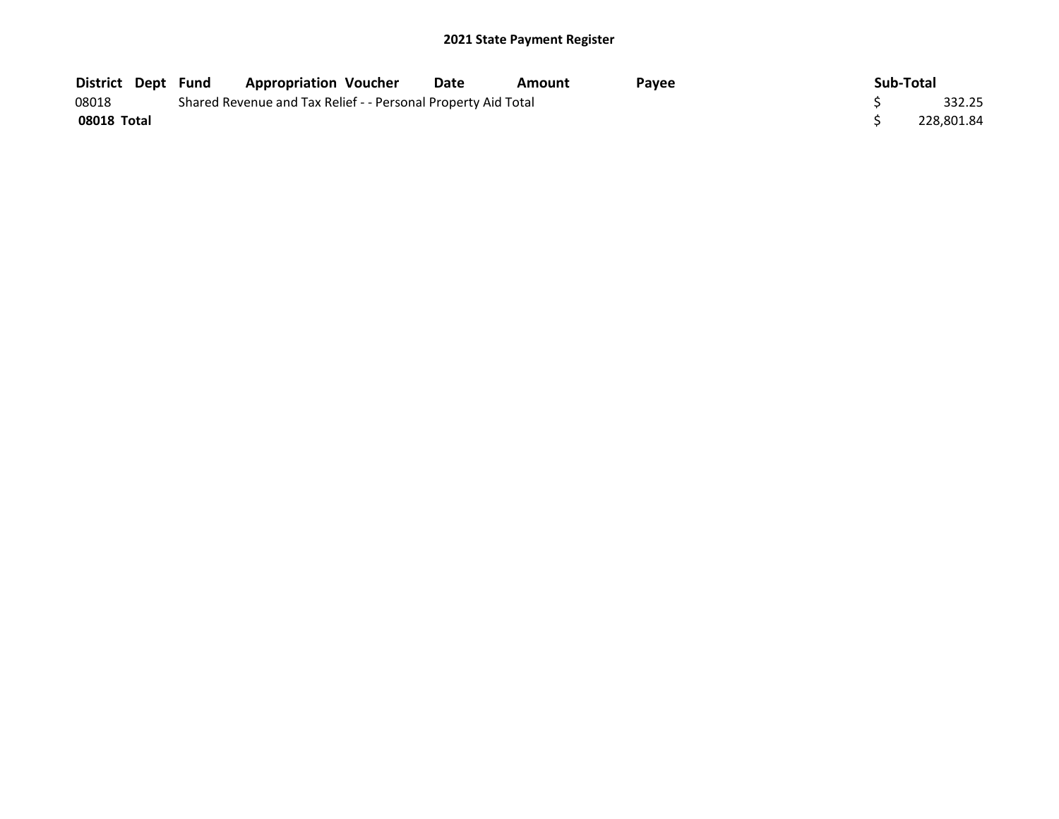## 2021 State Payment Register

| District | Dept | Fund | Appropriation | Voucher | Date | Amount | Payee | Sub-Total |
|---|---|---|---|---|---|---|---|---|
| 08018 | | Shared Revenue and Tax Relief - - Personal Property Aid Total | | | | | | $ 332.25 |
| **08018 Total** | | | | | | | | $ 228,801.84 |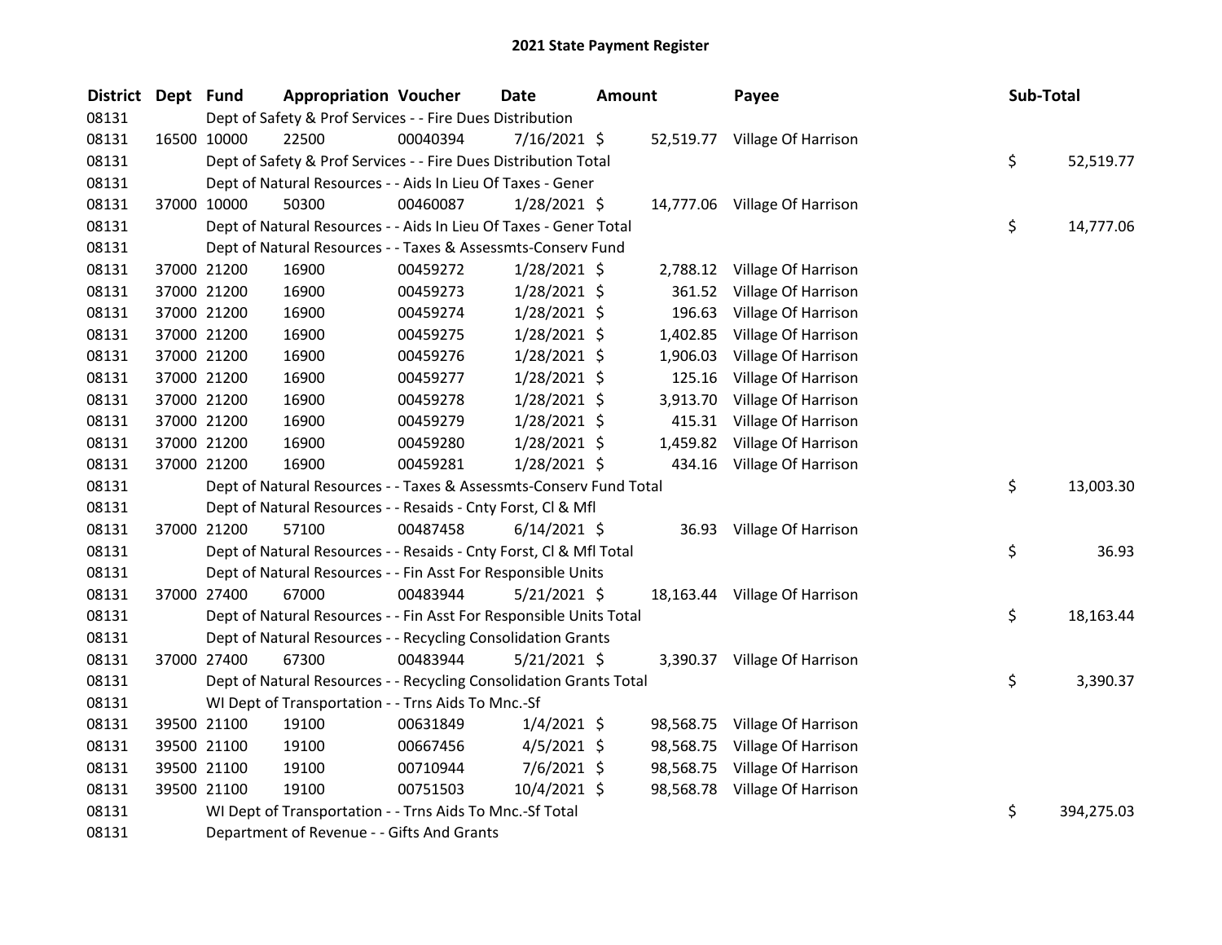# 2021 State Payment Register

| District | Dept | Fund | Appropriation | Voucher | Date | Amount | Payee | Sub-Total |
|---|---|---|---|---|---|---|---|---|
| 08131 | | Dept of Safety & Prof Services - - Fire Dues Distribution | | | | | | |
| 08131 | 16500 | 10000 | 22500 | 00040394 | 7/16/2021 | $ 52,519.77 | Village Of Harrison | |
| 08131 | | Dept of Safety & Prof Services - - Fire Dues Distribution Total | | | | | | $ 52,519.77 |
| 08131 | | Dept of Natural Resources - - Aids In Lieu Of Taxes - Gener | | | | | | |
| 08131 | 37000 | 10000 | 50300 | 00460087 | 1/28/2021 | $ 14,777.06 | Village Of Harrison | |
| 08131 | | Dept of Natural Resources - - Aids In Lieu Of Taxes - Gener Total | | | | | | $ 14,777.06 |
| 08131 | | Dept of Natural Resources - - Taxes & Assessmts-Conserv Fund | | | | | | |
| 08131 | 37000 | 21200 | 16900 | 00459272 | 1/28/2021 | $ 2,788.12 | Village Of Harrison | |
| 08131 | 37000 | 21200 | 16900 | 00459273 | 1/28/2021 | $ 361.52 | Village Of Harrison | |
| 08131 | 37000 | 21200 | 16900 | 00459274 | 1/28/2021 | $ 196.63 | Village Of Harrison | |
| 08131 | 37000 | 21200 | 16900 | 00459275 | 1/28/2021 | $ 1,402.85 | Village Of Harrison | |
| 08131 | 37000 | 21200 | 16900 | 00459276 | 1/28/2021 | $ 1,906.03 | Village Of Harrison | |
| 08131 | 37000 | 21200 | 16900 | 00459277 | 1/28/2021 | $ 125.16 | Village Of Harrison | |
| 08131 | 37000 | 21200 | 16900 | 00459278 | 1/28/2021 | $ 3,913.70 | Village Of Harrison | |
| 08131 | 37000 | 21200 | 16900 | 00459279 | 1/28/2021 | $ 415.31 | Village Of Harrison | |
| 08131 | 37000 | 21200 | 16900 | 00459280 | 1/28/2021 | $ 1,459.82 | Village Of Harrison | |
| 08131 | 37000 | 21200 | 16900 | 00459281 | 1/28/2021 | $ 434.16 | Village Of Harrison | |
| 08131 | | Dept of Natural Resources - - Taxes & Assessmts-Conserv Fund Total | | | | | | $ 13,003.30 |
| 08131 | | Dept of Natural Resources - - Resaids - Cnty Forst, Cl & Mfl | | | | | | |
| 08131 | 37000 | 21200 | 57100 | 00487458 | 6/14/2021 | $ 36.93 | Village Of Harrison | |
| 08131 | | Dept of Natural Resources - - Resaids - Cnty Forst, Cl & Mfl Total | | | | | | $ 36.93 |
| 08131 | | Dept of Natural Resources - - Fin Asst For Responsible Units | | | | | | |
| 08131 | 37000 | 27400 | 67000 | 00483944 | 5/21/2021 | $ 18,163.44 | Village Of Harrison | |
| 08131 | | Dept of Natural Resources - - Fin Asst For Responsible Units Total | | | | | | $ 18,163.44 |
| 08131 | | Dept of Natural Resources - - Recycling Consolidation Grants | | | | | | |
| 08131 | 37000 | 27400 | 67300 | 00483944 | 5/21/2021 | $ 3,390.37 | Village Of Harrison | |
| 08131 | | Dept of Natural Resources - - Recycling Consolidation Grants Total | | | | | | $ 3,390.37 |
| 08131 | | WI Dept of Transportation - - Trns Aids To Mnc.-Sf | | | | | | |
| 08131 | 39500 | 21100 | 19100 | 00631849 | 1/4/2021 | $ 98,568.75 | Village Of Harrison | |
| 08131 | 39500 | 21100 | 19100 | 00667456 | 4/5/2021 | $ 98,568.75 | Village Of Harrison | |
| 08131 | 39500 | 21100 | 19100 | 00710944 | 7/6/2021 | $ 98,568.75 | Village Of Harrison | |
| 08131 | 39500 | 21100 | 19100 | 00751503 | 10/4/2021 | $ 98,568.78 | Village Of Harrison | |
| 08131 | | WI Dept of Transportation - - Trns Aids To Mnc.-Sf Total | | | | | | $ 394,275.03 |
| 08131 | | Department of Revenue - - Gifts And Grants | | | | | | |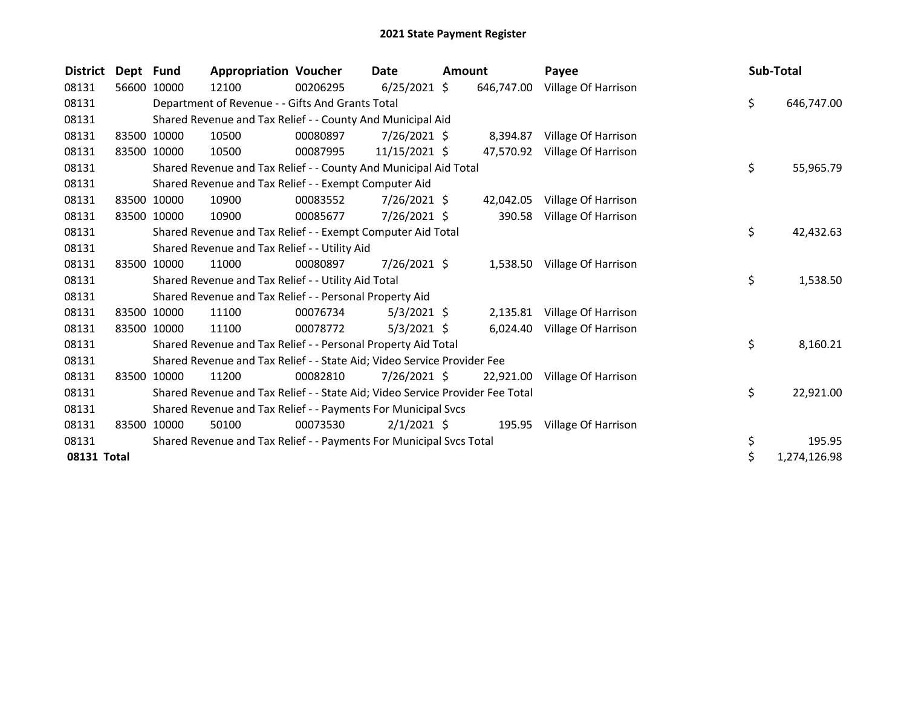# 2021 State Payment Register

| District | Dept | Fund | Appropriation | Voucher | Date | Amount | Payee | Sub-Total |
|---|---|---|---|---|---|---|---|---|
| 08131 | 56600 | 10000 | 12100 | 00206295 | 6/25/2021 | $ 646,747.00 | Village Of Harrison | |
| 08131 | | Department of Revenue - - Gifts And Grants Total | | | | | | $ 646,747.00 |
| 08131 | | Shared Revenue and Tax Relief - - County And Municipal Aid | | | | | | |
| 08131 | 83500 | 10000 | 10500 | 00080897 | 7/26/2021 | $ 8,394.87 | Village Of Harrison | |
| 08131 | 83500 | 10000 | 10500 | 00087995 | 11/15/2021 | $ 47,570.92 | Village Of Harrison | |
| 08131 | | Shared Revenue and Tax Relief - - County And Municipal Aid Total | | | | | | $ 55,965.79 |
| 08131 | | Shared Revenue and Tax Relief - - Exempt Computer Aid | | | | | | |
| 08131 | 83500 | 10000 | 10900 | 00083552 | 7/26/2021 | $ 42,042.05 | Village Of Harrison | |
| 08131 | 83500 | 10000 | 10900 | 00085677 | 7/26/2021 | $ 390.58 | Village Of Harrison | |
| 08131 | | Shared Revenue and Tax Relief - - Exempt Computer Aid Total | | | | | | $ 42,432.63 |
| 08131 | | Shared Revenue and Tax Relief - - Utility Aid | | | | | | |
| 08131 | 83500 | 10000 | 11000 | 00080897 | 7/26/2021 | $ 1,538.50 | Village Of Harrison | |
| 08131 | | Shared Revenue and Tax Relief - - Utility Aid Total | | | | | | $ 1,538.50 |
| 08131 | | Shared Revenue and Tax Relief - - Personal Property Aid | | | | | | |
| 08131 | 83500 | 10000 | 11100 | 00076734 | 5/3/2021 | $ 2,135.81 | Village Of Harrison | |
| 08131 | 83500 | 10000 | 11100 | 00078772 | 5/3/2021 | $ 6,024.40 | Village Of Harrison | |
| 08131 | | Shared Revenue and Tax Relief - - Personal Property Aid Total | | | | | | $ 8,160.21 |
| 08131 | | Shared Revenue and Tax Relief - - State Aid; Video Service Provider Fee | | | | | | |
| 08131 | 83500 | 10000 | 11200 | 00082810 | 7/26/2021 | $ 22,921.00 | Village Of Harrison | |
| 08131 | | Shared Revenue and Tax Relief - - State Aid; Video Service Provider Fee Total | | | | | | $ 22,921.00 |
| 08131 | | Shared Revenue and Tax Relief - - Payments For Municipal Svcs | | | | | | |
| 08131 | 83500 | 10000 | 50100 | 00073530 | 2/1/2021 | $ 195.95 | Village Of Harrison | |
| 08131 | | Shared Revenue and Tax Relief - - Payments For Municipal Svcs Total | | | | | | $ 195.95 |
| **08131 Total** | | | | | | | | $ 1,274,126.98 |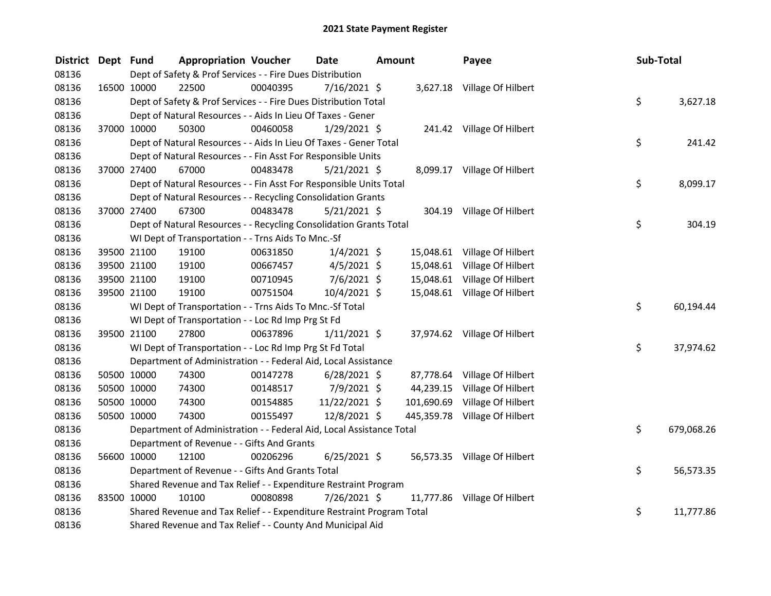# 2021 State Payment Register

| District | Dept | Fund | Appropriation | Voucher | Date | Amount | Payee | Sub-Total |
|---|---|---|---|---|---|---|---|---|
| 08136 | | | Dept of Safety & Prof Services - - Fire Dues Distribution | | | | | |
| 08136 | 16500 | 10000 | 22500 | 00040395 | 7/16/2021 | $ 3,627.18 | Village Of Hilbert | |
| 08136 | | | Dept of Safety & Prof Services - - Fire Dues Distribution Total | | | | | $ 3,627.18 |
| 08136 | | | Dept of Natural Resources - - Aids In Lieu Of Taxes - Gener | | | | | |
| 08136 | 37000 | 10000 | 50300 | 00460058 | 1/29/2021 | $ 241.42 | Village Of Hilbert | |
| 08136 | | | Dept of Natural Resources - - Aids In Lieu Of Taxes - Gener Total | | | | | $ 241.42 |
| 08136 | | | Dept of Natural Resources - - Fin Asst For Responsible Units | | | | | |
| 08136 | 37000 | 27400 | 67000 | 00483478 | 5/21/2021 | $ 8,099.17 | Village Of Hilbert | |
| 08136 | | | Dept of Natural Resources - - Fin Asst For Responsible Units Total | | | | | $ 8,099.17 |
| 08136 | | | Dept of Natural Resources - - Recycling Consolidation Grants | | | | | |
| 08136 | 37000 | 27400 | 67300 | 00483478 | 5/21/2021 | $ 304.19 | Village Of Hilbert | |
| 08136 | | | Dept of Natural Resources - - Recycling Consolidation Grants Total | | | | | $ 304.19 |
| 08136 | | | WI Dept of Transportation - - Trns Aids To Mnc.-Sf | | | | | |
| 08136 | 39500 | 21100 | 19100 | 00631850 | 1/4/2021 | $ 15,048.61 | Village Of Hilbert | |
| 08136 | 39500 | 21100 | 19100 | 00667457 | 4/5/2021 | $ 15,048.61 | Village Of Hilbert | |
| 08136 | 39500 | 21100 | 19100 | 00710945 | 7/6/2021 | $ 15,048.61 | Village Of Hilbert | |
| 08136 | 39500 | 21100 | 19100 | 00751504 | 10/4/2021 | $ 15,048.61 | Village Of Hilbert | |
| 08136 | | | WI Dept of Transportation - - Trns Aids To Mnc.-Sf Total | | | | | $ 60,194.44 |
| 08136 | | | WI Dept of Transportation - - Loc Rd Imp Prg St Fd | | | | | |
| 08136 | 39500 | 21100 | 27800 | 00637896 | 1/11/2021 | $ 37,974.62 | Village Of Hilbert | |
| 08136 | | | WI Dept of Transportation - - Loc Rd Imp Prg St Fd Total | | | | | $ 37,974.62 |
| 08136 | | | Department of Administration - - Federal Aid, Local Assistance | | | | | |
| 08136 | 50500 | 10000 | 74300 | 00147278 | 6/28/2021 | $ 87,778.64 | Village Of Hilbert | |
| 08136 | 50500 | 10000 | 74300 | 00148517 | 7/9/2021 | $ 44,239.15 | Village Of Hilbert | |
| 08136 | 50500 | 10000 | 74300 | 00154885 | 11/22/2021 | $ 101,690.69 | Village Of Hilbert | |
| 08136 | 50500 | 10000 | 74300 | 00155497 | 12/8/2021 | $ 445,359.78 | Village Of Hilbert | |
| 08136 | | | Department of Administration - - Federal Aid, Local Assistance Total | | | | | $ 679,068.26 |
| 08136 | | | Department of Revenue - - Gifts And Grants | | | | | |
| 08136 | 56600 | 10000 | 12100 | 00206296 | 6/25/2021 | $ 56,573.35 | Village Of Hilbert | |
| 08136 | | | Department of Revenue - - Gifts And Grants Total | | | | | $ 56,573.35 |
| 08136 | | | Shared Revenue and Tax Relief - - Expenditure Restraint Program | | | | | |
| 08136 | 83500 | 10000 | 10100 | 00080898 | 7/26/2021 | $ 11,777.86 | Village Of Hilbert | |
| 08136 | | | Shared Revenue and Tax Relief - - Expenditure Restraint Program Total | | | | | $ 11,777.86 |
| 08136 | | | Shared Revenue and Tax Relief - - County And Municipal Aid | | | | | |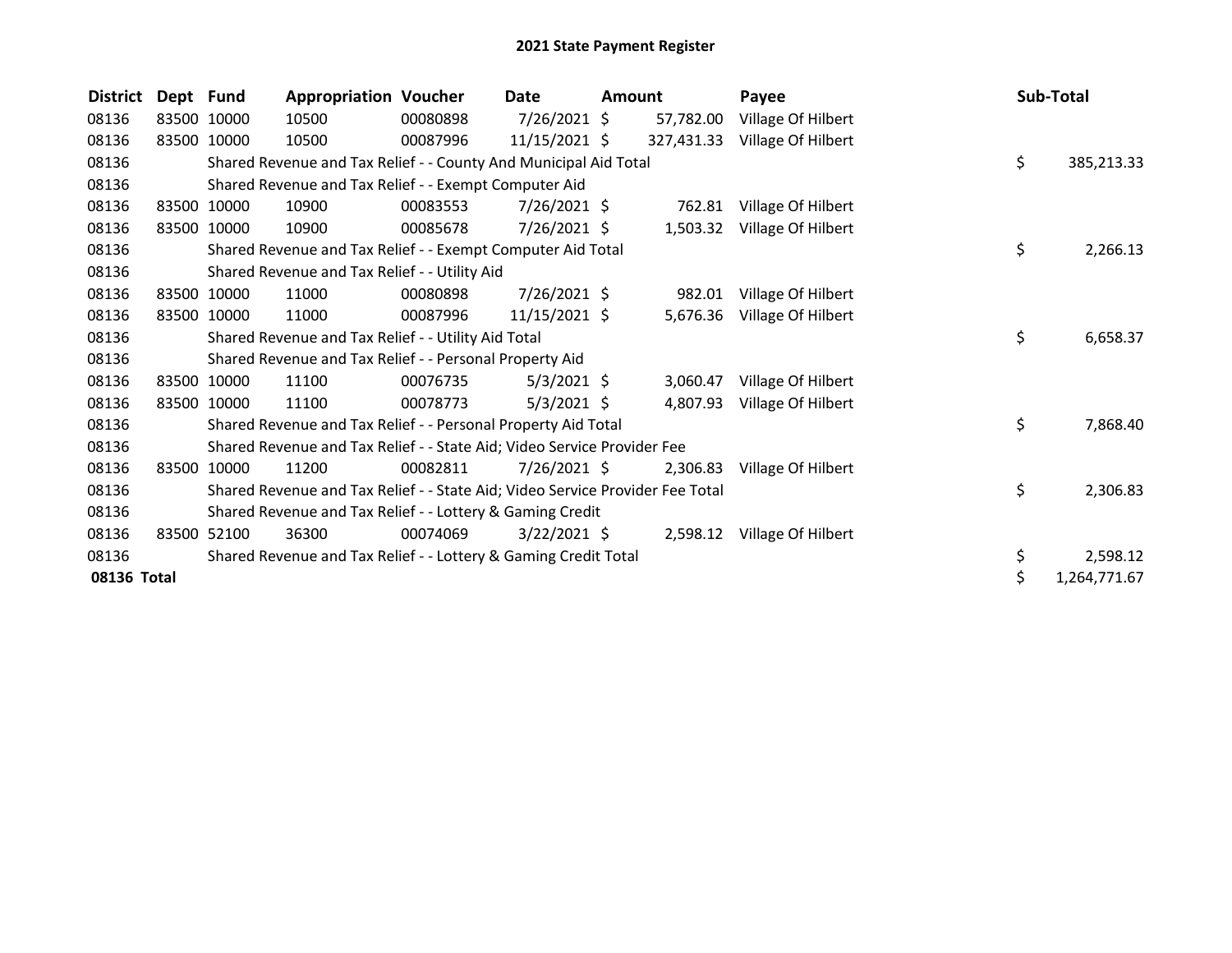# 2021 State Payment Register

| District | Dept | Fund | Appropriation | Voucher | Date | Amount | Payee | Sub-Total |
|---|---|---|---|---|---|---|---|---|
| 08136 | 83500 | 10000 | 10500 | 00080898 | 7/26/2021 | $ 57,782.00 | Village Of Hilbert | |
| 08136 | 83500 | 10000 | 10500 | 00087996 | 11/15/2021 | $ 327,431.33 | Village Of Hilbert | |
| 08136 | | Shared Revenue and Tax Relief - - County And Municipal Aid Total | | | | | | $ 385,213.33 |
| 08136 | | Shared Revenue and Tax Relief - - Exempt Computer Aid | | | | | | |
| 08136 | 83500 | 10000 | 10900 | 00083553 | 7/26/2021 | $ 762.81 | Village Of Hilbert | |
| 08136 | 83500 | 10000 | 10900 | 00085678 | 7/26/2021 | $ 1,503.32 | Village Of Hilbert | |
| 08136 | | Shared Revenue and Tax Relief - - Exempt Computer Aid Total | | | | | | $ 2,266.13 |
| 08136 | | Shared Revenue and Tax Relief - - Utility Aid | | | | | | |
| 08136 | 83500 | 10000 | 11000 | 00080898 | 7/26/2021 | $ 982.01 | Village Of Hilbert | |
| 08136 | 83500 | 10000 | 11000 | 00087996 | 11/15/2021 | $ 5,676.36 | Village Of Hilbert | |
| 08136 | | Shared Revenue and Tax Relief - - Utility Aid Total | | | | | | $ 6,658.37 |
| 08136 | | Shared Revenue and Tax Relief - - Personal Property Aid | | | | | | |
| 08136 | 83500 | 10000 | 11100 | 00076735 | 5/3/2021 | $ 3,060.47 | Village Of Hilbert | |
| 08136 | 83500 | 10000 | 11100 | 00078773 | 5/3/2021 | $ 4,807.93 | Village Of Hilbert | |
| 08136 | | Shared Revenue and Tax Relief - - Personal Property Aid Total | | | | | | $ 7,868.40 |
| 08136 | | Shared Revenue and Tax Relief - - State Aid; Video Service Provider Fee | | | | | | |
| 08136 | 83500 | 10000 | 11200 | 00082811 | 7/26/2021 | $ 2,306.83 | Village Of Hilbert | |
| 08136 | | Shared Revenue and Tax Relief - - State Aid; Video Service Provider Fee Total | | | | | | $ 2,306.83 |
| 08136 | | Shared Revenue and Tax Relief - - Lottery & Gaming Credit | | | | | | |
| 08136 | 83500 | 52100 | 36300 | 00074069 | 3/22/2021 | $ 2,598.12 | Village Of Hilbert | |
| 08136 | | Shared Revenue and Tax Relief - - Lottery & Gaming Credit Total | | | | | | $ 2,598.12 |
| **08136 Total** | | | | | | | | $ 1,264,771.67 |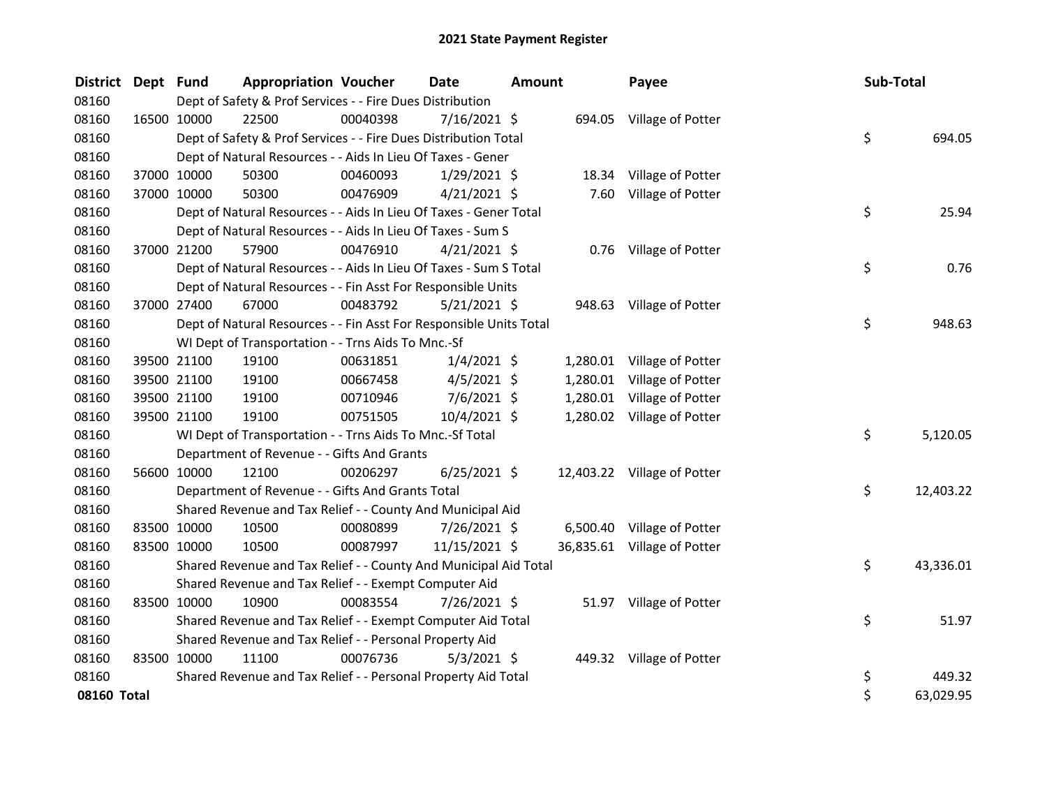# 2021 State Payment Register

| District | Dept | Fund | Appropriation | Voucher | Date | Amount | Payee | Sub-Total |
|---|---|---|---|---|---|---|---|---|
| 08160 | | Dept of Safety & Prof Services - - Fire Dues Distribution | | | | | | |
| 08160 | 16500 | 10000 | 22500 | 00040398 | 7/16/2021 | $ 694.05 | Village of Potter | |
| 08160 | | Dept of Safety & Prof Services - - Fire Dues Distribution Total | | | | | | $ 694.05 |
| 08160 | | Dept of Natural Resources - - Aids In Lieu Of Taxes - Gener | | | | | | |
| 08160 | 37000 | 10000 | 50300 | 00460093 | 1/29/2021 | $ 18.34 | Village of Potter | |
| 08160 | 37000 | 10000 | 50300 | 00476909 | 4/21/2021 | $ 7.60 | Village of Potter | |
| 08160 | | Dept of Natural Resources - - Aids In Lieu Of Taxes - Gener Total | | | | | | $ 25.94 |
| 08160 | | Dept of Natural Resources - - Aids In Lieu Of Taxes - Sum S | | | | | | |
| 08160 | 37000 | 21200 | 57900 | 00476910 | 4/21/2021 | $ 0.76 | Village of Potter | |
| 08160 | | Dept of Natural Resources - - Aids In Lieu Of Taxes - Sum S Total | | | | | | $ 0.76 |
| 08160 | | Dept of Natural Resources - - Fin Asst For Responsible Units | | | | | | |
| 08160 | 37000 | 27400 | 67000 | 00483792 | 5/21/2021 | $ 948.63 | Village of Potter | |
| 08160 | | Dept of Natural Resources - - Fin Asst For Responsible Units Total | | | | | | $ 948.63 |
| 08160 | | WI Dept of Transportation - - Trns Aids To Mnc.-Sf | | | | | | |
| 08160 | 39500 | 21100 | 19100 | 00631851 | 1/4/2021 | $ 1,280.01 | Village of Potter | |
| 08160 | 39500 | 21100 | 19100 | 00667458 | 4/5/2021 | $ 1,280.01 | Village of Potter | |
| 08160 | 39500 | 21100 | 19100 | 00710946 | 7/6/2021 | $ 1,280.01 | Village of Potter | |
| 08160 | 39500 | 21100 | 19100 | 00751505 | 10/4/2021 | $ 1,280.02 | Village of Potter | |
| 08160 | | WI Dept of Transportation - - Trns Aids To Mnc.-Sf Total | | | | | | $ 5,120.05 |
| 08160 | | Department of Revenue - - Gifts And Grants | | | | | | |
| 08160 | 56600 | 10000 | 12100 | 00206297 | 6/25/2021 | $ 12,403.22 | Village of Potter | |
| 08160 | | Department of Revenue - - Gifts And Grants Total | | | | | | $ 12,403.22 |
| 08160 | | Shared Revenue and Tax Relief - - County And Municipal Aid | | | | | | |
| 08160 | 83500 | 10000 | 10500 | 00080899 | 7/26/2021 | $ 6,500.40 | Village of Potter | |
| 08160 | 83500 | 10000 | 10500 | 00087997 | 11/15/2021 | $ 36,835.61 | Village of Potter | |
| 08160 | | Shared Revenue and Tax Relief - - County And Municipal Aid Total | | | | | | $ 43,336.01 |
| 08160 | | Shared Revenue and Tax Relief - - Exempt Computer Aid | | | | | | |
| 08160 | 83500 | 10000 | 10900 | 00083554 | 7/26/2021 | $ 51.97 | Village of Potter | |
| 08160 | | Shared Revenue and Tax Relief - - Exempt Computer Aid Total | | | | | | $ 51.97 |
| 08160 | | Shared Revenue and Tax Relief - - Personal Property Aid | | | | | | |
| 08160 | 83500 | 10000 | 11100 | 00076736 | 5/3/2021 | $ 449.32 | Village of Potter | |
| 08160 | | Shared Revenue and Tax Relief - - Personal Property Aid Total | | | | | | $ 449.32 |
| **08160 Total** | | | | | | | | $ 63,029.95 |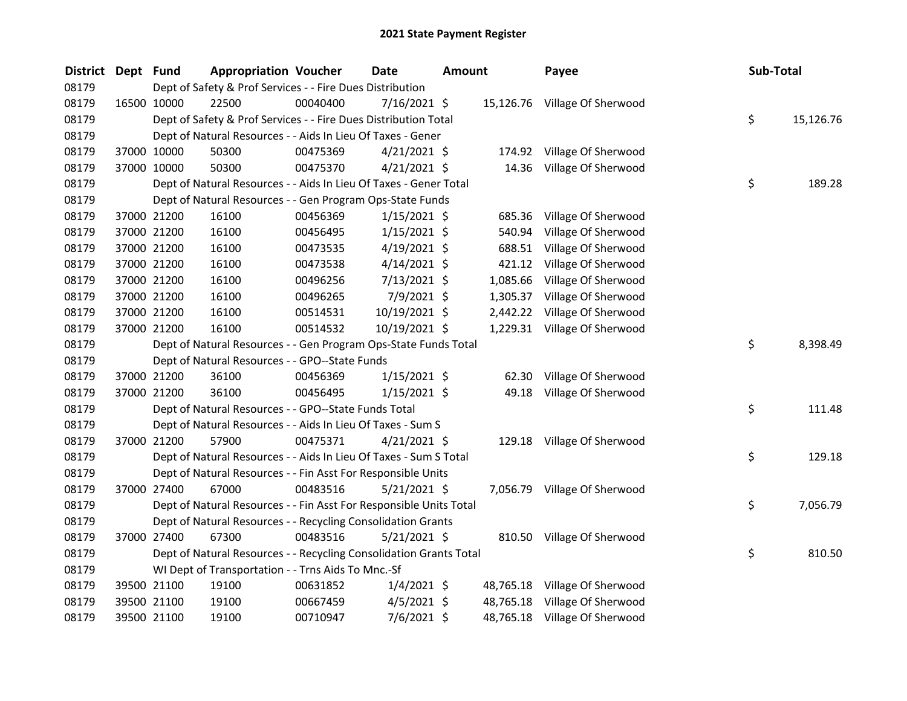# 2021 State Payment Register

| District | Dept | Fund | Appropriation | Voucher | Date | Amount | Payee | Sub-Total |
|---|---|---|---|---|---|---|---|---|
| 08179 | | | Dept of Safety & Prof Services - - Fire Dues Distribution | | | | | |
| 08179 | 16500 | 10000 | 22500 | 00040400 | 7/16/2021 | $ 15,126.76 | Village Of Sherwood | |
| 08179 | | | Dept of Safety & Prof Services - - Fire Dues Distribution Total | | | | | $ 15,126.76 |
| 08179 | | | Dept of Natural Resources - - Aids In Lieu Of Taxes - Gener | | | | | |
| 08179 | 37000 | 10000 | 50300 | 00475369 | 4/21/2021 | $ 174.92 | Village Of Sherwood | |
| 08179 | 37000 | 10000 | 50300 | 00475370 | 4/21/2021 | $ 14.36 | Village Of Sherwood | |
| 08179 | | | Dept of Natural Resources - - Aids In Lieu Of Taxes - Gener Total | | | | | $ 189.28 |
| 08179 | | | Dept of Natural Resources - - Gen Program Ops-State Funds | | | | | |
| 08179 | 37000 | 21200 | 16100 | 00456369 | 1/15/2021 | $ 685.36 | Village Of Sherwood | |
| 08179 | 37000 | 21200 | 16100 | 00456495 | 1/15/2021 | $ 540.94 | Village Of Sherwood | |
| 08179 | 37000 | 21200 | 16100 | 00473535 | 4/19/2021 | $ 688.51 | Village Of Sherwood | |
| 08179 | 37000 | 21200 | 16100 | 00473538 | 4/14/2021 | $ 421.12 | Village Of Sherwood | |
| 08179 | 37000 | 21200 | 16100 | 00496256 | 7/13/2021 | $ 1,085.66 | Village Of Sherwood | |
| 08179 | 37000 | 21200 | 16100 | 00496265 | 7/9/2021 | $ 1,305.37 | Village Of Sherwood | |
| 08179 | 37000 | 21200 | 16100 | 00514531 | 10/19/2021 | $ 2,442.22 | Village Of Sherwood | |
| 08179 | 37000 | 21200 | 16100 | 00514532 | 10/19/2021 | $ 1,229.31 | Village Of Sherwood | |
| 08179 | | | Dept of Natural Resources - - Gen Program Ops-State Funds Total | | | | | $ 8,398.49 |
| 08179 | | | Dept of Natural Resources - - GPO--State Funds | | | | | |
| 08179 | 37000 | 21200 | 36100 | 00456369 | 1/15/2021 | $ 62.30 | Village Of Sherwood | |
| 08179 | 37000 | 21200 | 36100 | 00456495 | 1/15/2021 | $ 49.18 | Village Of Sherwood | |
| 08179 | | | Dept of Natural Resources - - GPO--State Funds Total | | | | | $ 111.48 |
| 08179 | | | Dept of Natural Resources - - Aids In Lieu Of Taxes - Sum S | | | | | |
| 08179 | 37000 | 21200 | 57900 | 00475371 | 4/21/2021 | $ 129.18 | Village Of Sherwood | |
| 08179 | | | Dept of Natural Resources - - Aids In Lieu Of Taxes - Sum S Total | | | | | $ 129.18 |
| 08179 | | | Dept of Natural Resources - - Fin Asst For Responsible Units | | | | | |
| 08179 | 37000 | 27400 | 67000 | 00483516 | 5/21/2021 | $ 7,056.79 | Village Of Sherwood | |
| 08179 | | | Dept of Natural Resources - - Fin Asst For Responsible Units Total | | | | | $ 7,056.79 |
| 08179 | | | Dept of Natural Resources - - Recycling Consolidation Grants | | | | | |
| 08179 | 37000 | 27400 | 67300 | 00483516 | 5/21/2021 | $ 810.50 | Village Of Sherwood | |
| 08179 | | | Dept of Natural Resources - - Recycling Consolidation Grants Total | | | | | $ 810.50 |
| 08179 | | | WI Dept of Transportation - - Trns Aids To Mnc.-Sf | | | | | |
| 08179 | 39500 | 21100 | 19100 | 00631852 | 1/4/2021 | $ 48,765.18 | Village Of Sherwood | |
| 08179 | 39500 | 21100 | 19100 | 00667459 | 4/5/2021 | $ 48,765.18 | Village Of Sherwood | |
| 08179 | 39500 | 21100 | 19100 | 00710947 | 7/6/2021 | $ 48,765.18 | Village Of Sherwood | |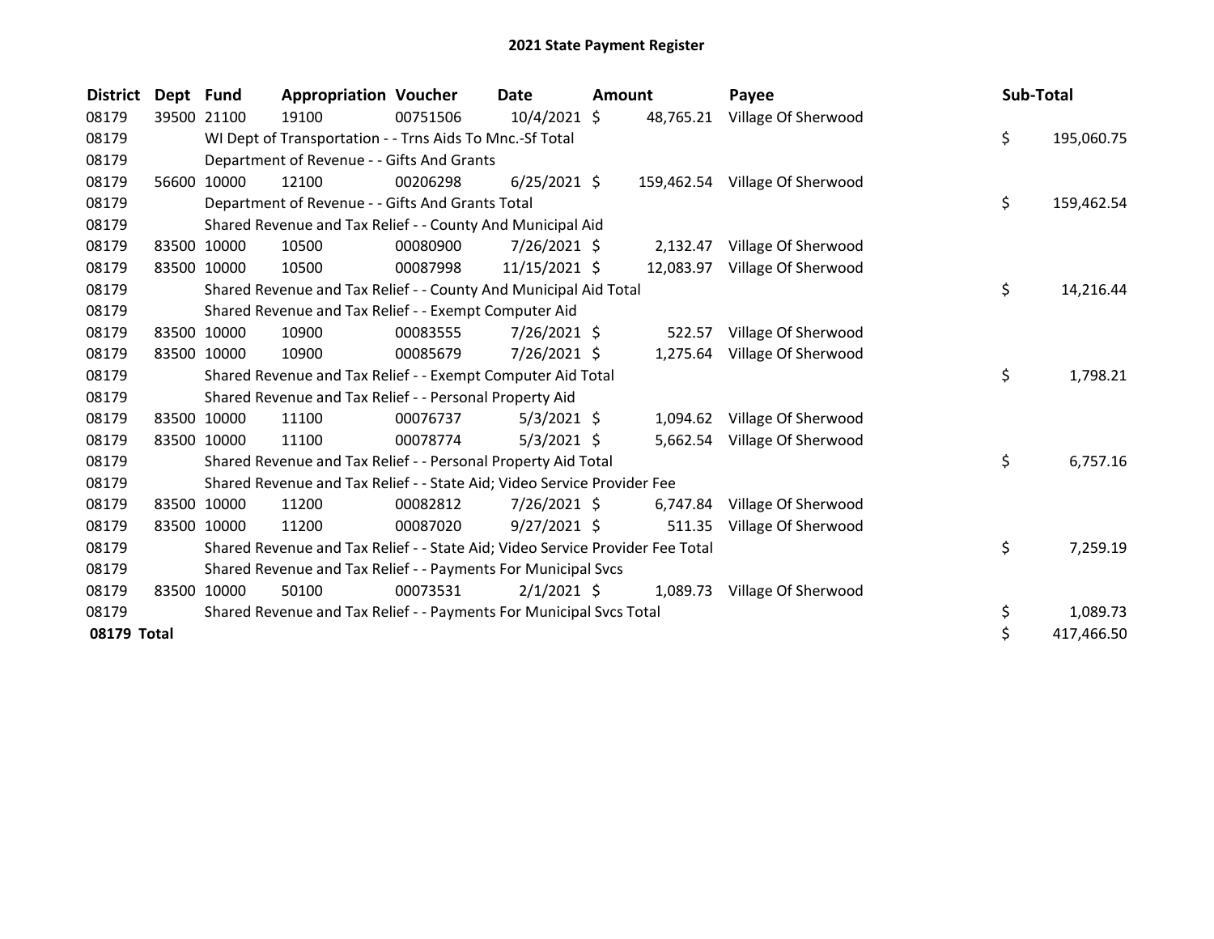# 2021 State Payment Register

| District | Dept | Fund | Appropriation | Voucher | Date | Amount | Payee | Sub-Total |
|---|---|---|---|---|---|---|---|---|
| 08179 | 39500 | 21100 | 19100 | 00751506 | 10/4/2021 | $ 48,765.21 | Village Of Sherwood | |
| 08179 | | WI Dept of Transportation - - Trns Aids To Mnc.-Sf Total | | | | | | $ 195,060.75 |
| 08179 | | Department of Revenue - - Gifts And Grants | | | | | | |
| 08179 | 56600 | 10000 | 12100 | 00206298 | 6/25/2021 | $ 159,462.54 | Village Of Sherwood | |
| 08179 | | Department of Revenue - - Gifts And Grants Total | | | | | | $ 159,462.54 |
| 08179 | | Shared Revenue and Tax Relief - - County And Municipal Aid | | | | | | |
| 08179 | 83500 | 10000 | 10500 | 00080900 | 7/26/2021 | $ 2,132.47 | Village Of Sherwood | |
| 08179 | 83500 | 10000 | 10500 | 00087998 | 11/15/2021 | $ 12,083.97 | Village Of Sherwood | |
| 08179 | | Shared Revenue and Tax Relief - - County And Municipal Aid Total | | | | | | $ 14,216.44 |
| 08179 | | Shared Revenue and Tax Relief - - Exempt Computer Aid | | | | | | |
| 08179 | 83500 | 10000 | 10900 | 00083555 | 7/26/2021 | $ 522.57 | Village Of Sherwood | |
| 08179 | 83500 | 10000 | 10900 | 00085679 | 7/26/2021 | $ 1,275.64 | Village Of Sherwood | |
| 08179 | | Shared Revenue and Tax Relief - - Exempt Computer Aid Total | | | | | | $ 1,798.21 |
| 08179 | | Shared Revenue and Tax Relief - - Personal Property Aid | | | | | | |
| 08179 | 83500 | 10000 | 11100 | 00076737 | 5/3/2021 | $ 1,094.62 | Village Of Sherwood | |
| 08179 | 83500 | 10000 | 11100 | 00078774 | 5/3/2021 | $ 5,662.54 | Village Of Sherwood | |
| 08179 | | Shared Revenue and Tax Relief - - Personal Property Aid Total | | | | | | $ 6,757.16 |
| 08179 | | Shared Revenue and Tax Relief - - State Aid; Video Service Provider Fee | | | | | | |
| 08179 | 83500 | 10000 | 11200 | 00082812 | 7/26/2021 | $ 6,747.84 | Village Of Sherwood | |
| 08179 | 83500 | 10000 | 11200 | 00087020 | 9/27/2021 | $ 511.35 | Village Of Sherwood | |
| 08179 | | Shared Revenue and Tax Relief - - State Aid; Video Service Provider Fee Total | | | | | | $ 7,259.19 |
| 08179 | | Shared Revenue and Tax Relief - - Payments For Municipal Svcs | | | | | | |
| 08179 | 83500 | 10000 | 50100 | 00073531 | 2/1/2021 | $ 1,089.73 | Village Of Sherwood | |
| 08179 | | Shared Revenue and Tax Relief - - Payments For Municipal Svcs Total | | | | | | $ 1,089.73 |
| **08179 Total** | | | | | | | | $ 417,466.50 |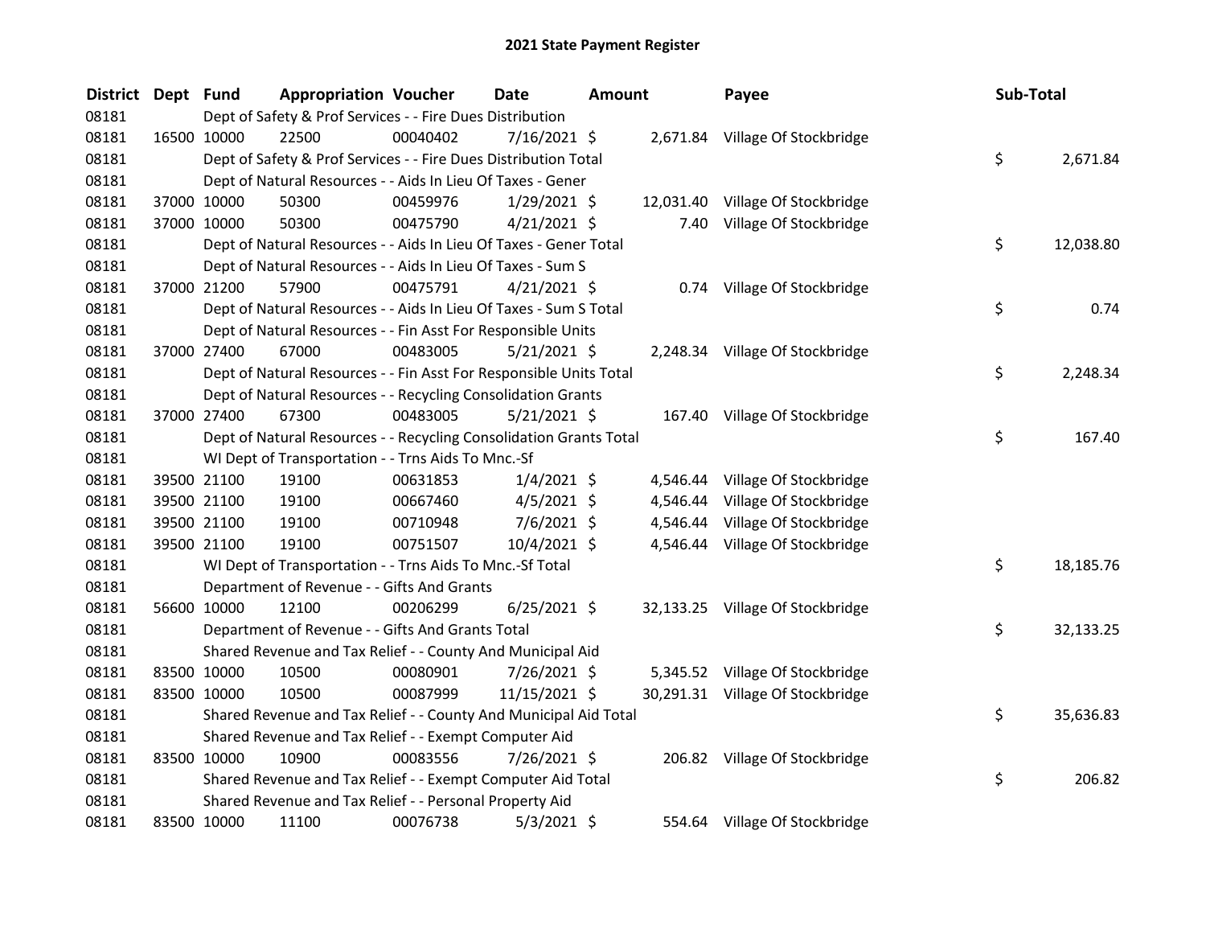# 2021 State Payment Register

| District | Dept | Fund | Appropriation | Voucher | Date | Amount | Payee | Sub-Total |
|---|---|---|---|---|---|---|---|---|
| 08181 | | Dept of Safety & Prof Services - - Fire Dues Distribution | | | | | | |
| 08181 | 16500 | 10000 | 22500 | 00040402 | 7/16/2021 | $ 2,671.84 | Village Of Stockbridge | |
| 08181 | | Dept of Safety & Prof Services - - Fire Dues Distribution Total | | | | | | $ 2,671.84 |
| 08181 | | Dept of Natural Resources - - Aids In Lieu Of Taxes - Gener | | | | | | |
| 08181 | 37000 | 10000 | 50300 | 00459976 | 1/29/2021 | $ 12,031.40 | Village Of Stockbridge | |
| 08181 | 37000 | 10000 | 50300 | 00475790 | 4/21/2021 | $ 7.40 | Village Of Stockbridge | |
| 08181 | | Dept of Natural Resources - - Aids In Lieu Of Taxes - Gener Total | | | | | | $ 12,038.80 |
| 08181 | | Dept of Natural Resources - - Aids In Lieu Of Taxes - Sum S | | | | | | |
| 08181 | 37000 | 21200 | 57900 | 00475791 | 4/21/2021 | $ 0.74 | Village Of Stockbridge | |
| 08181 | | Dept of Natural Resources - - Aids In Lieu Of Taxes - Sum S Total | | | | | | $ 0.74 |
| 08181 | | Dept of Natural Resources - - Fin Asst For Responsible Units | | | | | | |
| 08181 | 37000 | 27400 | 67000 | 00483005 | 5/21/2021 | $ 2,248.34 | Village Of Stockbridge | |
| 08181 | | Dept of Natural Resources - - Fin Asst For Responsible Units Total | | | | | | $ 2,248.34 |
| 08181 | | Dept of Natural Resources - - Recycling Consolidation Grants | | | | | | |
| 08181 | 37000 | 27400 | 67300 | 00483005 | 5/21/2021 | $ 167.40 | Village Of Stockbridge | |
| 08181 | | Dept of Natural Resources - - Recycling Consolidation Grants Total | | | | | | $ 167.40 |
| 08181 | | WI Dept of Transportation - - Trns Aids To Mnc.-Sf | | | | | | |
| 08181 | 39500 | 21100 | 19100 | 00631853 | 1/4/2021 | $ 4,546.44 | Village Of Stockbridge | |
| 08181 | 39500 | 21100 | 19100 | 00667460 | 4/5/2021 | $ 4,546.44 | Village Of Stockbridge | |
| 08181 | 39500 | 21100 | 19100 | 00710948 | 7/6/2021 | $ 4,546.44 | Village Of Stockbridge | |
| 08181 | 39500 | 21100 | 19100 | 00751507 | 10/4/2021 | $ 4,546.44 | Village Of Stockbridge | |
| 08181 | | WI Dept of Transportation - - Trns Aids To Mnc.-Sf Total | | | | | | $ 18,185.76 |
| 08181 | | Department of Revenue - - Gifts And Grants | | | | | | |
| 08181 | 56600 | 10000 | 12100 | 00206299 | 6/25/2021 | $ 32,133.25 | Village Of Stockbridge | |
| 08181 | | Department of Revenue - - Gifts And Grants Total | | | | | | $ 32,133.25 |
| 08181 | | Shared Revenue and Tax Relief - - County And Municipal Aid | | | | | | |
| 08181 | 83500 | 10000 | 10500 | 00080901 | 7/26/2021 | $ 5,345.52 | Village Of Stockbridge | |
| 08181 | 83500 | 10000 | 10500 | 00087999 | 11/15/2021 | $ 30,291.31 | Village Of Stockbridge | |
| 08181 | | Shared Revenue and Tax Relief - - County And Municipal Aid Total | | | | | | $ 35,636.83 |
| 08181 | | Shared Revenue and Tax Relief - - Exempt Computer Aid | | | | | | |
| 08181 | 83500 | 10000 | 10900 | 00083556 | 7/26/2021 | $ 206.82 | Village Of Stockbridge | |
| 08181 | | Shared Revenue and Tax Relief - - Exempt Computer Aid Total | | | | | | $ 206.82 |
| 08181 | | Shared Revenue and Tax Relief - - Personal Property Aid | | | | | | |
| 08181 | 83500 | 10000 | 11100 | 00076738 | 5/3/2021 | $ 554.64 | Village Of Stockbridge | |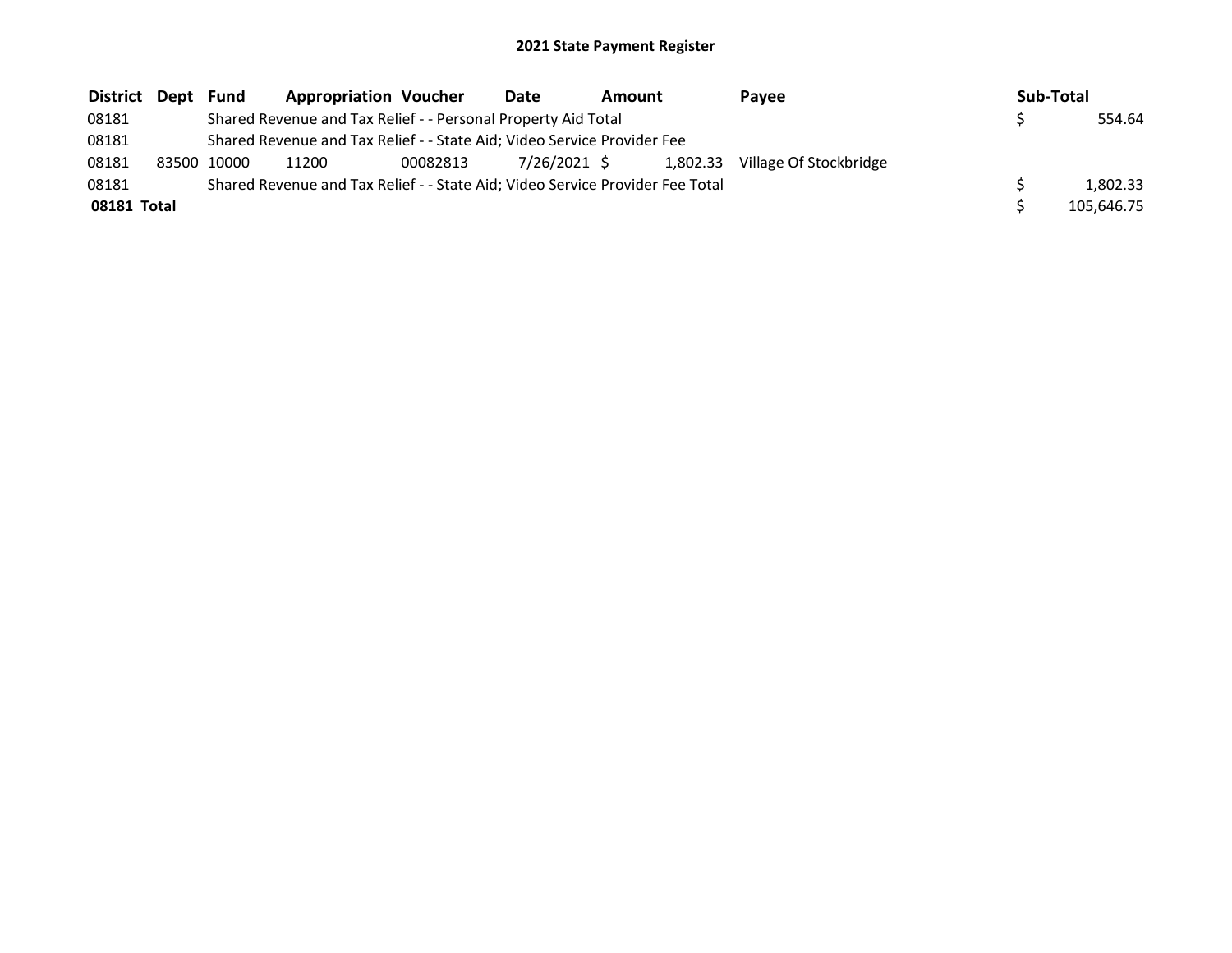## 2021 State Payment Register

| District | Dept | Fund | Appropriation | Voucher | Date | Amount | Payee | Sub-Total |
|---|---|---|---|---|---|---|---|---|
| 08181 | | Shared Revenue and Tax Relief - - Personal Property Aid Total | | | | | | $ 554.64 |
| 08181 | | Shared Revenue and Tax Relief - - State Aid; Video Service Provider Fee | | | | | | |
| 08181 | 83500 | 10000 | 11200 | 00082813 | 7/26/2021 | $ 1,802.33 | Village Of Stockbridge | |
| 08181 | | Shared Revenue and Tax Relief - - State Aid; Video Service Provider Fee Total | | | | | | $ 1,802.33 |
| **08181 Total** | | | | | | | | $ 105,646.75 |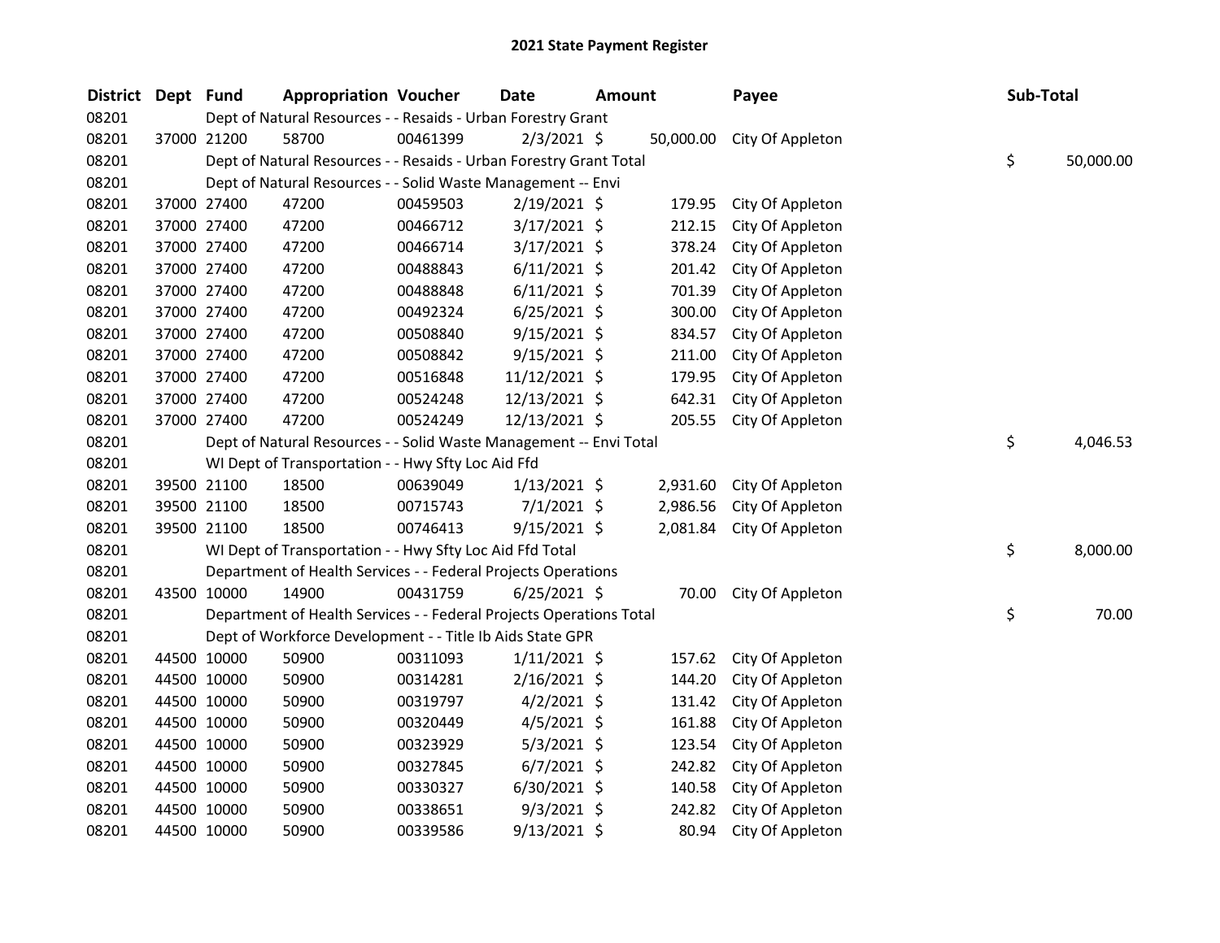# 2021 State Payment Register

| District | Dept | Fund | Appropriation | Voucher | Date | Amount | Payee | Sub-Total |
|---|---|---|---|---|---|---|---|---|
| 08201 | | Dept of Natural Resources - - Resaids - Urban Forestry Grant | | | | | | |
| 08201 | 37000 | 21200 | 58700 | 00461399 | 2/3/2021 | $ 50,000.00 | City Of Appleton | |
| 08201 | | Dept of Natural Resources - - Resaids - Urban Forestry Grant Total | | | | | | $ 50,000.00 |
| 08201 | | Dept of Natural Resources - - Solid Waste Management -- Envi | | | | | | |
| 08201 | 37000 | 27400 | 47200 | 00459503 | 2/19/2021 | $ 179.95 | City Of Appleton | |
| 08201 | 37000 | 27400 | 47200 | 00466712 | 3/17/2021 | $ 212.15 | City Of Appleton | |
| 08201 | 37000 | 27400 | 47200 | 00466714 | 3/17/2021 | $ 378.24 | City Of Appleton | |
| 08201 | 37000 | 27400 | 47200 | 00488843 | 6/11/2021 | $ 201.42 | City Of Appleton | |
| 08201 | 37000 | 27400 | 47200 | 00488848 | 6/11/2021 | $ 701.39 | City Of Appleton | |
| 08201 | 37000 | 27400 | 47200 | 00492324 | 6/25/2021 | $ 300.00 | City Of Appleton | |
| 08201 | 37000 | 27400 | 47200 | 00508840 | 9/15/2021 | $ 834.57 | City Of Appleton | |
| 08201 | 37000 | 27400 | 47200 | 00508842 | 9/15/2021 | $ 211.00 | City Of Appleton | |
| 08201 | 37000 | 27400 | 47200 | 00516848 | 11/12/2021 | $ 179.95 | City Of Appleton | |
| 08201 | 37000 | 27400 | 47200 | 00524248 | 12/13/2021 | $ 642.31 | City Of Appleton | |
| 08201 | 37000 | 27400 | 47200 | 00524249 | 12/13/2021 | $ 205.55 | City Of Appleton | |
| 08201 | | Dept of Natural Resources - - Solid Waste Management -- Envi Total | | | | | | $ 4,046.53 |
| 08201 | | WI Dept of Transportation - - Hwy Sfty Loc Aid Ffd | | | | | | |
| 08201 | 39500 | 21100 | 18500 | 00639049 | 1/13/2021 | $ 2,931.60 | City Of Appleton | |
| 08201 | 39500 | 21100 | 18500 | 00715743 | 7/1/2021 | $ 2,986.56 | City Of Appleton | |
| 08201 | 39500 | 21100 | 18500 | 00746413 | 9/15/2021 | $ 2,081.84 | City Of Appleton | |
| 08201 | | WI Dept of Transportation - - Hwy Sfty Loc Aid Ffd Total | | | | | | $ 8,000.00 |
| 08201 | | Department of Health Services - - Federal Projects Operations | | | | | | |
| 08201 | 43500 | 10000 | 14900 | 00431759 | 6/25/2021 | $ 70.00 | City Of Appleton | |
| 08201 | | Department of Health Services - - Federal Projects Operations Total | | | | | | $ 70.00 |
| 08201 | | Dept of Workforce Development - - Title Ib Aids State GPR | | | | | | |
| 08201 | 44500 | 10000 | 50900 | 00311093 | 1/11/2021 | $ 157.62 | City Of Appleton | |
| 08201 | 44500 | 10000 | 50900 | 00314281 | 2/16/2021 | $ 144.20 | City Of Appleton | |
| 08201 | 44500 | 10000 | 50900 | 00319797 | 4/2/2021 | $ 131.42 | City Of Appleton | |
| 08201 | 44500 | 10000 | 50900 | 00320449 | 4/5/2021 | $ 161.88 | City Of Appleton | |
| 08201 | 44500 | 10000 | 50900 | 00323929 | 5/3/2021 | $ 123.54 | City Of Appleton | |
| 08201 | 44500 | 10000 | 50900 | 00327845 | 6/7/2021 | $ 242.82 | City Of Appleton | |
| 08201 | 44500 | 10000 | 50900 | 00330327 | 6/30/2021 | $ 140.58 | City Of Appleton | |
| 08201 | 44500 | 10000 | 50900 | 00338651 | 9/3/2021 | $ 242.82 | City Of Appleton | |
| 08201 | 44500 | 10000 | 50900 | 00339586 | 9/13/2021 | $ 80.94 | City Of Appleton | |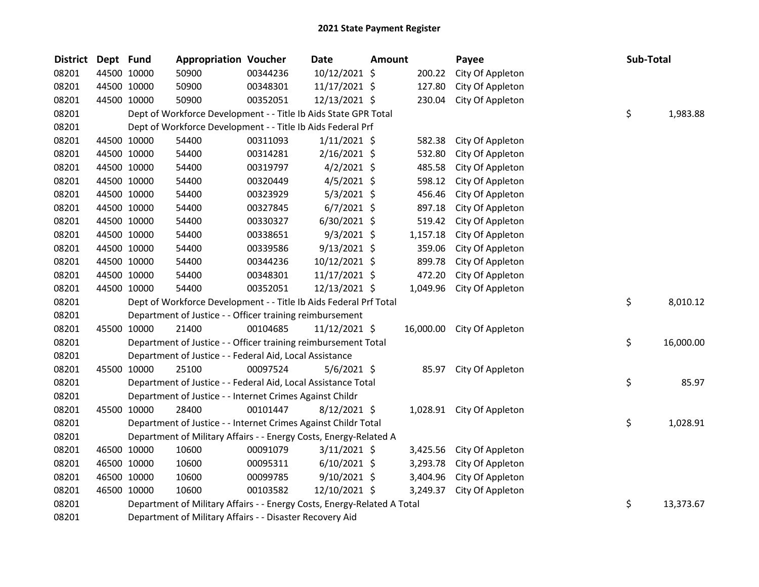# 2021 State Payment Register

| District | Dept | Fund | Appropriation | Voucher | Date | Amount | Payee | Sub-Total |
|---|---|---|---|---|---|---|---|---|
| 08201 | 44500 | 10000 | 50900 | 00344236 | 10/12/2021 | $ 200.22 | City Of Appleton | |
| 08201 | 44500 | 10000 | 50900 | 00348301 | 11/17/2021 | $ 127.80 | City Of Appleton | |
| 08201 | 44500 | 10000 | 50900 | 00352051 | 12/13/2021 | $ 230.04 | City Of Appleton | |
| 08201 | | | Dept of Workforce Development - - Title Ib Aids State GPR Total | | | | | $ 1,983.88 |
| 08201 | | | Dept of Workforce Development - - Title Ib Aids Federal Prf | | | | | |
| 08201 | 44500 | 10000 | 54400 | 00311093 | 1/11/2021 | $ 582.38 | City Of Appleton | |
| 08201 | 44500 | 10000 | 54400 | 00314281 | 2/16/2021 | $ 532.80 | City Of Appleton | |
| 08201 | 44500 | 10000 | 54400 | 00319797 | 4/2/2021 | $ 485.58 | City Of Appleton | |
| 08201 | 44500 | 10000 | 54400 | 00320449 | 4/5/2021 | $ 598.12 | City Of Appleton | |
| 08201 | 44500 | 10000 | 54400 | 00323929 | 5/3/2021 | $ 456.46 | City Of Appleton | |
| 08201 | 44500 | 10000 | 54400 | 00327845 | 6/7/2021 | $ 897.18 | City Of Appleton | |
| 08201 | 44500 | 10000 | 54400 | 00330327 | 6/30/2021 | $ 519.42 | City Of Appleton | |
| 08201 | 44500 | 10000 | 54400 | 00338651 | 9/3/2021 | $ 1,157.18 | City Of Appleton | |
| 08201 | 44500 | 10000 | 54400 | 00339586 | 9/13/2021 | $ 359.06 | City Of Appleton | |
| 08201 | 44500 | 10000 | 54400 | 00344236 | 10/12/2021 | $ 899.78 | City Of Appleton | |
| 08201 | 44500 | 10000 | 54400 | 00348301 | 11/17/2021 | $ 472.20 | City Of Appleton | |
| 08201 | 44500 | 10000 | 54400 | 00352051 | 12/13/2021 | $ 1,049.96 | City Of Appleton | |
| 08201 | | | Dept of Workforce Development - - Title Ib Aids Federal Prf Total | | | | | $ 8,010.12 |
| 08201 | | | Department of Justice - - Officer training reimbursement | | | | | |
| 08201 | 45500 | 10000 | 21400 | 00104685 | 11/12/2021 | $ 16,000.00 | City Of Appleton | |
| 08201 | | | Department of Justice - - Officer training reimbursement Total | | | | | $ 16,000.00 |
| 08201 | | | Department of Justice - - Federal Aid, Local Assistance | | | | | |
| 08201 | 45500 | 10000 | 25100 | 00097524 | 5/6/2021 | $ 85.97 | City Of Appleton | |
| 08201 | | | Department of Justice - - Federal Aid, Local Assistance Total | | | | | $ 85.97 |
| 08201 | | | Department of Justice - - Internet Crimes Against Childr | | | | | |
| 08201 | 45500 | 10000 | 28400 | 00101447 | 8/12/2021 | $ 1,028.91 | City Of Appleton | |
| 08201 | | | Department of Justice - - Internet Crimes Against Childr Total | | | | | $ 1,028.91 |
| 08201 | | | Department of Military Affairs - - Energy Costs, Energy-Related A | | | | | |
| 08201 | 46500 | 10000 | 10600 | 00091079 | 3/11/2021 | $ 3,425.56 | City Of Appleton | |
| 08201 | 46500 | 10000 | 10600 | 00095311 | 6/10/2021 | $ 3,293.78 | City Of Appleton | |
| 08201 | 46500 | 10000 | 10600 | 00099785 | 9/10/2021 | $ 3,404.96 | City Of Appleton | |
| 08201 | 46500 | 10000 | 10600 | 00103582 | 12/10/2021 | $ 3,249.37 | City Of Appleton | |
| 08201 | | | Department of Military Affairs - - Energy Costs, Energy-Related A Total | | | | | $ 13,373.67 |
| 08201 | | | Department of Military Affairs - - Disaster Recovery Aid | | | | | |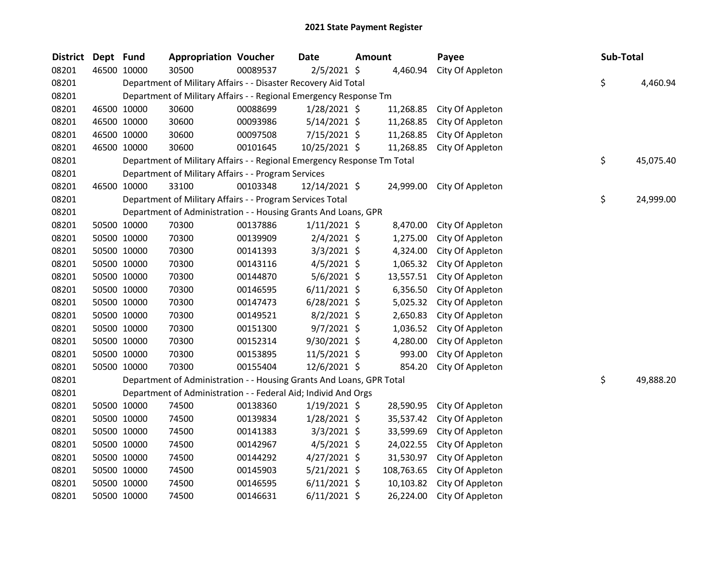# 2021 State Payment Register

| District | Dept | Fund | Appropriation | Voucher | Date | Amount | Payee | Sub-Total |
|---|---|---|---|---|---|---|---|---|
| 08201 | 46500 | 10000 | 30500 | 00089537 | 2/5/2021 | $ 4,460.94 | City Of Appleton | |
| 08201 | | | Department of Military Affairs - - Disaster Recovery Aid Total | | | | | $ 4,460.94 |
| 08201 | | | Department of Military Affairs - - Regional Emergency Response Tm | | | | | |
| 08201 | 46500 | 10000 | 30600 | 00088699 | 1/28/2021 | $ 11,268.85 | City Of Appleton | |
| 08201 | 46500 | 10000 | 30600 | 00093986 | 5/14/2021 | $ 11,268.85 | City Of Appleton | |
| 08201 | 46500 | 10000 | 30600 | 00097508 | 7/15/2021 | $ 11,268.85 | City Of Appleton | |
| 08201 | 46500 | 10000 | 30600 | 00101645 | 10/25/2021 | $ 11,268.85 | City Of Appleton | |
| 08201 | | | Department of Military Affairs - - Regional Emergency Response Tm Total | | | | | $ 45,075.40 |
| 08201 | | | Department of Military Affairs - - Program Services | | | | | |
| 08201 | 46500 | 10000 | 33100 | 00103348 | 12/14/2021 | $ 24,999.00 | City Of Appleton | |
| 08201 | | | Department of Military Affairs - - Program Services Total | | | | | $ 24,999.00 |
| 08201 | | | Department of Administration - - Housing Grants And Loans, GPR | | | | | |
| 08201 | 50500 | 10000 | 70300 | 00137886 | 1/11/2021 | $ 8,470.00 | City Of Appleton | |
| 08201 | 50500 | 10000 | 70300 | 00139909 | 2/4/2021 | $ 1,275.00 | City Of Appleton | |
| 08201 | 50500 | 10000 | 70300 | 00141393 | 3/3/2021 | $ 4,324.00 | City Of Appleton | |
| 08201 | 50500 | 10000 | 70300 | 00143116 | 4/5/2021 | $ 1,065.32 | City Of Appleton | |
| 08201 | 50500 | 10000 | 70300 | 00144870 | 5/6/2021 | $ 13,557.51 | City Of Appleton | |
| 08201 | 50500 | 10000 | 70300 | 00146595 | 6/11/2021 | $ 6,356.50 | City Of Appleton | |
| 08201 | 50500 | 10000 | 70300 | 00147473 | 6/28/2021 | $ 5,025.32 | City Of Appleton | |
| 08201 | 50500 | 10000 | 70300 | 00149521 | 8/2/2021 | $ 2,650.83 | City Of Appleton | |
| 08201 | 50500 | 10000 | 70300 | 00151300 | 9/7/2021 | $ 1,036.52 | City Of Appleton | |
| 08201 | 50500 | 10000 | 70300 | 00152314 | 9/30/2021 | $ 4,280.00 | City Of Appleton | |
| 08201 | 50500 | 10000 | 70300 | 00153895 | 11/5/2021 | $ 993.00 | City Of Appleton | |
| 08201 | 50500 | 10000 | 70300 | 00155404 | 12/6/2021 | $ 854.20 | City Of Appleton | |
| 08201 | | | Department of Administration - - Housing Grants And Loans, GPR Total | | | | | $ 49,888.20 |
| 08201 | | | Department of Administration - - Federal Aid; Individ And Orgs | | | | | |
| 08201 | 50500 | 10000 | 74500 | 00138360 | 1/19/2021 | $ 28,590.95 | City Of Appleton | |
| 08201 | 50500 | 10000 | 74500 | 00139834 | 1/28/2021 | $ 35,537.42 | City Of Appleton | |
| 08201 | 50500 | 10000 | 74500 | 00141383 | 3/3/2021 | $ 33,599.69 | City Of Appleton | |
| 08201 | 50500 | 10000 | 74500 | 00142967 | 4/5/2021 | $ 24,022.55 | City Of Appleton | |
| 08201 | 50500 | 10000 | 74500 | 00144292 | 4/27/2021 | $ 31,530.97 | City Of Appleton | |
| 08201 | 50500 | 10000 | 74500 | 00145903 | 5/21/2021 | $ 108,763.65 | City Of Appleton | |
| 08201 | 50500 | 10000 | 74500 | 00146595 | 6/11/2021 | $ 10,103.82 | City Of Appleton | |
| 08201 | 50500 | 10000 | 74500 | 00146631 | 6/11/2021 | $ 26,224.00 | City Of Appleton | |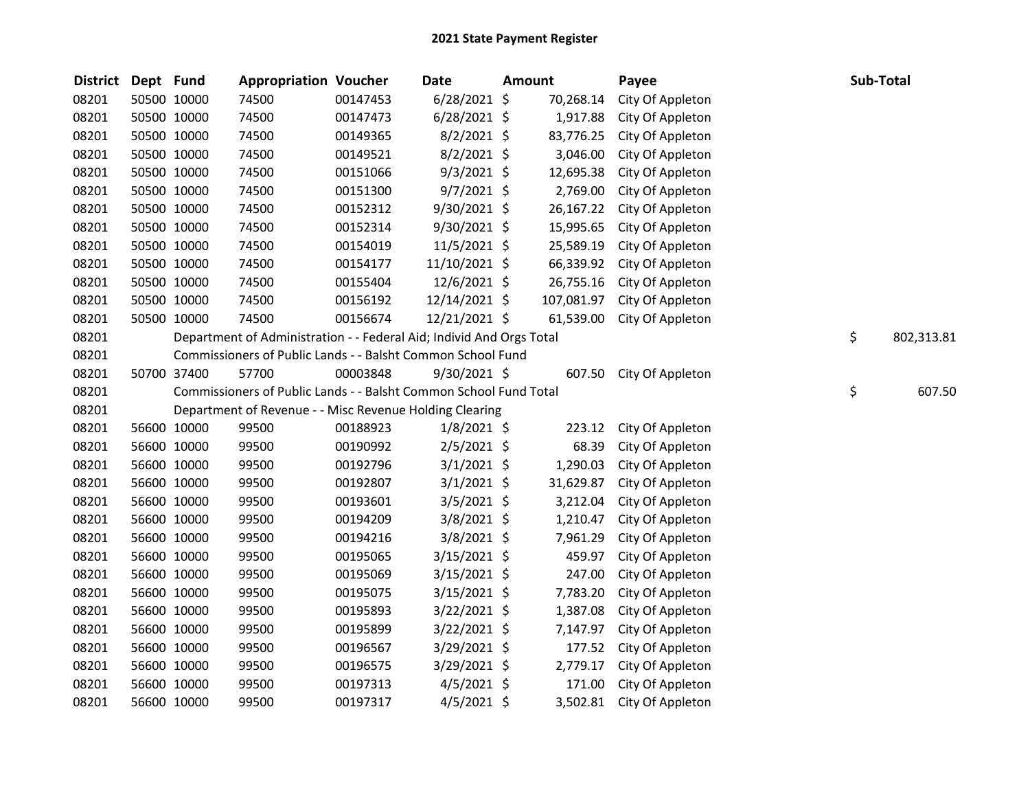# 2021 State Payment Register

| District | Dept | Fund | Appropriation | Voucher | Date | Amount | Payee | Sub-Total |
|---|---|---|---|---|---|---|---|---|
| 08201 | 50500 | 10000 | 74500 | 00147453 | 6/28/2021 | $ 70,268.14 | City Of Appleton | |
| 08201 | 50500 | 10000 | 74500 | 00147473 | 6/28/2021 | $ 1,917.88 | City Of Appleton | |
| 08201 | 50500 | 10000 | 74500 | 00149365 | 8/2/2021 | $ 83,776.25 | City Of Appleton | |
| 08201 | 50500 | 10000 | 74500 | 00149521 | 8/2/2021 | $ 3,046.00 | City Of Appleton | |
| 08201 | 50500 | 10000 | 74500 | 00151066 | 9/3/2021 | $ 12,695.38 | City Of Appleton | |
| 08201 | 50500 | 10000 | 74500 | 00151300 | 9/7/2021 | $ 2,769.00 | City Of Appleton | |
| 08201 | 50500 | 10000 | 74500 | 00152312 | 9/30/2021 | $ 26,167.22 | City Of Appleton | |
| 08201 | 50500 | 10000 | 74500 | 00152314 | 9/30/2021 | $ 15,995.65 | City Of Appleton | |
| 08201 | 50500 | 10000 | 74500 | 00154019 | 11/5/2021 | $ 25,589.19 | City Of Appleton | |
| 08201 | 50500 | 10000 | 74500 | 00154177 | 11/10/2021 | $ 66,339.92 | City Of Appleton | |
| 08201 | 50500 | 10000 | 74500 | 00155404 | 12/6/2021 | $ 26,755.16 | City Of Appleton | |
| 08201 | 50500 | 10000 | 74500 | 00156192 | 12/14/2021 | $ 107,081.97 | City Of Appleton | |
| 08201 | 50500 | 10000 | 74500 | 00156674 | 12/21/2021 | $ 61,539.00 | City Of Appleton | |
| 08201 | | | Department of Administration - - Federal Aid; Individ And Orgs Total | | | | | $ 802,313.81 |
| 08201 | | | Commissioners of Public Lands - - Balsht Common School Fund | | | | | |
| 08201 | 50700 | 37400 | 57700 | 00003848 | 9/30/2021 | $ 607.50 | City Of Appleton | |
| 08201 | | | Commissioners of Public Lands - - Balsht Common School Fund Total | | | | | $ 607.50 |
| 08201 | | | Department of Revenue - - Misc Revenue Holding Clearing | | | | | |
| 08201 | 56600 | 10000 | 99500 | 00188923 | 1/8/2021 | $ 223.12 | City Of Appleton | |
| 08201 | 56600 | 10000 | 99500 | 00190992 | 2/5/2021 | $ 68.39 | City Of Appleton | |
| 08201 | 56600 | 10000 | 99500 | 00192796 | 3/1/2021 | $ 1,290.03 | City Of Appleton | |
| 08201 | 56600 | 10000 | 99500 | 00192807 | 3/1/2021 | $ 31,629.87 | City Of Appleton | |
| 08201 | 56600 | 10000 | 99500 | 00193601 | 3/5/2021 | $ 3,212.04 | City Of Appleton | |
| 08201 | 56600 | 10000 | 99500 | 00194209 | 3/8/2021 | $ 1,210.47 | City Of Appleton | |
| 08201 | 56600 | 10000 | 99500 | 00194216 | 3/8/2021 | $ 7,961.29 | City Of Appleton | |
| 08201 | 56600 | 10000 | 99500 | 00195065 | 3/15/2021 | $ 459.97 | City Of Appleton | |
| 08201 | 56600 | 10000 | 99500 | 00195069 | 3/15/2021 | $ 247.00 | City Of Appleton | |
| 08201 | 56600 | 10000 | 99500 | 00195075 | 3/15/2021 | $ 7,783.20 | City Of Appleton | |
| 08201 | 56600 | 10000 | 99500 | 00195893 | 3/22/2021 | $ 1,387.08 | City Of Appleton | |
| 08201 | 56600 | 10000 | 99500 | 00195899 | 3/22/2021 | $ 7,147.97 | City Of Appleton | |
| 08201 | 56600 | 10000 | 99500 | 00196567 | 3/29/2021 | $ 177.52 | City Of Appleton | |
| 08201 | 56600 | 10000 | 99500 | 00196575 | 3/29/2021 | $ 2,779.17 | City Of Appleton | |
| 08201 | 56600 | 10000 | 99500 | 00197313 | 4/5/2021 | $ 171.00 | City Of Appleton | |
| 08201 | 56600 | 10000 | 99500 | 00197317 | 4/5/2021 | $ 3,502.81 | City Of Appleton | |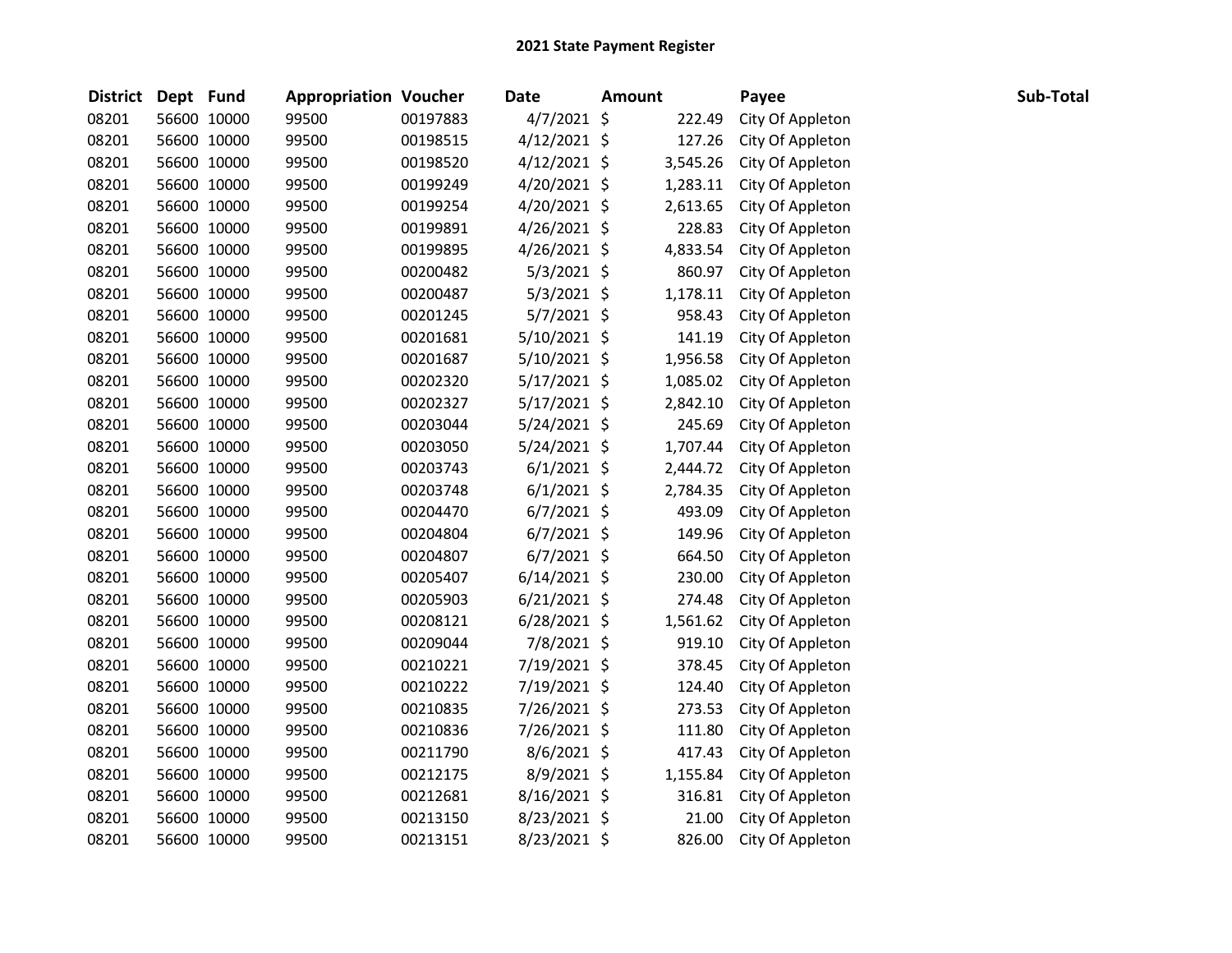## 2021 State Payment Register

| District | Dept | Fund | Appropriation | Voucher | Date | Amount | Payee | Sub-Total |
|---|---|---|---|---|---|---|---|---|
| 08201 | 56600 | 10000 | 99500 | 00197883 | 4/7/2021 | $ 222.49 | City Of Appleton | |
| 08201 | 56600 | 10000 | 99500 | 00198515 | 4/12/2021 | $ 127.26 | City Of Appleton | |
| 08201 | 56600 | 10000 | 99500 | 00198520 | 4/12/2021 | $ 3,545.26 | City Of Appleton | |
| 08201 | 56600 | 10000 | 99500 | 00199249 | 4/20/2021 | $ 1,283.11 | City Of Appleton | |
| 08201 | 56600 | 10000 | 99500 | 00199254 | 4/20/2021 | $ 2,613.65 | City Of Appleton | |
| 08201 | 56600 | 10000 | 99500 | 00199891 | 4/26/2021 | $ 228.83 | City Of Appleton | |
| 08201 | 56600 | 10000 | 99500 | 00199895 | 4/26/2021 | $ 4,833.54 | City Of Appleton | |
| 08201 | 56600 | 10000 | 99500 | 00200482 | 5/3/2021 | $ 860.97 | City Of Appleton | |
| 08201 | 56600 | 10000 | 99500 | 00200487 | 5/3/2021 | $ 1,178.11 | City Of Appleton | |
| 08201 | 56600 | 10000 | 99500 | 00201245 | 5/7/2021 | $ 958.43 | City Of Appleton | |
| 08201 | 56600 | 10000 | 99500 | 00201681 | 5/10/2021 | $ 141.19 | City Of Appleton | |
| 08201 | 56600 | 10000 | 99500 | 00201687 | 5/10/2021 | $ 1,956.58 | City Of Appleton | |
| 08201 | 56600 | 10000 | 99500 | 00202320 | 5/17/2021 | $ 1,085.02 | City Of Appleton | |
| 08201 | 56600 | 10000 | 99500 | 00202327 | 5/17/2021 | $ 2,842.10 | City Of Appleton | |
| 08201 | 56600 | 10000 | 99500 | 00203044 | 5/24/2021 | $ 245.69 | City Of Appleton | |
| 08201 | 56600 | 10000 | 99500 | 00203050 | 5/24/2021 | $ 1,707.44 | City Of Appleton | |
| 08201 | 56600 | 10000 | 99500 | 00203743 | 6/1/2021 | $ 2,444.72 | City Of Appleton | |
| 08201 | 56600 | 10000 | 99500 | 00203748 | 6/1/2021 | $ 2,784.35 | City Of Appleton | |
| 08201 | 56600 | 10000 | 99500 | 00204470 | 6/7/2021 | $ 493.09 | City Of Appleton | |
| 08201 | 56600 | 10000 | 99500 | 00204804 | 6/7/2021 | $ 149.96 | City Of Appleton | |
| 08201 | 56600 | 10000 | 99500 | 00204807 | 6/7/2021 | $ 664.50 | City Of Appleton | |
| 08201 | 56600 | 10000 | 99500 | 00205407 | 6/14/2021 | $ 230.00 | City Of Appleton | |
| 08201 | 56600 | 10000 | 99500 | 00205903 | 6/21/2021 | $ 274.48 | City Of Appleton | |
| 08201 | 56600 | 10000 | 99500 | 00208121 | 6/28/2021 | $ 1,561.62 | City Of Appleton | |
| 08201 | 56600 | 10000 | 99500 | 00209044 | 7/8/2021 | $ 919.10 | City Of Appleton | |
| 08201 | 56600 | 10000 | 99500 | 00210221 | 7/19/2021 | $ 378.45 | City Of Appleton | |
| 08201 | 56600 | 10000 | 99500 | 00210222 | 7/19/2021 | $ 124.40 | City Of Appleton | |
| 08201 | 56600 | 10000 | 99500 | 00210835 | 7/26/2021 | $ 273.53 | City Of Appleton | |
| 08201 | 56600 | 10000 | 99500 | 00210836 | 7/26/2021 | $ 111.80 | City Of Appleton | |
| 08201 | 56600 | 10000 | 99500 | 00211790 | 8/6/2021 | $ 417.43 | City Of Appleton | |
| 08201 | 56600 | 10000 | 99500 | 00212175 | 8/9/2021 | $ 1,155.84 | City Of Appleton | |
| 08201 | 56600 | 10000 | 99500 | 00212681 | 8/16/2021 | $ 316.81 | City Of Appleton | |
| 08201 | 56600 | 10000 | 99500 | 00213150 | 8/23/2021 | $ 21.00 | City Of Appleton | |
| 08201 | 56600 | 10000 | 99500 | 00213151 | 8/23/2021 | $ 826.00 | City Of Appleton | |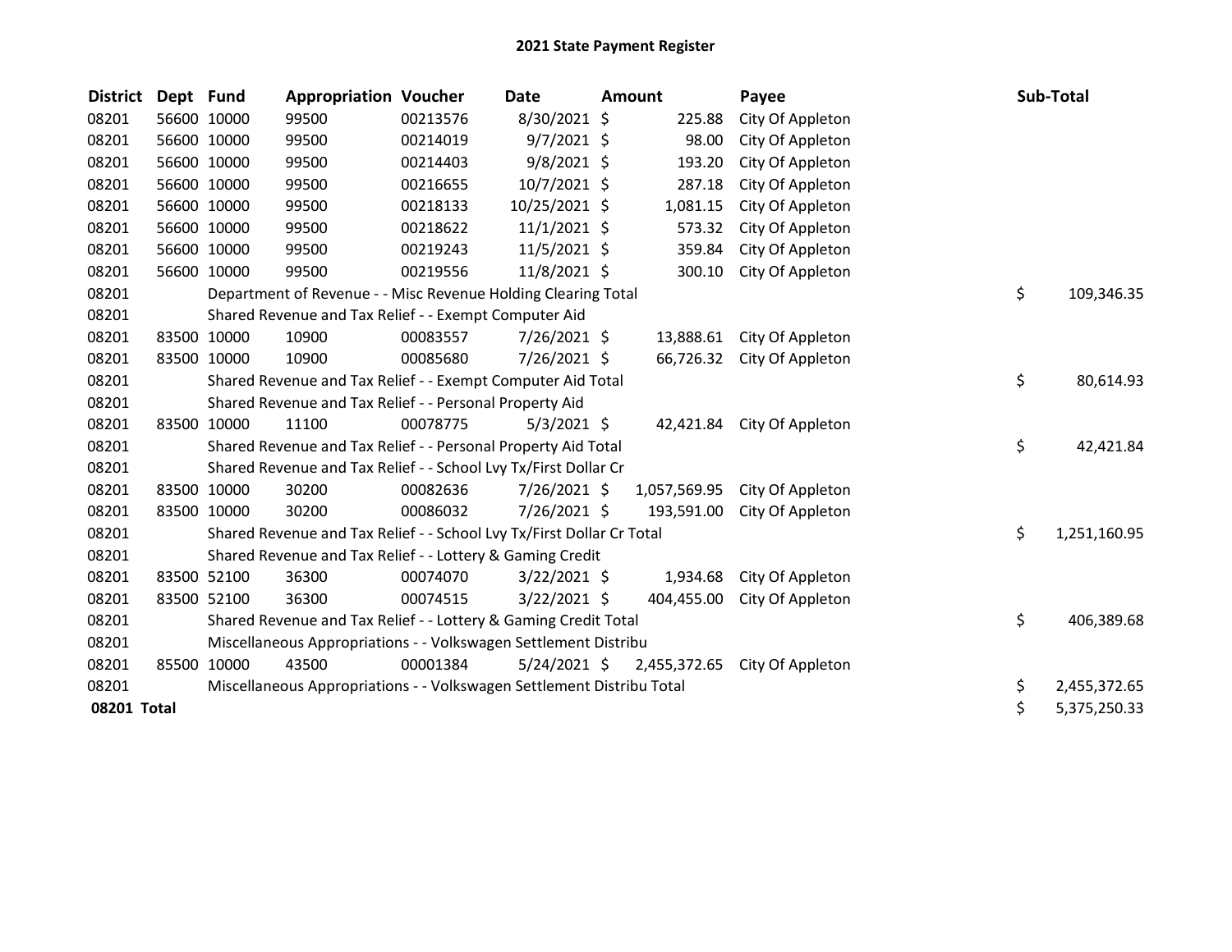# 2021 State Payment Register

| District | Dept | Fund | Appropriation | Voucher | Date | Amount | Payee | Sub-Total |
|---|---|---|---|---|---|---|---|---|
| 08201 | 56600 | 10000 | 99500 | 00213576 | 8/30/2021 | $ 225.88 | City Of Appleton | |
| 08201 | 56600 | 10000 | 99500 | 00214019 | 9/7/2021 | $ 98.00 | City Of Appleton | |
| 08201 | 56600 | 10000 | 99500 | 00214403 | 9/8/2021 | $ 193.20 | City Of Appleton | |
| 08201 | 56600 | 10000 | 99500 | 00216655 | 10/7/2021 | $ 287.18 | City Of Appleton | |
| 08201 | 56600 | 10000 | 99500 | 00218133 | 10/25/2021 | $ 1,081.15 | City Of Appleton | |
| 08201 | 56600 | 10000 | 99500 | 00218622 | 11/1/2021 | $ 573.32 | City Of Appleton | |
| 08201 | 56600 | 10000 | 99500 | 00219243 | 11/5/2021 | $ 359.84 | City Of Appleton | |
| 08201 | 56600 | 10000 | 99500 | 00219556 | 11/8/2021 | $ 300.10 | City Of Appleton | |
| 08201 | | Department of Revenue - - Misc Revenue Holding Clearing Total | | | | | | $ 109,346.35 |
| 08201 | | Shared Revenue and Tax Relief - - Exempt Computer Aid | | | | | | |
| 08201 | 83500 | 10000 | 10900 | 00083557 | 7/26/2021 | $ 13,888.61 | City Of Appleton | |
| 08201 | 83500 | 10000 | 10900 | 00085680 | 7/26/2021 | $ 66,726.32 | City Of Appleton | |
| 08201 | | Shared Revenue and Tax Relief - - Exempt Computer Aid Total | | | | | | $ 80,614.93 |
| 08201 | | Shared Revenue and Tax Relief - - Personal Property Aid | | | | | | |
| 08201 | 83500 | 10000 | 11100 | 00078775 | 5/3/2021 | $ 42,421.84 | City Of Appleton | |
| 08201 | | Shared Revenue and Tax Relief - - Personal Property Aid Total | | | | | | $ 42,421.84 |
| 08201 | | Shared Revenue and Tax Relief - - School Lvy Tx/First Dollar Cr | | | | | | |
| 08201 | 83500 | 10000 | 30200 | 00082636 | 7/26/2021 | $ 1,057,569.95 | City Of Appleton | |
| 08201 | 83500 | 10000 | 30200 | 00086032 | 7/26/2021 | $ 193,591.00 | City Of Appleton | |
| 08201 | | Shared Revenue and Tax Relief - - School Lvy Tx/First Dollar Cr Total | | | | | | $ 1,251,160.95 |
| 08201 | | Shared Revenue and Tax Relief - - Lottery & Gaming Credit | | | | | | |
| 08201 | 83500 | 52100 | 36300 | 00074070 | 3/22/2021 | $ 1,934.68 | City Of Appleton | |
| 08201 | 83500 | 52100 | 36300 | 00074515 | 3/22/2021 | $ 404,455.00 | City Of Appleton | |
| 08201 | | Shared Revenue and Tax Relief - - Lottery & Gaming Credit Total | | | | | | $ 406,389.68 |
| 08201 | | Miscellaneous Appropriations - - Volkswagen Settlement Distribu | | | | | | |
| 08201 | 85500 | 10000 | 43500 | 00001384 | 5/24/2021 | $ 2,455,372.65 | City Of Appleton | |
| 08201 | | Miscellaneous Appropriations - - Volkswagen Settlement Distribu Total | | | | | | $ 2,455,372.65 |
| **08201 Total** | | | | | | | | $ 5,375,250.33 |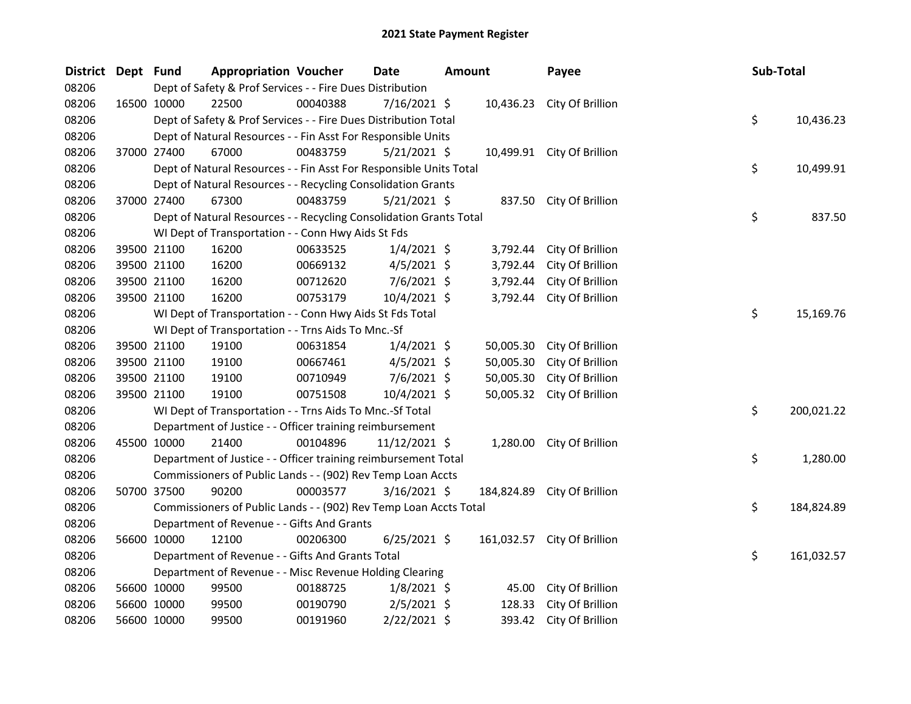# 2021 State Payment Register

| District | Dept | Fund | Appropriation | Voucher | Date | Amount | Payee | Sub-Total |
|---|---|---|---|---|---|---|---|---|
| 08206 | | | Dept of Safety & Prof Services - - Fire Dues Distribution | | | | | |
| 08206 | 16500 | 10000 | 22500 | 00040388 | 7/16/2021 | $ 10,436.23 | City Of Brillion | |
| 08206 | | | Dept of Safety & Prof Services - - Fire Dues Distribution Total | | | | | $ 10,436.23 |
| 08206 | | | Dept of Natural Resources - - Fin Asst For Responsible Units | | | | | |
| 08206 | 37000 | 27400 | 67000 | 00483759 | 5/21/2021 | $ 10,499.91 | City Of Brillion | |
| 08206 | | | Dept of Natural Resources - - Fin Asst For Responsible Units Total | | | | | $ 10,499.91 |
| 08206 | | | Dept of Natural Resources - - Recycling Consolidation Grants | | | | | |
| 08206 | 37000 | 27400 | 67300 | 00483759 | 5/21/2021 | $ 837.50 | City Of Brillion | |
| 08206 | | | Dept of Natural Resources - - Recycling Consolidation Grants Total | | | | | $ 837.50 |
| 08206 | | | WI Dept of Transportation - - Conn Hwy Aids St Fds | | | | | |
| 08206 | 39500 | 21100 | 16200 | 00633525 | 1/4/2021 | $ 3,792.44 | City Of Brillion | |
| 08206 | 39500 | 21100 | 16200 | 00669132 | 4/5/2021 | $ 3,792.44 | City Of Brillion | |
| 08206 | 39500 | 21100 | 16200 | 00712620 | 7/6/2021 | $ 3,792.44 | City Of Brillion | |
| 08206 | 39500 | 21100 | 16200 | 00753179 | 10/4/2021 | $ 3,792.44 | City Of Brillion | |
| 08206 | | | WI Dept of Transportation - - Conn Hwy Aids St Fds Total | | | | | $ 15,169.76 |
| 08206 | | | WI Dept of Transportation - - Trns Aids To Mnc.-Sf | | | | | |
| 08206 | 39500 | 21100 | 19100 | 00631854 | 1/4/2021 | $ 50,005.30 | City Of Brillion | |
| 08206 | 39500 | 21100 | 19100 | 00667461 | 4/5/2021 | $ 50,005.30 | City Of Brillion | |
| 08206 | 39500 | 21100 | 19100 | 00710949 | 7/6/2021 | $ 50,005.30 | City Of Brillion | |
| 08206 | 39500 | 21100 | 19100 | 00751508 | 10/4/2021 | $ 50,005.32 | City Of Brillion | |
| 08206 | | | WI Dept of Transportation - - Trns Aids To Mnc.-Sf Total | | | | | $ 200,021.22 |
| 08206 | | | Department of Justice - - Officer training reimbursement | | | | | |
| 08206 | 45500 | 10000 | 21400 | 00104896 | 11/12/2021 | $ 1,280.00 | City Of Brillion | |
| 08206 | | | Department of Justice - - Officer training reimbursement Total | | | | | $ 1,280.00 |
| 08206 | | | Commissioners of Public Lands - - (902) Rev Temp Loan Accts | | | | | |
| 08206 | 50700 | 37500 | 90200 | 00003577 | 3/16/2021 | $ 184,824.89 | City Of Brillion | |
| 08206 | | | Commissioners of Public Lands - - (902) Rev Temp Loan Accts Total | | | | | $ 184,824.89 |
| 08206 | | | Department of Revenue - - Gifts And Grants | | | | | |
| 08206 | 56600 | 10000 | 12100 | 00206300 | 6/25/2021 | $ 161,032.57 | City Of Brillion | |
| 08206 | | | Department of Revenue - - Gifts And Grants Total | | | | | $ 161,032.57 |
| 08206 | | | Department of Revenue - - Misc Revenue Holding Clearing | | | | | |
| 08206 | 56600 | 10000 | 99500 | 00188725 | 1/8/2021 | $ 45.00 | City Of Brillion | |
| 08206 | 56600 | 10000 | 99500 | 00190790 | 2/5/2021 | $ 128.33 | City Of Brillion | |
| 08206 | 56600 | 10000 | 99500 | 00191960 | 2/22/2021 | $ 393.42 | City Of Brillion | |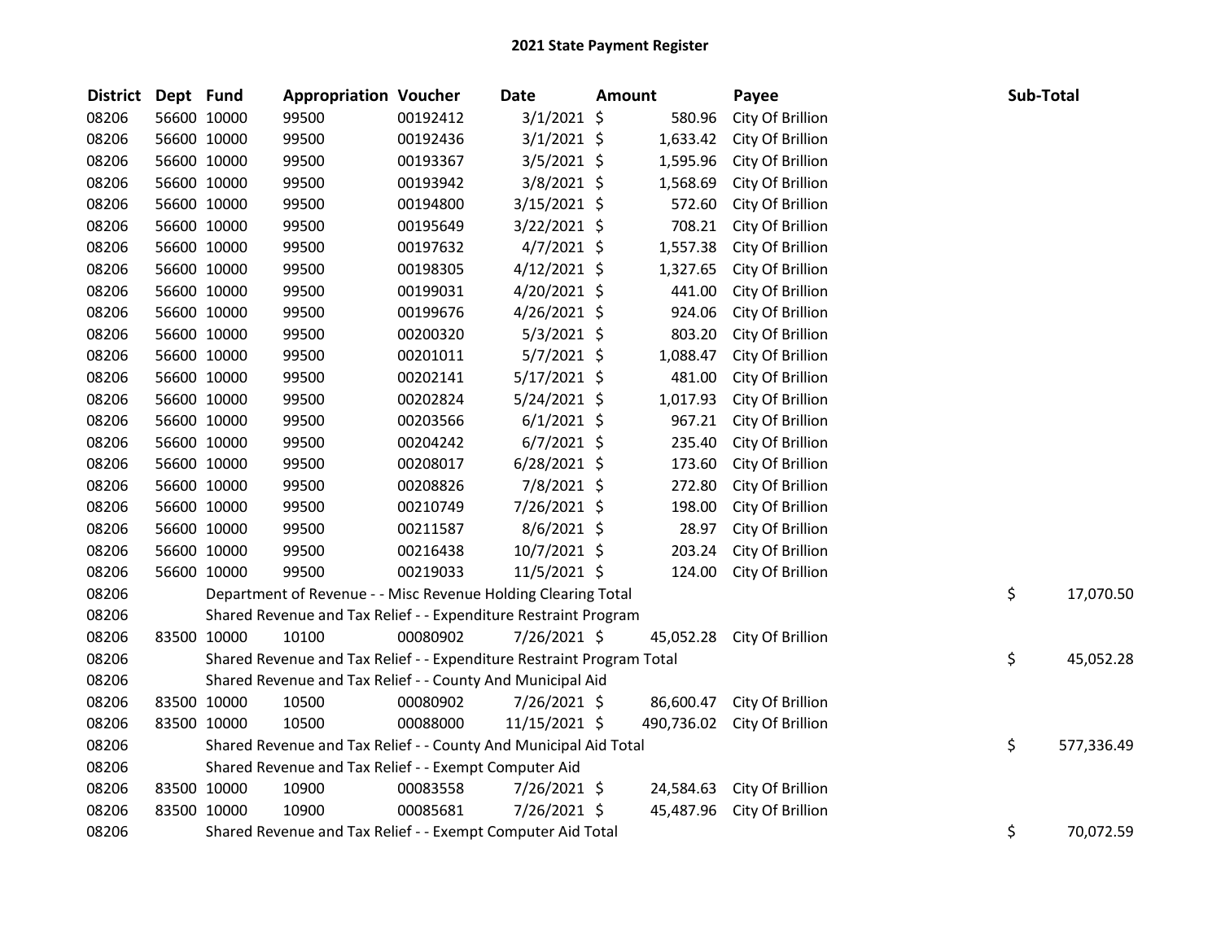# 2021 State Payment Register

| District | Dept | Fund | Appropriation | Voucher | Date | Amount | Payee | Sub-Total |
|---|---|---|---|---|---|---|---|---|
| 08206 | 56600 | 10000 | 99500 | 00192412 | 3/1/2021 | $ 580.96 | City Of Brillion | |
| 08206 | 56600 | 10000 | 99500 | 00192436 | 3/1/2021 | $ 1,633.42 | City Of Brillion | |
| 08206 | 56600 | 10000 | 99500 | 00193367 | 3/5/2021 | $ 1,595.96 | City Of Brillion | |
| 08206 | 56600 | 10000 | 99500 | 00193942 | 3/8/2021 | $ 1,568.69 | City Of Brillion | |
| 08206 | 56600 | 10000 | 99500 | 00194800 | 3/15/2021 | $ 572.60 | City Of Brillion | |
| 08206 | 56600 | 10000 | 99500 | 00195649 | 3/22/2021 | $ 708.21 | City Of Brillion | |
| 08206 | 56600 | 10000 | 99500 | 00197632 | 4/7/2021 | $ 1,557.38 | City Of Brillion | |
| 08206 | 56600 | 10000 | 99500 | 00198305 | 4/12/2021 | $ 1,327.65 | City Of Brillion | |
| 08206 | 56600 | 10000 | 99500 | 00199031 | 4/20/2021 | $ 441.00 | City Of Brillion | |
| 08206 | 56600 | 10000 | 99500 | 00199676 | 4/26/2021 | $ 924.06 | City Of Brillion | |
| 08206 | 56600 | 10000 | 99500 | 00200320 | 5/3/2021 | $ 803.20 | City Of Brillion | |
| 08206 | 56600 | 10000 | 99500 | 00201011 | 5/7/2021 | $ 1,088.47 | City Of Brillion | |
| 08206 | 56600 | 10000 | 99500 | 00202141 | 5/17/2021 | $ 481.00 | City Of Brillion | |
| 08206 | 56600 | 10000 | 99500 | 00202824 | 5/24/2021 | $ 1,017.93 | City Of Brillion | |
| 08206 | 56600 | 10000 | 99500 | 00203566 | 6/1/2021 | $ 967.21 | City Of Brillion | |
| 08206 | 56600 | 10000 | 99500 | 00204242 | 6/7/2021 | $ 235.40 | City Of Brillion | |
| 08206 | 56600 | 10000 | 99500 | 00208017 | 6/28/2021 | $ 173.60 | City Of Brillion | |
| 08206 | 56600 | 10000 | 99500 | 00208826 | 7/8/2021 | $ 272.80 | City Of Brillion | |
| 08206 | 56600 | 10000 | 99500 | 00210749 | 7/26/2021 | $ 198.00 | City Of Brillion | |
| 08206 | 56600 | 10000 | 99500 | 00211587 | 8/6/2021 | $ 28.97 | City Of Brillion | |
| 08206 | 56600 | 10000 | 99500 | 00216438 | 10/7/2021 | $ 203.24 | City Of Brillion | |
| 08206 | 56600 | 10000 | 99500 | 00219033 | 11/5/2021 | $ 124.00 | City Of Brillion | |
| 08206 | | Department of Revenue - - Misc Revenue Holding Clearing Total | | | | | | $ 17,070.50 |
| 08206 | | Shared Revenue and Tax Relief - - Expenditure Restraint Program | | | | | | |
| 08206 | 83500 | 10000 | 10100 | 00080902 | 7/26/2021 | $ 45,052.28 | City Of Brillion | |
| 08206 | | Shared Revenue and Tax Relief - - Expenditure Restraint Program Total | | | | | | $ 45,052.28 |
| 08206 | | Shared Revenue and Tax Relief - - County And Municipal Aid | | | | | | |
| 08206 | 83500 | 10000 | 10500 | 00080902 | 7/26/2021 | $ 86,600.47 | City Of Brillion | |
| 08206 | 83500 | 10000 | 10500 | 00088000 | 11/15/2021 | $ 490,736.02 | City Of Brillion | |
| 08206 | | Shared Revenue and Tax Relief - - County And Municipal Aid Total | | | | | | $ 577,336.49 |
| 08206 | | Shared Revenue and Tax Relief - - Exempt Computer Aid | | | | | | |
| 08206 | 83500 | 10000 | 10900 | 00083558 | 7/26/2021 | $ 24,584.63 | City Of Brillion | |
| 08206 | 83500 | 10000 | 10900 | 00085681 | 7/26/2021 | $ 45,487.96 | City Of Brillion | |
| 08206 | | Shared Revenue and Tax Relief - - Exempt Computer Aid Total | | | | | | $ 70,072.59 |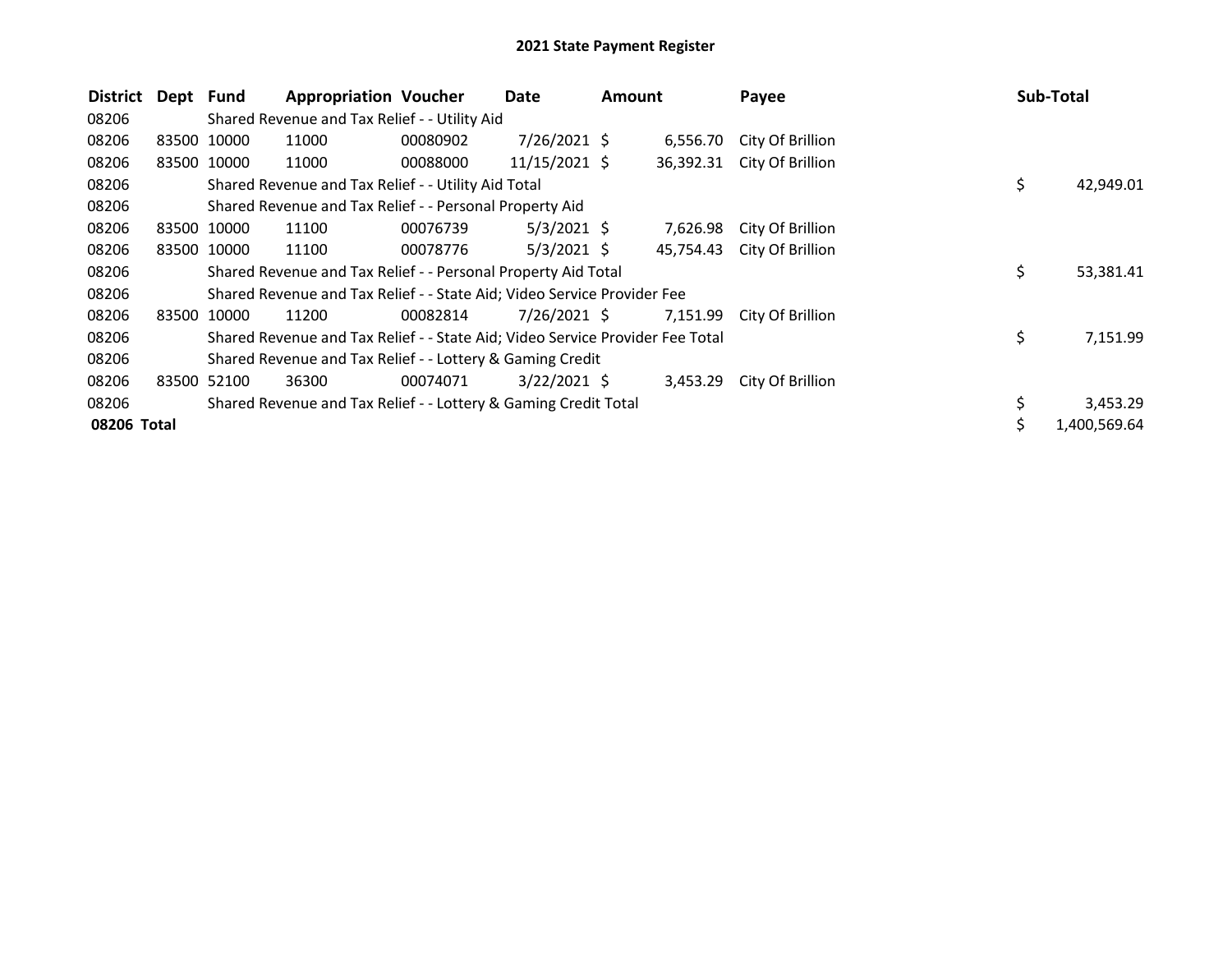# 2021 State Payment Register

| District | Dept | Fund | Appropriation | Voucher | Date | Amount | Payee | Sub-Total |
|---|---|---|---|---|---|---|---|---|
| 08206 | | Shared Revenue and Tax Relief - - Utility Aid | | | | | | |
| 08206 | 83500 | 10000 | 11000 | 00080902 | 7/26/2021 | $ 6,556.70 | City Of Brillion | |
| 08206 | 83500 | 10000 | 11000 | 00088000 | 11/15/2021 | $ 36,392.31 | City Of Brillion | |
| 08206 | | Shared Revenue and Tax Relief - - Utility Aid Total | | | | | | $ 42,949.01 |
| 08206 | | Shared Revenue and Tax Relief - - Personal Property Aid | | | | | | |
| 08206 | 83500 | 10000 | 11100 | 00076739 | 5/3/2021 | $ 7,626.98 | City Of Brillion | |
| 08206 | 83500 | 10000 | 11100 | 00078776 | 5/3/2021 | $ 45,754.43 | City Of Brillion | |
| 08206 | | Shared Revenue and Tax Relief - - Personal Property Aid Total | | | | | | $ 53,381.41 |
| 08206 | | Shared Revenue and Tax Relief - - State Aid; Video Service Provider Fee | | | | | | |
| 08206 | 83500 | 10000 | 11200 | 00082814 | 7/26/2021 | $ 7,151.99 | City Of Brillion | |
| 08206 | | Shared Revenue and Tax Relief - - State Aid; Video Service Provider Fee Total | | | | | | $ 7,151.99 |
| 08206 | | Shared Revenue and Tax Relief - - Lottery & Gaming Credit | | | | | | |
| 08206 | 83500 | 52100 | 36300 | 00074071 | 3/22/2021 | $ 3,453.29 | City Of Brillion | |
| 08206 | | Shared Revenue and Tax Relief - - Lottery & Gaming Credit Total | | | | | | $ 3,453.29 |
| **08206 Total** | | | | | | | | $ 1,400,569.64 |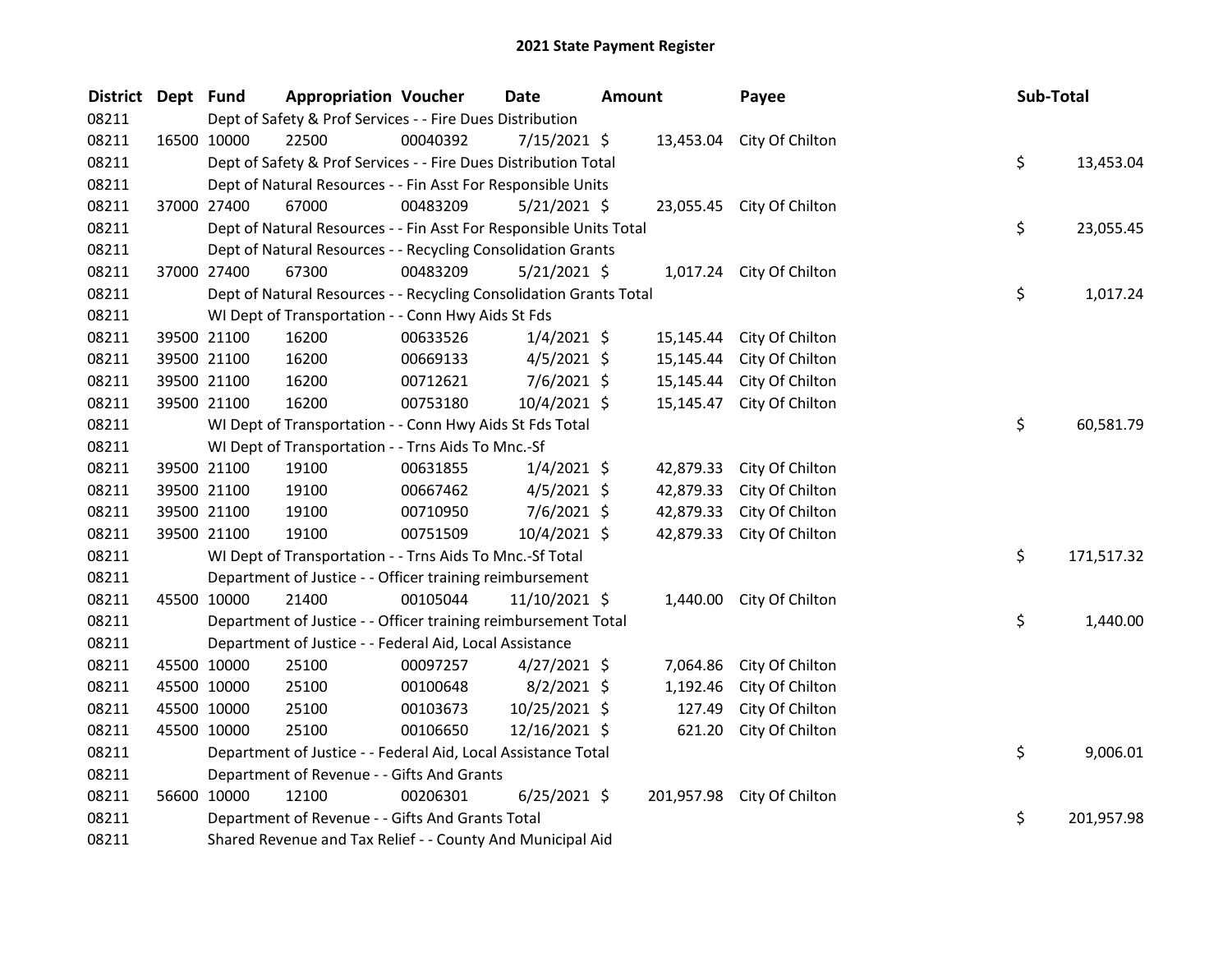# 2021 State Payment Register

| District | Dept | Fund | Appropriation | Voucher | Date | Amount | Payee | Sub-Total |
|---|---|---|---|---|---|---|---|---|
| 08211 | | Dept of Safety & Prof Services - - Fire Dues Distribution | | | | | | |
| 08211 | 16500 | 10000 | 22500 | 00040392 | 7/15/2021 | $ 13,453.04 | City Of Chilton | |
| 08211 | | Dept of Safety & Prof Services - - Fire Dues Distribution Total | | | | | | $ 13,453.04 |
| 08211 | | Dept of Natural Resources - - Fin Asst For Responsible Units | | | | | | |
| 08211 | 37000 | 27400 | 67000 | 00483209 | 5/21/2021 | $ 23,055.45 | City Of Chilton | |
| 08211 | | Dept of Natural Resources - - Fin Asst For Responsible Units Total | | | | | | $ 23,055.45 |
| 08211 | | Dept of Natural Resources - - Recycling Consolidation Grants | | | | | | |
| 08211 | 37000 | 27400 | 67300 | 00483209 | 5/21/2021 | $ 1,017.24 | City Of Chilton | |
| 08211 | | Dept of Natural Resources - - Recycling Consolidation Grants Total | | | | | | $ 1,017.24 |
| 08211 | | WI Dept of Transportation - - Conn Hwy Aids St Fds | | | | | | |
| 08211 | 39500 | 21100 | 16200 | 00633526 | 1/4/2021 | $ 15,145.44 | City Of Chilton | |
| 08211 | 39500 | 21100 | 16200 | 00669133 | 4/5/2021 | $ 15,145.44 | City Of Chilton | |
| 08211 | 39500 | 21100 | 16200 | 00712621 | 7/6/2021 | $ 15,145.44 | City Of Chilton | |
| 08211 | 39500 | 21100 | 16200 | 00753180 | 10/4/2021 | $ 15,145.47 | City Of Chilton | |
| 08211 | | WI Dept of Transportation - - Conn Hwy Aids St Fds Total | | | | | | $ 60,581.79 |
| 08211 | | WI Dept of Transportation - - Trns Aids To Mnc.-Sf | | | | | | |
| 08211 | 39500 | 21100 | 19100 | 00631855 | 1/4/2021 | $ 42,879.33 | City Of Chilton | |
| 08211 | 39500 | 21100 | 19100 | 00667462 | 4/5/2021 | $ 42,879.33 | City Of Chilton | |
| 08211 | 39500 | 21100 | 19100 | 00710950 | 7/6/2021 | $ 42,879.33 | City Of Chilton | |
| 08211 | 39500 | 21100 | 19100 | 00751509 | 10/4/2021 | $ 42,879.33 | City Of Chilton | |
| 08211 | | WI Dept of Transportation - - Trns Aids To Mnc.-Sf Total | | | | | | $ 171,517.32 |
| 08211 | | Department of Justice - - Officer training reimbursement | | | | | | |
| 08211 | 45500 | 10000 | 21400 | 00105044 | 11/10/2021 | $ 1,440.00 | City Of Chilton | |
| 08211 | | Department of Justice - - Officer training reimbursement Total | | | | | | $ 1,440.00 |
| 08211 | | Department of Justice - - Federal Aid, Local Assistance | | | | | | |
| 08211 | 45500 | 10000 | 25100 | 00097257 | 4/27/2021 | $ 7,064.86 | City Of Chilton | |
| 08211 | 45500 | 10000 | 25100 | 00100648 | 8/2/2021 | $ 1,192.46 | City Of Chilton | |
| 08211 | 45500 | 10000 | 25100 | 00103673 | 10/25/2021 | $ 127.49 | City Of Chilton | |
| 08211 | 45500 | 10000 | 25100 | 00106650 | 12/16/2021 | $ 621.20 | City Of Chilton | |
| 08211 | | Department of Justice - - Federal Aid, Local Assistance Total | | | | | | $ 9,006.01 |
| 08211 | | Department of Revenue - - Gifts And Grants | | | | | | |
| 08211 | 56600 | 10000 | 12100 | 00206301 | 6/25/2021 | $ 201,957.98 | City Of Chilton | |
| 08211 | | Department of Revenue - - Gifts And Grants Total | | | | | | $ 201,957.98 |
| 08211 | | Shared Revenue and Tax Relief - - County And Municipal Aid | | | | | | |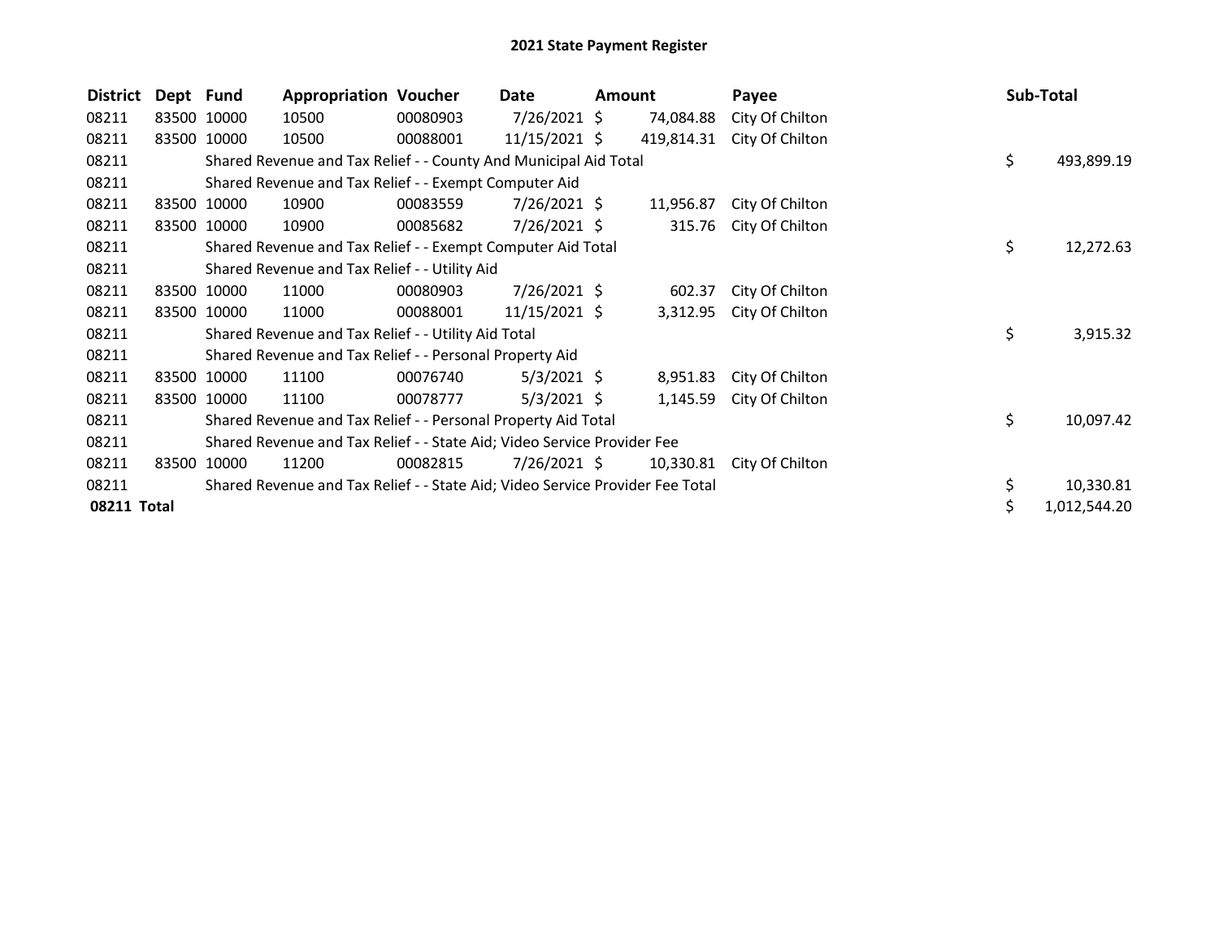# 2021 State Payment Register

| District | Dept | Fund | Appropriation | Voucher | Date | Amount | Payee | Sub-Total |
|---|---|---|---|---|---|---|---|---|
| 08211 | 83500 | 10000 | 10500 | 00080903 | 7/26/2021 | $ 74,084.88 | City Of Chilton | |
| 08211 | 83500 | 10000 | 10500 | 00088001 | 11/15/2021 | $ 419,814.31 | City Of Chilton | |
| 08211 | | Shared Revenue and Tax Relief - - County And Municipal Aid Total | | | | | | $ 493,899.19 |
| 08211 | | Shared Revenue and Tax Relief - - Exempt Computer Aid | | | | | | |
| 08211 | 83500 | 10000 | 10900 | 00083559 | 7/26/2021 | $ 11,956.87 | City Of Chilton | |
| 08211 | 83500 | 10000 | 10900 | 00085682 | 7/26/2021 | $ 315.76 | City Of Chilton | |
| 08211 | | Shared Revenue and Tax Relief - - Exempt Computer Aid Total | | | | | | $ 12,272.63 |
| 08211 | | Shared Revenue and Tax Relief - - Utility Aid | | | | | | |
| 08211 | 83500 | 10000 | 11000 | 00080903 | 7/26/2021 | $ 602.37 | City Of Chilton | |
| 08211 | 83500 | 10000 | 11000 | 00088001 | 11/15/2021 | $ 3,312.95 | City Of Chilton | |
| 08211 | | Shared Revenue and Tax Relief - - Utility Aid Total | | | | | | $ 3,915.32 |
| 08211 | | Shared Revenue and Tax Relief - - Personal Property Aid | | | | | | |
| 08211 | 83500 | 10000 | 11100 | 00076740 | 5/3/2021 | $ 8,951.83 | City Of Chilton | |
| 08211 | 83500 | 10000 | 11100 | 00078777 | 5/3/2021 | $ 1,145.59 | City Of Chilton | |
| 08211 | | Shared Revenue and Tax Relief - - Personal Property Aid Total | | | | | | $ 10,097.42 |
| 08211 | | Shared Revenue and Tax Relief - - State Aid; Video Service Provider Fee | | | | | | |
| 08211 | 83500 | 10000 | 11200 | 00082815 | 7/26/2021 | $ 10,330.81 | City Of Chilton | |
| 08211 | | Shared Revenue and Tax Relief - - State Aid; Video Service Provider Fee Total | | | | | | $ 10,330.81 |
| **08211 Total** | | | | | | | | $ 1,012,544.20 |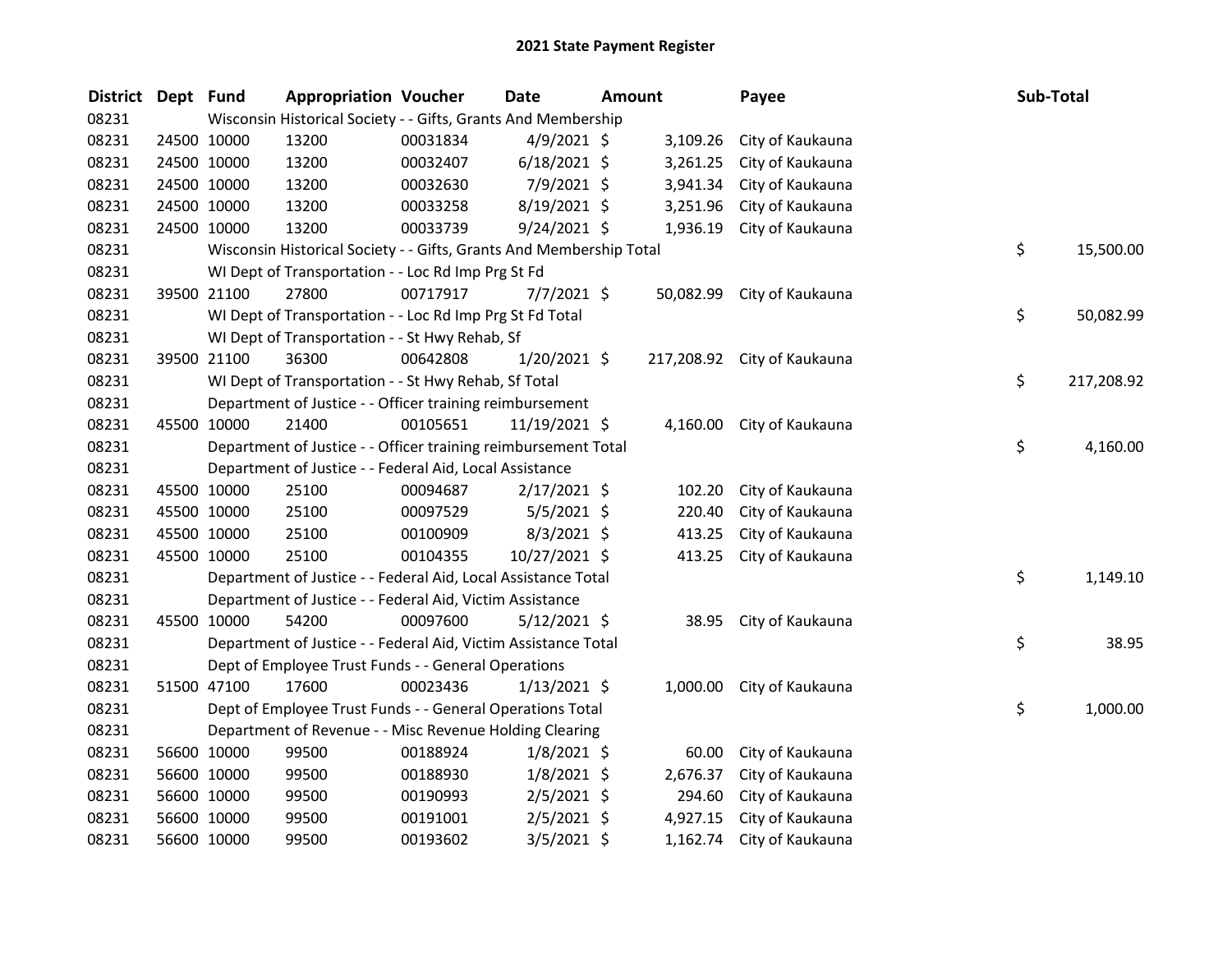# 2021 State Payment Register

| District | Dept | Fund | Appropriation | Voucher | Date | Amount | Payee | Sub-Total |
|---|---|---|---|---|---|---|---|---|
| 08231 | | Wisconsin Historical Society - - Gifts, Grants And Membership | | | | | | |
| 08231 | 24500 | 10000 | 13200 | 00031834 | 4/9/2021 | $ 3,109.26 | City of Kaukauna | |
| 08231 | 24500 | 10000 | 13200 | 00032407 | 6/18/2021 | $ 3,261.25 | City of Kaukauna | |
| 08231 | 24500 | 10000 | 13200 | 00032630 | 7/9/2021 | $ 3,941.34 | City of Kaukauna | |
| 08231 | 24500 | 10000 | 13200 | 00033258 | 8/19/2021 | $ 3,251.96 | City of Kaukauna | |
| 08231 | 24500 | 10000 | 13200 | 00033739 | 9/24/2021 | $ 1,936.19 | City of Kaukauna | |
| 08231 | | Wisconsin Historical Society - - Gifts, Grants And Membership Total | | | | | | $ 15,500.00 |
| 08231 | | WI Dept of Transportation - - Loc Rd Imp Prg St Fd | | | | | | |
| 08231 | 39500 | 21100 | 27800 | 00717917 | 7/7/2021 | $ 50,082.99 | City of Kaukauna | |
| 08231 | | WI Dept of Transportation - - Loc Rd Imp Prg St Fd Total | | | | | | $ 50,082.99 |
| 08231 | | WI Dept of Transportation - - St Hwy Rehab, Sf | | | | | | |
| 08231 | 39500 | 21100 | 36300 | 00642808 | 1/20/2021 | $ 217,208.92 | City of Kaukauna | |
| 08231 | | WI Dept of Transportation - - St Hwy Rehab, Sf Total | | | | | | $ 217,208.92 |
| 08231 | | Department of Justice - - Officer training reimbursement | | | | | | |
| 08231 | 45500 | 10000 | 21400 | 00105651 | 11/19/2021 | $ 4,160.00 | City of Kaukauna | |
| 08231 | | Department of Justice - - Officer training reimbursement Total | | | | | | $ 4,160.00 |
| 08231 | | Department of Justice - - Federal Aid, Local Assistance | | | | | | |
| 08231 | 45500 | 10000 | 25100 | 00094687 | 2/17/2021 | $ 102.20 | City of Kaukauna | |
| 08231 | 45500 | 10000 | 25100 | 00097529 | 5/5/2021 | $ 220.40 | City of Kaukauna | |
| 08231 | 45500 | 10000 | 25100 | 00100909 | 8/3/2021 | $ 413.25 | City of Kaukauna | |
| 08231 | 45500 | 10000 | 25100 | 00104355 | 10/27/2021 | $ 413.25 | City of Kaukauna | |
| 08231 | | Department of Justice - - Federal Aid, Local Assistance Total | | | | | | $ 1,149.10 |
| 08231 | | Department of Justice - - Federal Aid, Victim Assistance | | | | | | |
| 08231 | 45500 | 10000 | 54200 | 00097600 | 5/12/2021 | $ 38.95 | City of Kaukauna | |
| 08231 | | Department of Justice - - Federal Aid, Victim Assistance Total | | | | | | $ 38.95 |
| 08231 | | Dept of Employee Trust Funds - - General Operations | | | | | | |
| 08231 | 51500 | 47100 | 17600 | 00023436 | 1/13/2021 | $ 1,000.00 | City of Kaukauna | |
| 08231 | | Dept of Employee Trust Funds - - General Operations Total | | | | | | $ 1,000.00 |
| 08231 | | Department of Revenue - - Misc Revenue Holding Clearing | | | | | | |
| 08231 | 56600 | 10000 | 99500 | 00188924 | 1/8/2021 | $ 60.00 | City of Kaukauna | |
| 08231 | 56600 | 10000 | 99500 | 00188930 | 1/8/2021 | $ 2,676.37 | City of Kaukauna | |
| 08231 | 56600 | 10000 | 99500 | 00190993 | 2/5/2021 | $ 294.60 | City of Kaukauna | |
| 08231 | 56600 | 10000 | 99500 | 00191001 | 2/5/2021 | $ 4,927.15 | City of Kaukauna | |
| 08231 | 56600 | 10000 | 99500 | 00193602 | 3/5/2021 | $ 1,162.74 | City of Kaukauna | |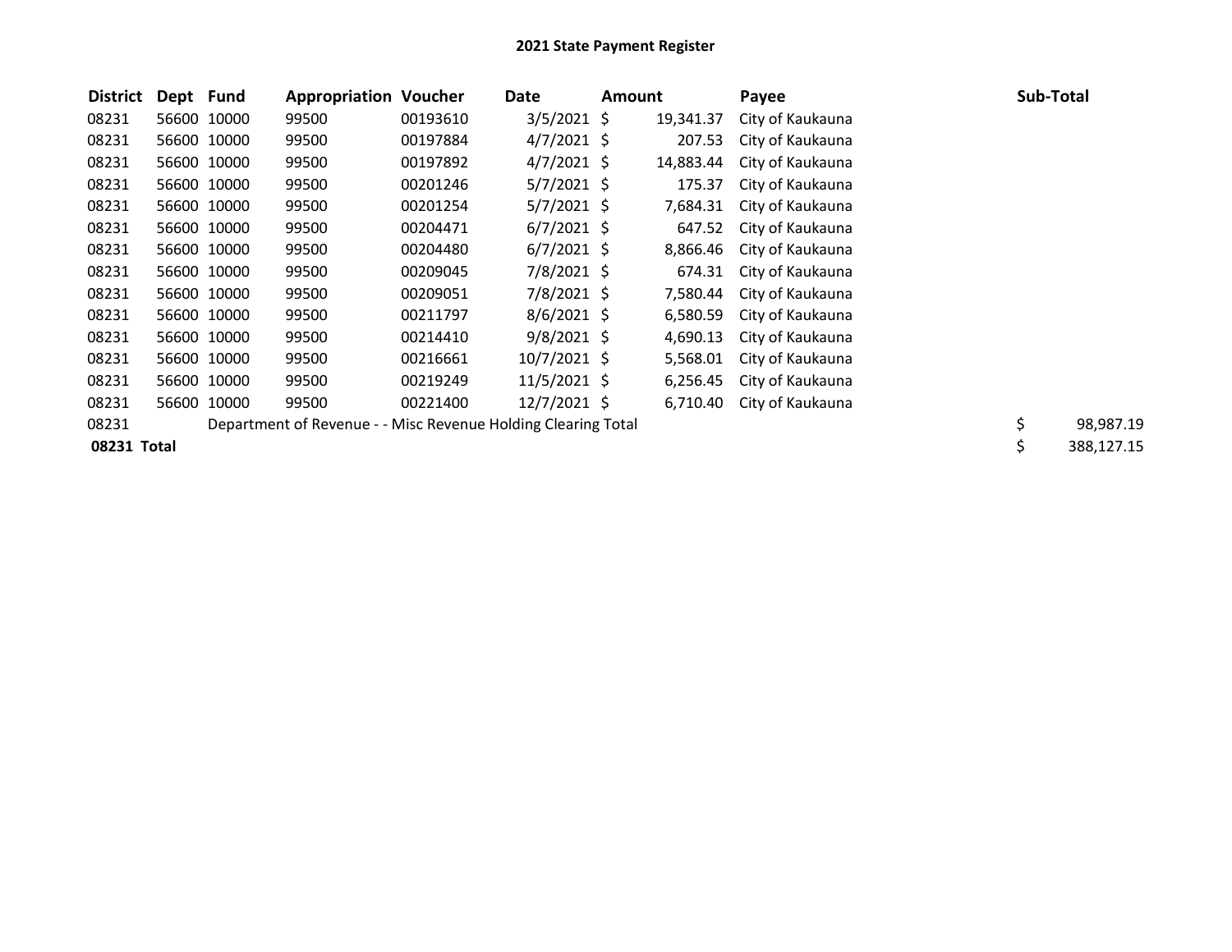# 2021 State Payment Register

| District | Dept | Fund | Appropriation | Voucher | Date | Amount | Payee | Sub-Total |
|---|---|---|---|---|---|---|---|---|
| 08231 | 56600 | 10000 | 99500 | 00193610 | 3/5/2021 | $ 19,341.37 | City of Kaukauna | |
| 08231 | 56600 | 10000 | 99500 | 00197884 | 4/7/2021 | $ 207.53 | City of Kaukauna | |
| 08231 | 56600 | 10000 | 99500 | 00197892 | 4/7/2021 | $ 14,883.44 | City of Kaukauna | |
| 08231 | 56600 | 10000 | 99500 | 00201246 | 5/7/2021 | $ 175.37 | City of Kaukauna | |
| 08231 | 56600 | 10000 | 99500 | 00201254 | 5/7/2021 | $ 7,684.31 | City of Kaukauna | |
| 08231 | 56600 | 10000 | 99500 | 00204471 | 6/7/2021 | $ 647.52 | City of Kaukauna | |
| 08231 | 56600 | 10000 | 99500 | 00204480 | 6/7/2021 | $ 8,866.46 | City of Kaukauna | |
| 08231 | 56600 | 10000 | 99500 | 00209045 | 7/8/2021 | $ 674.31 | City of Kaukauna | |
| 08231 | 56600 | 10000 | 99500 | 00209051 | 7/8/2021 | $ 7,580.44 | City of Kaukauna | |
| 08231 | 56600 | 10000 | 99500 | 00211797 | 8/6/2021 | $ 6,580.59 | City of Kaukauna | |
| 08231 | 56600 | 10000 | 99500 | 00214410 | 9/8/2021 | $ 4,690.13 | City of Kaukauna | |
| 08231 | 56600 | 10000 | 99500 | 00216661 | 10/7/2021 | $ 5,568.01 | City of Kaukauna | |
| 08231 | 56600 | 10000 | 99500 | 00219249 | 11/5/2021 | $ 6,256.45 | City of Kaukauna | |
| 08231 | 56600 | 10000 | 99500 | 00221400 | 12/7/2021 | $ 6,710.40 | City of Kaukauna | |
| 08231 | | Department of Revenue - - Misc Revenue Holding Clearing Total | | | | | | $ 98,987.19 |
| **08231 Total** | | | | | | | | $ 388,127.15 |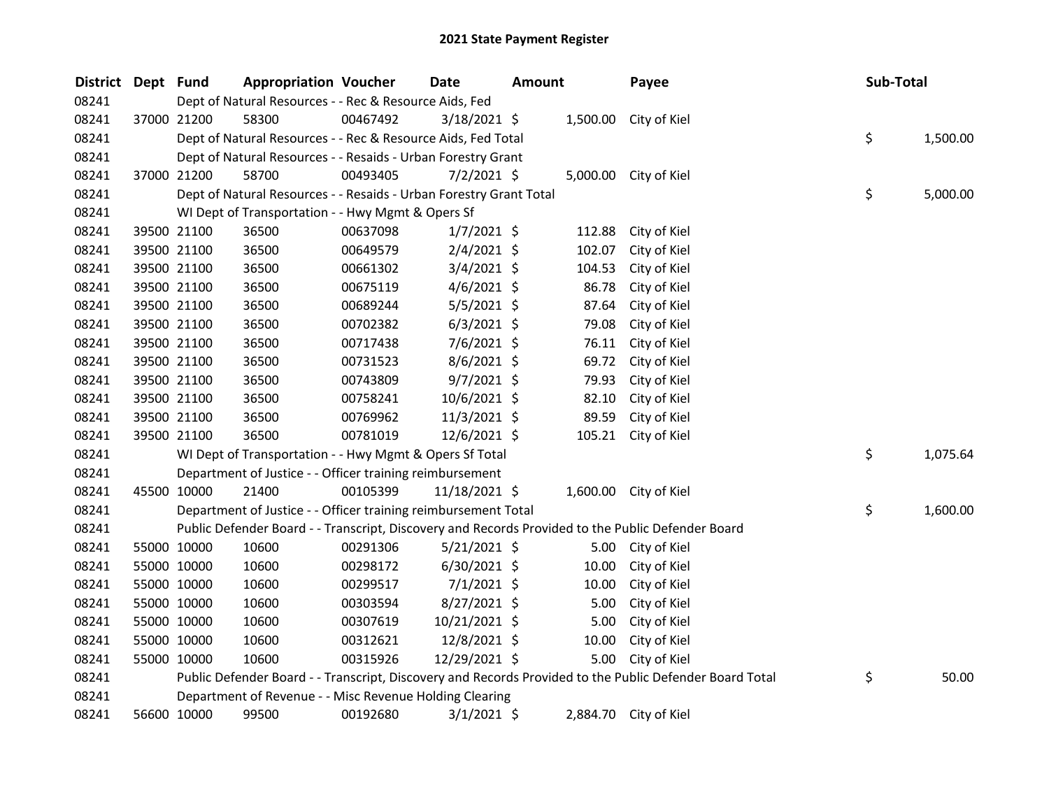# 2021 State Payment Register

| District | Dept | Fund | Appropriation | Voucher | Date | Amount | Payee | Sub-Total |
|---|---|---|---|---|---|---|---|---|
| 08241 | | Dept of Natural Resources - - Rec & Resource Aids, Fed | | | | | | |
| 08241 | 37000 | 21200 | 58300 | 00467492 | 3/18/2021 | $ 1,500.00 | City of Kiel | |
| 08241 | | Dept of Natural Resources - - Rec & Resource Aids, Fed Total | | | | | | $ 1,500.00 |
| 08241 | | Dept of Natural Resources - - Resaids - Urban Forestry Grant | | | | | | |
| 08241 | 37000 | 21200 | 58700 | 00493405 | 7/2/2021 | $ 5,000.00 | City of Kiel | |
| 08241 | | Dept of Natural Resources - - Resaids - Urban Forestry Grant Total | | | | | | $ 5,000.00 |
| 08241 | | WI Dept of Transportation - - Hwy Mgmt & Opers Sf | | | | | | |
| 08241 | 39500 | 21100 | 36500 | 00637098 | 1/7/2021 | $ 112.88 | City of Kiel | |
| 08241 | 39500 | 21100 | 36500 | 00649579 | 2/4/2021 | $ 102.07 | City of Kiel | |
| 08241 | 39500 | 21100 | 36500 | 00661302 | 3/4/2021 | $ 104.53 | City of Kiel | |
| 08241 | 39500 | 21100 | 36500 | 00675119 | 4/6/2021 | $ 86.78 | City of Kiel | |
| 08241 | 39500 | 21100 | 36500 | 00689244 | 5/5/2021 | $ 87.64 | City of Kiel | |
| 08241 | 39500 | 21100 | 36500 | 00702382 | 6/3/2021 | $ 79.08 | City of Kiel | |
| 08241 | 39500 | 21100 | 36500 | 00717438 | 7/6/2021 | $ 76.11 | City of Kiel | |
| 08241 | 39500 | 21100 | 36500 | 00731523 | 8/6/2021 | $ 69.72 | City of Kiel | |
| 08241 | 39500 | 21100 | 36500 | 00743809 | 9/7/2021 | $ 79.93 | City of Kiel | |
| 08241 | 39500 | 21100 | 36500 | 00758241 | 10/6/2021 | $ 82.10 | City of Kiel | |
| 08241 | 39500 | 21100 | 36500 | 00769962 | 11/3/2021 | $ 89.59 | City of Kiel | |
| 08241 | 39500 | 21100 | 36500 | 00781019 | 12/6/2021 | $ 105.21 | City of Kiel | |
| 08241 | | WI Dept of Transportation - - Hwy Mgmt & Opers Sf Total | | | | | | $ 1,075.64 |
| 08241 | | Department of Justice - - Officer training reimbursement | | | | | | |
| 08241 | 45500 | 10000 | 21400 | 00105399 | 11/18/2021 | $ 1,600.00 | City of Kiel | |
| 08241 | | Department of Justice - - Officer training reimbursement Total | | | | | | $ 1,600.00 |
| 08241 | | Public Defender Board - - Transcript, Discovery and Records Provided to the Public Defender Board | | | | | | |
| 08241 | 55000 | 10000 | 10600 | 00291306 | 5/21/2021 | $ 5.00 | City of Kiel | |
| 08241 | 55000 | 10000 | 10600 | 00298172 | 6/30/2021 | $ 10.00 | City of Kiel | |
| 08241 | 55000 | 10000 | 10600 | 00299517 | 7/1/2021 | $ 10.00 | City of Kiel | |
| 08241 | 55000 | 10000 | 10600 | 00303594 | 8/27/2021 | $ 5.00 | City of Kiel | |
| 08241 | 55000 | 10000 | 10600 | 00307619 | 10/21/2021 | $ 5.00 | City of Kiel | |
| 08241 | 55000 | 10000 | 10600 | 00312621 | 12/8/2021 | $ 10.00 | City of Kiel | |
| 08241 | 55000 | 10000 | 10600 | 00315926 | 12/29/2021 | $ 5.00 | City of Kiel | |
| 08241 | | Public Defender Board - - Transcript, Discovery and Records Provided to the Public Defender Board Total | | | | | | $ 50.00 |
| 08241 | | Department of Revenue - - Misc Revenue Holding Clearing | | | | | | |
| 08241 | 56600 | 10000 | 99500 | 00192680 | 3/1/2021 | $ 2,884.70 | City of Kiel | |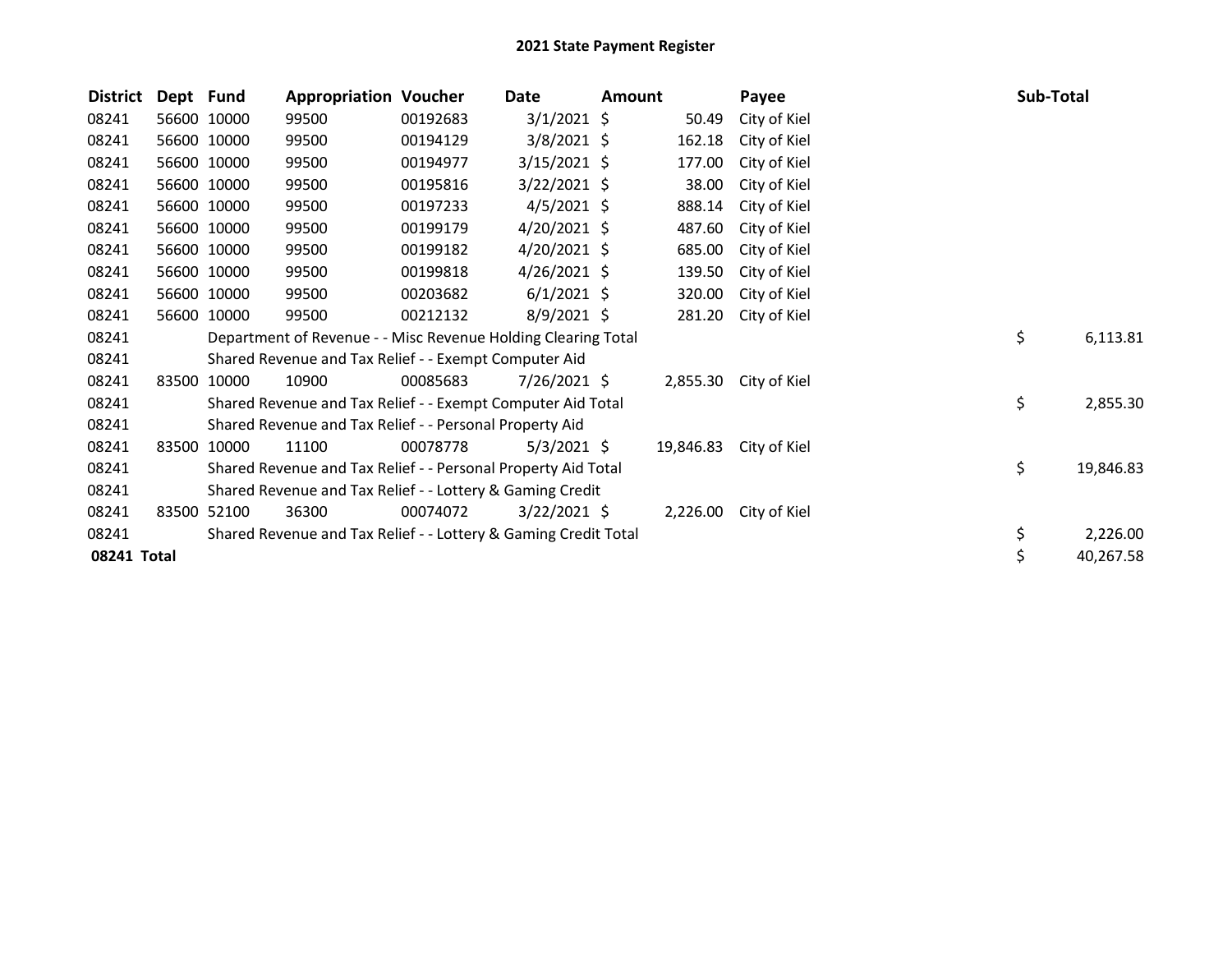# 2021 State Payment Register

| District | Dept | Fund | Appropriation | Voucher | Date | Amount | Payee | Sub-Total |
|---|---|---|---|---|---|---|---|---|
| 08241 | 56600 | 10000 | 99500 | 00192683 | 3/1/2021 | $ 50.49 | City of Kiel | |
| 08241 | 56600 | 10000 | 99500 | 00194129 | 3/8/2021 | $ 162.18 | City of Kiel | |
| 08241 | 56600 | 10000 | 99500 | 00194977 | 3/15/2021 | $ 177.00 | City of Kiel | |
| 08241 | 56600 | 10000 | 99500 | 00195816 | 3/22/2021 | $ 38.00 | City of Kiel | |
| 08241 | 56600 | 10000 | 99500 | 00197233 | 4/5/2021 | $ 888.14 | City of Kiel | |
| 08241 | 56600 | 10000 | 99500 | 00199179 | 4/20/2021 | $ 487.60 | City of Kiel | |
| 08241 | 56600 | 10000 | 99500 | 00199182 | 4/20/2021 | $ 685.00 | City of Kiel | |
| 08241 | 56600 | 10000 | 99500 | 00199818 | 4/26/2021 | $ 139.50 | City of Kiel | |
| 08241 | 56600 | 10000 | 99500 | 00203682 | 6/1/2021 | $ 320.00 | City of Kiel | |
| 08241 | 56600 | 10000 | 99500 | 00212132 | 8/9/2021 | $ 281.20 | City of Kiel | |
| 08241 | | Department of Revenue - - Misc Revenue Holding Clearing Total | | | | | | $ 6,113.81 |
| 08241 | | Shared Revenue and Tax Relief - - Exempt Computer Aid | | | | | | |
| 08241 | 83500 | 10000 | 10900 | 00085683 | 7/26/2021 | $ 2,855.30 | City of Kiel | |
| 08241 | | Shared Revenue and Tax Relief - - Exempt Computer Aid Total | | | | | | $ 2,855.30 |
| 08241 | | Shared Revenue and Tax Relief - - Personal Property Aid | | | | | | |
| 08241 | 83500 | 10000 | 11100 | 00078778 | 5/3/2021 | $ 19,846.83 | City of Kiel | |
| 08241 | | Shared Revenue and Tax Relief - - Personal Property Aid Total | | | | | | $ 19,846.83 |
| 08241 | | Shared Revenue and Tax Relief - - Lottery & Gaming Credit | | | | | | |
| 08241 | 83500 | 52100 | 36300 | 00074072 | 3/22/2021 | $ 2,226.00 | City of Kiel | |
| 08241 | | Shared Revenue and Tax Relief - - Lottery & Gaming Credit Total | | | | | | $ 2,226.00 |
| **08241 Total** | | | | | | | | $ 40,267.58 |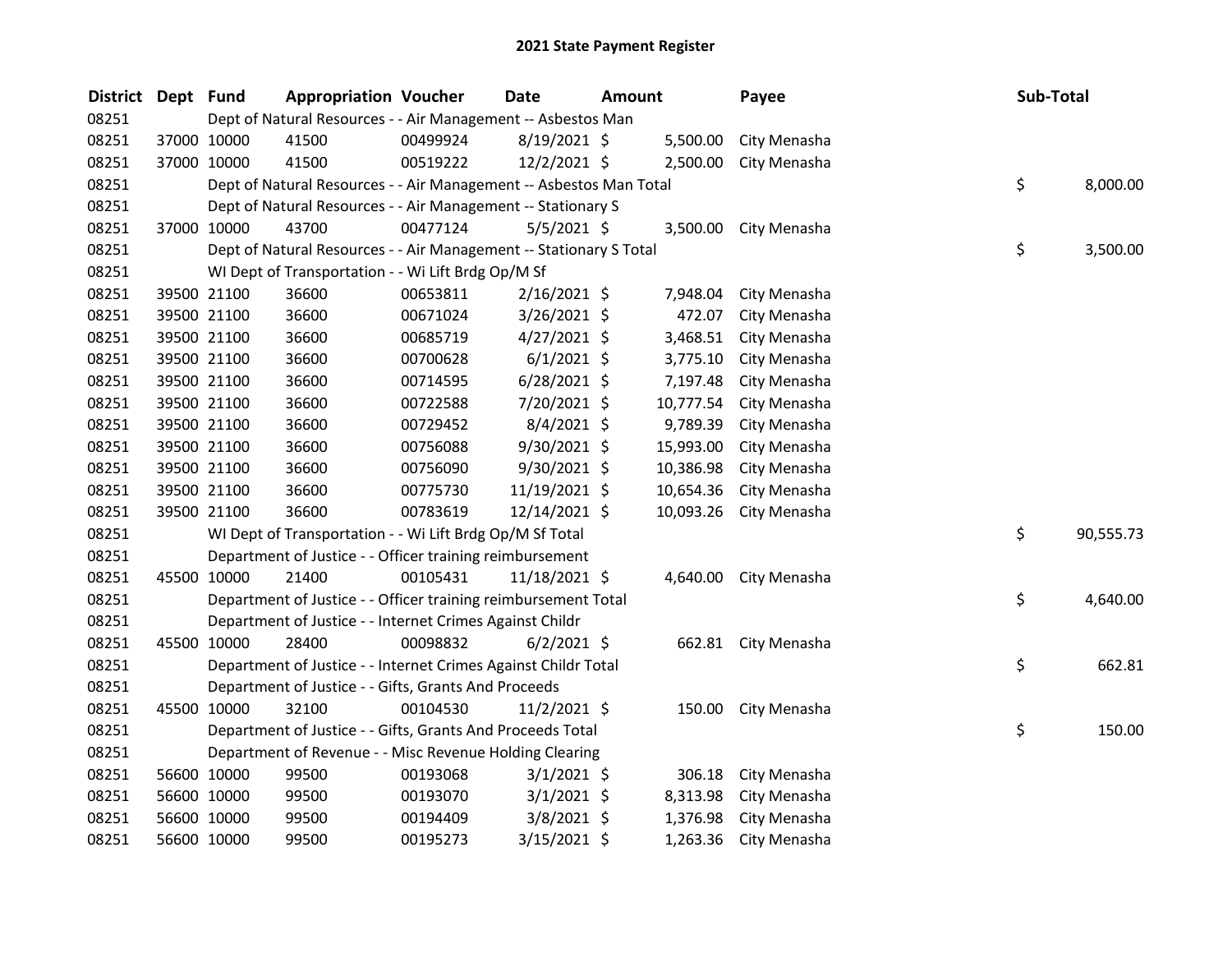# 2021 State Payment Register

| District | Dept | Fund | Appropriation | Voucher | Date | Amount | Payee | Sub-Total |
|---|---|---|---|---|---|---|---|---|
| 08251 | | | Dept of Natural Resources - - Air Management -- Asbestos Man | | | | | |
| 08251 | 37000 | 10000 | 41500 | 00499924 | 8/19/2021 | $ 5,500.00 | City Menasha | |
| 08251 | 37000 | 10000 | 41500 | 00519222 | 12/2/2021 | $ 2,500.00 | City Menasha | |
| 08251 | | | Dept of Natural Resources - - Air Management -- Asbestos Man Total | | | | | $ 8,000.00 |
| 08251 | | | Dept of Natural Resources - - Air Management -- Stationary S | | | | | |
| 08251 | 37000 | 10000 | 43700 | 00477124 | 5/5/2021 | $ 3,500.00 | City Menasha | |
| 08251 | | | Dept of Natural Resources - - Air Management -- Stationary S Total | | | | | $ 3,500.00 |
| 08251 | | | WI Dept of Transportation - - Wi Lift Brdg Op/M Sf | | | | | |
| 08251 | 39500 | 21100 | 36600 | 00653811 | 2/16/2021 | $ 7,948.04 | City Menasha | |
| 08251 | 39500 | 21100 | 36600 | 00671024 | 3/26/2021 | $ 472.07 | City Menasha | |
| 08251 | 39500 | 21100 | 36600 | 00685719 | 4/27/2021 | $ 3,468.51 | City Menasha | |
| 08251 | 39500 | 21100 | 36600 | 00700628 | 6/1/2021 | $ 3,775.10 | City Menasha | |
| 08251 | 39500 | 21100 | 36600 | 00714595 | 6/28/2021 | $ 7,197.48 | City Menasha | |
| 08251 | 39500 | 21100 | 36600 | 00722588 | 7/20/2021 | $ 10,777.54 | City Menasha | |
| 08251 | 39500 | 21100 | 36600 | 00729452 | 8/4/2021 | $ 9,789.39 | City Menasha | |
| 08251 | 39500 | 21100 | 36600 | 00756088 | 9/30/2021 | $ 15,993.00 | City Menasha | |
| 08251 | 39500 | 21100 | 36600 | 00756090 | 9/30/2021 | $ 10,386.98 | City Menasha | |
| 08251 | 39500 | 21100 | 36600 | 00775730 | 11/19/2021 | $ 10,654.36 | City Menasha | |
| 08251 | 39500 | 21100 | 36600 | 00783619 | 12/14/2021 | $ 10,093.26 | City Menasha | |
| 08251 | | | WI Dept of Transportation - - Wi Lift Brdg Op/M Sf Total | | | | | $ 90,555.73 |
| 08251 | | | Department of Justice - - Officer training reimbursement | | | | | |
| 08251 | 45500 | 10000 | 21400 | 00105431 | 11/18/2021 | $ 4,640.00 | City Menasha | |
| 08251 | | | Department of Justice - - Officer training reimbursement Total | | | | | $ 4,640.00 |
| 08251 | | | Department of Justice - - Internet Crimes Against Childr | | | | | |
| 08251 | 45500 | 10000 | 28400 | 00098832 | 6/2/2021 | $ 662.81 | City Menasha | |
| 08251 | | | Department of Justice - - Internet Crimes Against Childr Total | | | | | $ 662.81 |
| 08251 | | | Department of Justice - - Gifts, Grants And Proceeds | | | | | |
| 08251 | 45500 | 10000 | 32100 | 00104530 | 11/2/2021 | $ 150.00 | City Menasha | |
| 08251 | | | Department of Justice - - Gifts, Grants And Proceeds Total | | | | | $ 150.00 |
| 08251 | | | Department of Revenue - - Misc Revenue Holding Clearing | | | | | |
| 08251 | 56600 | 10000 | 99500 | 00193068 | 3/1/2021 | $ 306.18 | City Menasha | |
| 08251 | 56600 | 10000 | 99500 | 00193070 | 3/1/2021 | $ 8,313.98 | City Menasha | |
| 08251 | 56600 | 10000 | 99500 | 00194409 | 3/8/2021 | $ 1,376.98 | City Menasha | |
| 08251 | 56600 | 10000 | 99500 | 00195273 | 3/15/2021 | $ 1,263.36 | City Menasha | |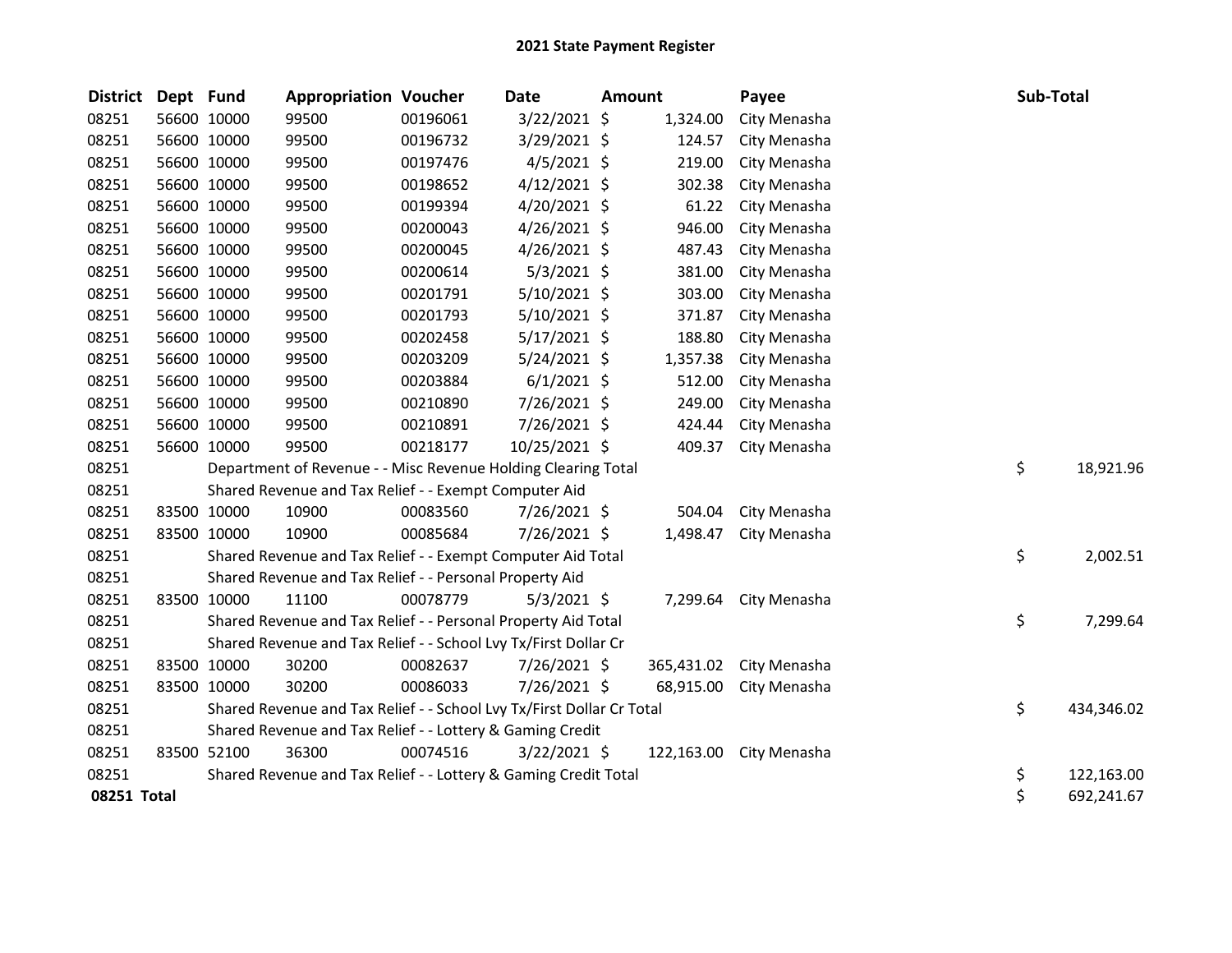# 2021 State Payment Register

| District | Dept | Fund | Appropriation | Voucher | Date | Amount | Payee | Sub-Total |
|---|---|---|---|---|---|---|---|---|
| 08251 | 56600 | 10000 | 99500 | 00196061 | 3/22/2021 | $ 1,324.00 | City Menasha | |
| 08251 | 56600 | 10000 | 99500 | 00196732 | 3/29/2021 | $ 124.57 | City Menasha | |
| 08251 | 56600 | 10000 | 99500 | 00197476 | 4/5/2021 | $ 219.00 | City Menasha | |
| 08251 | 56600 | 10000 | 99500 | 00198652 | 4/12/2021 | $ 302.38 | City Menasha | |
| 08251 | 56600 | 10000 | 99500 | 00199394 | 4/20/2021 | $ 61.22 | City Menasha | |
| 08251 | 56600 | 10000 | 99500 | 00200043 | 4/26/2021 | $ 946.00 | City Menasha | |
| 08251 | 56600 | 10000 | 99500 | 00200045 | 4/26/2021 | $ 487.43 | City Menasha | |
| 08251 | 56600 | 10000 | 99500 | 00200614 | 5/3/2021 | $ 381.00 | City Menasha | |
| 08251 | 56600 | 10000 | 99500 | 00201791 | 5/10/2021 | $ 303.00 | City Menasha | |
| 08251 | 56600 | 10000 | 99500 | 00201793 | 5/10/2021 | $ 371.87 | City Menasha | |
| 08251 | 56600 | 10000 | 99500 | 00202458 | 5/17/2021 | $ 188.80 | City Menasha | |
| 08251 | 56600 | 10000 | 99500 | 00203209 | 5/24/2021 | $ 1,357.38 | City Menasha | |
| 08251 | 56600 | 10000 | 99500 | 00203884 | 6/1/2021 | $ 512.00 | City Menasha | |
| 08251 | 56600 | 10000 | 99500 | 00210890 | 7/26/2021 | $ 249.00 | City Menasha | |
| 08251 | 56600 | 10000 | 99500 | 00210891 | 7/26/2021 | $ 424.44 | City Menasha | |
| 08251 | 56600 | 10000 | 99500 | 00218177 | 10/25/2021 | $ 409.37 | City Menasha | |
| 08251 | | Department of Revenue - - Misc Revenue Holding Clearing Total | | | | | | $ 18,921.96 |
| 08251 | | Shared Revenue and Tax Relief - - Exempt Computer Aid | | | | | | |
| 08251 | 83500 | 10000 | 10900 | 00083560 | 7/26/2021 | $ 504.04 | City Menasha | |
| 08251 | 83500 | 10000 | 10900 | 00085684 | 7/26/2021 | $ 1,498.47 | City Menasha | |
| 08251 | | Shared Revenue and Tax Relief - - Exempt Computer Aid Total | | | | | | $ 2,002.51 |
| 08251 | | Shared Revenue and Tax Relief - - Personal Property Aid | | | | | | |
| 08251 | 83500 | 10000 | 11100 | 00078779 | 5/3/2021 | $ 7,299.64 | City Menasha | |
| 08251 | | Shared Revenue and Tax Relief - - Personal Property Aid Total | | | | | | $ 7,299.64 |
| 08251 | | Shared Revenue and Tax Relief - - School Lvy Tx/First Dollar Cr | | | | | | |
| 08251 | 83500 | 10000 | 30200 | 00082637 | 7/26/2021 | $ 365,431.02 | City Menasha | |
| 08251 | 83500 | 10000 | 30200 | 00086033 | 7/26/2021 | $ 68,915.00 | City Menasha | |
| 08251 | | Shared Revenue and Tax Relief - - School Lvy Tx/First Dollar Cr Total | | | | | | $ 434,346.02 |
| 08251 | | Shared Revenue and Tax Relief - - Lottery & Gaming Credit | | | | | | |
| 08251 | 83500 | 52100 | 36300 | 00074516 | 3/22/2021 | $ 122,163.00 | City Menasha | |
| 08251 | | Shared Revenue and Tax Relief - - Lottery & Gaming Credit Total | | | | | | $ 122,163.00 |
| **08251 Total** | | | | | | | | $ 692,241.67 |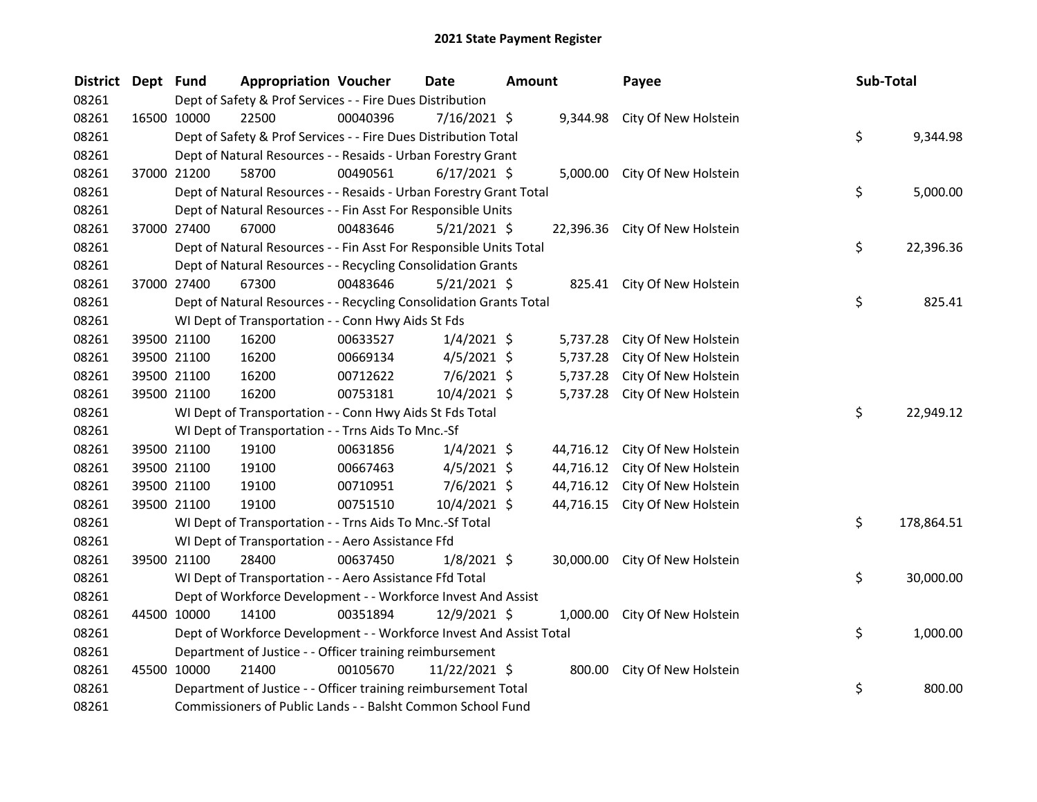# 2021 State Payment Register

| District | Dept | Fund | Appropriation | Voucher | Date | Amount | Payee | Sub-Total |
|---|---|---|---|---|---|---|---|---|
| 08261 | | Dept of Safety & Prof Services - - Fire Dues Distribution | | | | | | |
| 08261 | 16500 | 10000 | 22500 | 00040396 | 7/16/2021 | $ 9,344.98 | City Of New Holstein | |
| 08261 | | Dept of Safety & Prof Services - - Fire Dues Distribution Total | | | | | | $ 9,344.98 |
| 08261 | | Dept of Natural Resources - - Resaids - Urban Forestry Grant | | | | | | |
| 08261 | 37000 | 21200 | 58700 | 00490561 | 6/17/2021 | $ 5,000.00 | City Of New Holstein | |
| 08261 | | Dept of Natural Resources - - Resaids - Urban Forestry Grant Total | | | | | | $ 5,000.00 |
| 08261 | | Dept of Natural Resources - - Fin Asst For Responsible Units | | | | | | |
| 08261 | 37000 | 27400 | 67000 | 00483646 | 5/21/2021 | $ 22,396.36 | City Of New Holstein | |
| 08261 | | Dept of Natural Resources - - Fin Asst For Responsible Units Total | | | | | | $ 22,396.36 |
| 08261 | | Dept of Natural Resources - - Recycling Consolidation Grants | | | | | | |
| 08261 | 37000 | 27400 | 67300 | 00483646 | 5/21/2021 | $ 825.41 | City Of New Holstein | |
| 08261 | | Dept of Natural Resources - - Recycling Consolidation Grants Total | | | | | | $ 825.41 |
| 08261 | | WI Dept of Transportation - - Conn Hwy Aids St Fds | | | | | | |
| 08261 | 39500 | 21100 | 16200 | 00633527 | 1/4/2021 | $ 5,737.28 | City Of New Holstein | |
| 08261 | 39500 | 21100 | 16200 | 00669134 | 4/5/2021 | $ 5,737.28 | City Of New Holstein | |
| 08261 | 39500 | 21100 | 16200 | 00712622 | 7/6/2021 | $ 5,737.28 | City Of New Holstein | |
| 08261 | 39500 | 21100 | 16200 | 00753181 | 10/4/2021 | $ 5,737.28 | City Of New Holstein | |
| 08261 | | WI Dept of Transportation - - Conn Hwy Aids St Fds Total | | | | | | $ 22,949.12 |
| 08261 | | WI Dept of Transportation - - Trns Aids To Mnc.-Sf | | | | | | |
| 08261 | 39500 | 21100 | 19100 | 00631856 | 1/4/2021 | $ 44,716.12 | City Of New Holstein | |
| 08261 | 39500 | 21100 | 19100 | 00667463 | 4/5/2021 | $ 44,716.12 | City Of New Holstein | |
| 08261 | 39500 | 21100 | 19100 | 00710951 | 7/6/2021 | $ 44,716.12 | City Of New Holstein | |
| 08261 | 39500 | 21100 | 19100 | 00751510 | 10/4/2021 | $ 44,716.15 | City Of New Holstein | |
| 08261 | | WI Dept of Transportation - - Trns Aids To Mnc.-Sf Total | | | | | | $ 178,864.51 |
| 08261 | | WI Dept of Transportation - - Aero Assistance Ffd | | | | | | |
| 08261 | 39500 | 21100 | 28400 | 00637450 | 1/8/2021 | $ 30,000.00 | City Of New Holstein | |
| 08261 | | WI Dept of Transportation - - Aero Assistance Ffd Total | | | | | | $ 30,000.00 |
| 08261 | | Dept of Workforce Development - - Workforce Invest And Assist | | | | | | |
| 08261 | 44500 | 10000 | 14100 | 00351894 | 12/9/2021 | $ 1,000.00 | City Of New Holstein | |
| 08261 | | Dept of Workforce Development - - Workforce Invest And Assist Total | | | | | | $ 1,000.00 |
| 08261 | | Department of Justice - - Officer training reimbursement | | | | | | |
| 08261 | 45500 | 10000 | 21400 | 00105670 | 11/22/2021 | $ 800.00 | City Of New Holstein | |
| 08261 | | Department of Justice - - Officer training reimbursement Total | | | | | | $ 800.00 |
| 08261 | | Commissioners of Public Lands - - Balsht Common School Fund | | | | | | |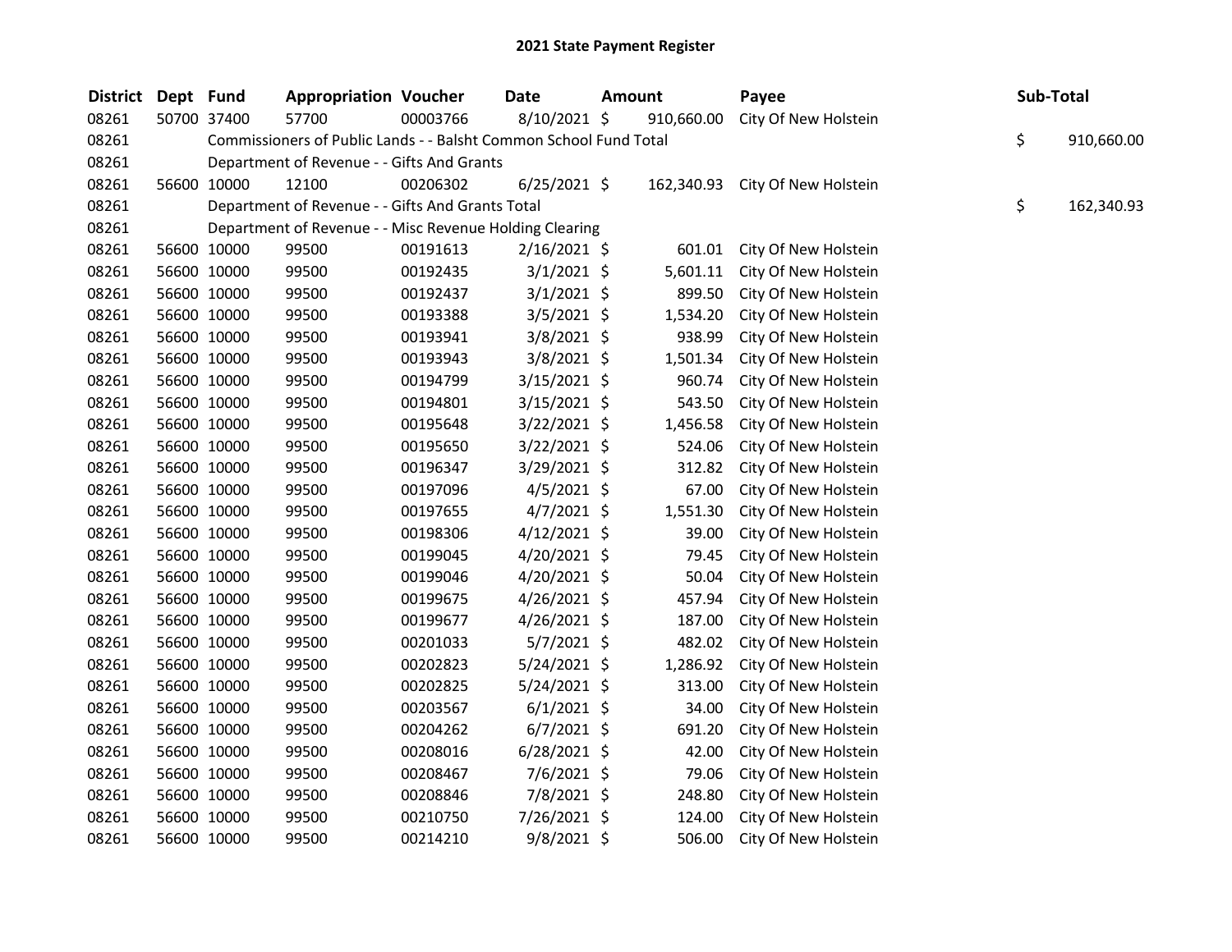# 2021 State Payment Register

| District | Dept | Fund | Appropriation | Voucher | Date | Amount | Payee | Sub-Total |
|---|---|---|---|---|---|---|---|---|
| 08261 | 50700 | 37400 | 57700 | 00003766 | 8/10/2021 | $ 910,660.00 | City Of New Holstein | |
| 08261 | | Commissioners of Public Lands - - Balsht Common School Fund Total | | | | | | $ 910,660.00 |
| 08261 | | Department of Revenue - - Gifts And Grants | | | | | | |
| 08261 | 56600 | 10000 | 12100 | 00206302 | 6/25/2021 | $ 162,340.93 | City Of New Holstein | |
| 08261 | | Department of Revenue - - Gifts And Grants Total | | | | | | $ 162,340.93 |
| 08261 | | Department of Revenue - - Misc Revenue Holding Clearing | | | | | | |
| 08261 | 56600 | 10000 | 99500 | 00191613 | 2/16/2021 | $ 601.01 | City Of New Holstein | |
| 08261 | 56600 | 10000 | 99500 | 00192435 | 3/1/2021 | $ 5,601.11 | City Of New Holstein | |
| 08261 | 56600 | 10000 | 99500 | 00192437 | 3/1/2021 | $ 899.50 | City Of New Holstein | |
| 08261 | 56600 | 10000 | 99500 | 00193388 | 3/5/2021 | $ 1,534.20 | City Of New Holstein | |
| 08261 | 56600 | 10000 | 99500 | 00193941 | 3/8/2021 | $ 938.99 | City Of New Holstein | |
| 08261 | 56600 | 10000 | 99500 | 00193943 | 3/8/2021 | $ 1,501.34 | City Of New Holstein | |
| 08261 | 56600 | 10000 | 99500 | 00194799 | 3/15/2021 | $ 960.74 | City Of New Holstein | |
| 08261 | 56600 | 10000 | 99500 | 00194801 | 3/15/2021 | $ 543.50 | City Of New Holstein | |
| 08261 | 56600 | 10000 | 99500 | 00195648 | 3/22/2021 | $ 1,456.58 | City Of New Holstein | |
| 08261 | 56600 | 10000 | 99500 | 00195650 | 3/22/2021 | $ 524.06 | City Of New Holstein | |
| 08261 | 56600 | 10000 | 99500 | 00196347 | 3/29/2021 | $ 312.82 | City Of New Holstein | |
| 08261 | 56600 | 10000 | 99500 | 00197096 | 4/5/2021 | $ 67.00 | City Of New Holstein | |
| 08261 | 56600 | 10000 | 99500 | 00197655 | 4/7/2021 | $ 1,551.30 | City Of New Holstein | |
| 08261 | 56600 | 10000 | 99500 | 00198306 | 4/12/2021 | $ 39.00 | City Of New Holstein | |
| 08261 | 56600 | 10000 | 99500 | 00199045 | 4/20/2021 | $ 79.45 | City Of New Holstein | |
| 08261 | 56600 | 10000 | 99500 | 00199046 | 4/20/2021 | $ 50.04 | City Of New Holstein | |
| 08261 | 56600 | 10000 | 99500 | 00199675 | 4/26/2021 | $ 457.94 | City Of New Holstein | |
| 08261 | 56600 | 10000 | 99500 | 00199677 | 4/26/2021 | $ 187.00 | City Of New Holstein | |
| 08261 | 56600 | 10000 | 99500 | 00201033 | 5/7/2021 | $ 482.02 | City Of New Holstein | |
| 08261 | 56600 | 10000 | 99500 | 00202823 | 5/24/2021 | $ 1,286.92 | City Of New Holstein | |
| 08261 | 56600 | 10000 | 99500 | 00202825 | 5/24/2021 | $ 313.00 | City Of New Holstein | |
| 08261 | 56600 | 10000 | 99500 | 00203567 | 6/1/2021 | $ 34.00 | City Of New Holstein | |
| 08261 | 56600 | 10000 | 99500 | 00204262 | 6/7/2021 | $ 691.20 | City Of New Holstein | |
| 08261 | 56600 | 10000 | 99500 | 00208016 | 6/28/2021 | $ 42.00 | City Of New Holstein | |
| 08261 | 56600 | 10000 | 99500 | 00208467 | 7/6/2021 | $ 79.06 | City Of New Holstein | |
| 08261 | 56600 | 10000 | 99500 | 00208846 | 7/8/2021 | $ 248.80 | City Of New Holstein | |
| 08261 | 56600 | 10000 | 99500 | 00210750 | 7/26/2021 | $ 124.00 | City Of New Holstein | |
| 08261 | 56600 | 10000 | 99500 | 00214210 | 9/8/2021 | $ 506.00 | City Of New Holstein | |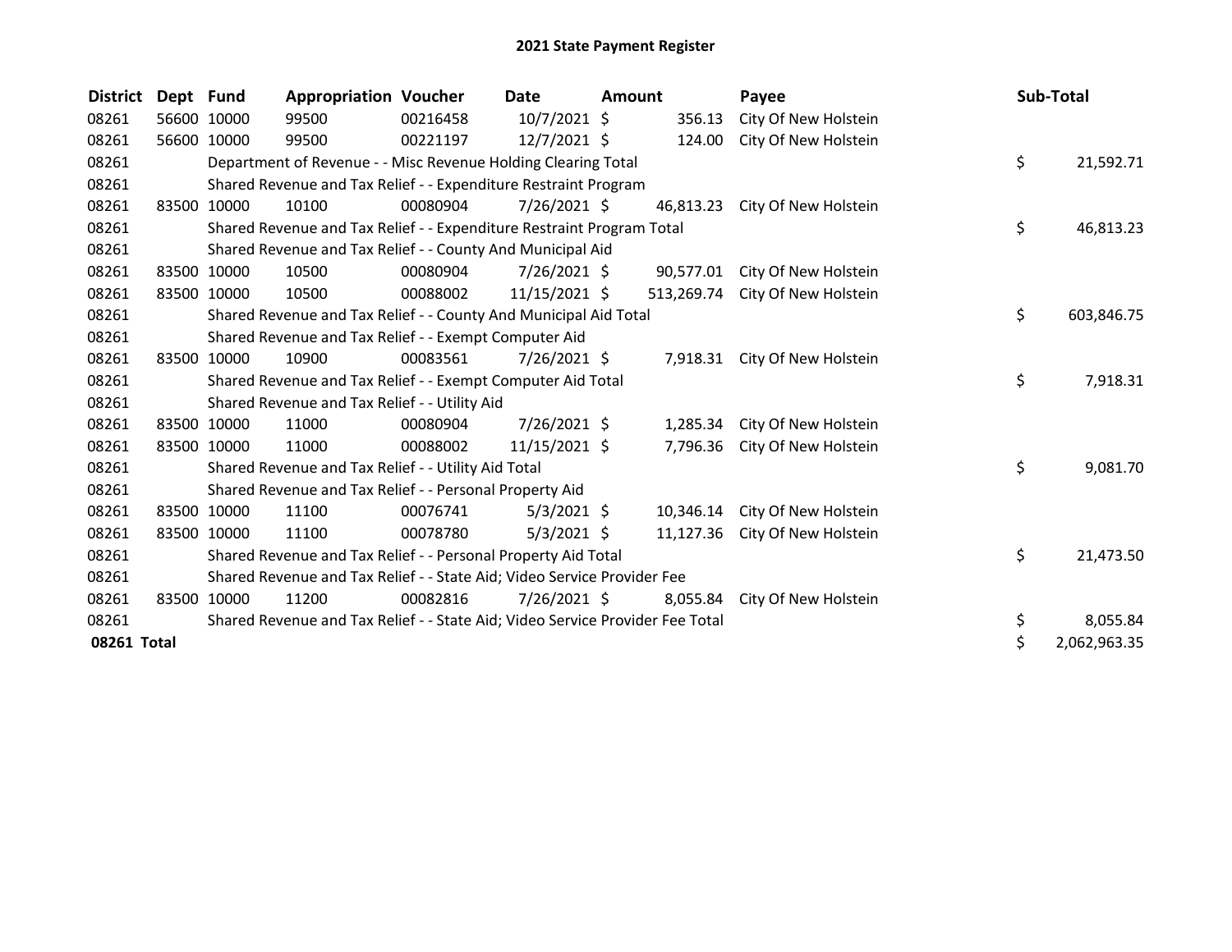# 2021 State Payment Register

| District | Dept | Fund | Appropriation | Voucher | Date | Amount | Payee | Sub-Total |
|---|---|---|---|---|---|---|---|---|
| 08261 | 56600 | 10000 | 99500 | 00216458 | 10/7/2021 | $ 356.13 | City Of New Holstein | |
| 08261 | 56600 | 10000 | 99500 | 00221197 | 12/7/2021 | $ 124.00 | City Of New Holstein | |
| 08261 | | Department of Revenue - - Misc Revenue Holding Clearing Total | | | | | | $ 21,592.71 |
| 08261 | | Shared Revenue and Tax Relief - - Expenditure Restraint Program | | | | | | |
| 08261 | 83500 | 10000 | 10100 | 00080904 | 7/26/2021 | $ 46,813.23 | City Of New Holstein | |
| 08261 | | Shared Revenue and Tax Relief - - Expenditure Restraint Program Total | | | | | | $ 46,813.23 |
| 08261 | | Shared Revenue and Tax Relief - - County And Municipal Aid | | | | | | |
| 08261 | 83500 | 10000 | 10500 | 00080904 | 7/26/2021 | $ 90,577.01 | City Of New Holstein | |
| 08261 | 83500 | 10000 | 10500 | 00088002 | 11/15/2021 | $ 513,269.74 | City Of New Holstein | |
| 08261 | | Shared Revenue and Tax Relief - - County And Municipal Aid Total | | | | | | $ 603,846.75 |
| 08261 | | Shared Revenue and Tax Relief - - Exempt Computer Aid | | | | | | |
| 08261 | 83500 | 10000 | 10900 | 00083561 | 7/26/2021 | $ 7,918.31 | City Of New Holstein | |
| 08261 | | Shared Revenue and Tax Relief - - Exempt Computer Aid Total | | | | | | $ 7,918.31 |
| 08261 | | Shared Revenue and Tax Relief - - Utility Aid | | | | | | |
| 08261 | 83500 | 10000 | 11000 | 00080904 | 7/26/2021 | $ 1,285.34 | City Of New Holstein | |
| 08261 | 83500 | 10000 | 11000 | 00088002 | 11/15/2021 | $ 7,796.36 | City Of New Holstein | |
| 08261 | | Shared Revenue and Tax Relief - - Utility Aid Total | | | | | | $ 9,081.70 |
| 08261 | | Shared Revenue and Tax Relief - - Personal Property Aid | | | | | | |
| 08261 | 83500 | 10000 | 11100 | 00076741 | 5/3/2021 | $ 10,346.14 | City Of New Holstein | |
| 08261 | 83500 | 10000 | 11100 | 00078780 | 5/3/2021 | $ 11,127.36 | City Of New Holstein | |
| 08261 | | Shared Revenue and Tax Relief - - Personal Property Aid Total | | | | | | $ 21,473.50 |
| 08261 | | Shared Revenue and Tax Relief - - State Aid; Video Service Provider Fee | | | | | | |
| 08261 | 83500 | 10000 | 11200 | 00082816 | 7/26/2021 | $ 8,055.84 | City Of New Holstein | |
| 08261 | | Shared Revenue and Tax Relief - - State Aid; Video Service Provider Fee Total | | | | | | $ 8,055.84 |
| **08261 Total** | | | | | | | | $ 2,062,963.35 |